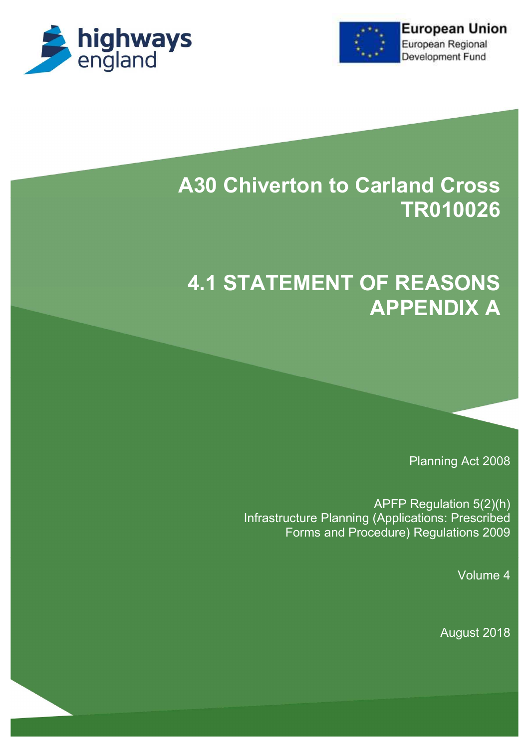highways england

European Union
European Regional Development Fund

# A30 Chiverton to Carland Cross TR010026

# 4.1 STATEMENT OF REASONS APPENDIX A

Planning Act 2008

APFP Regulation 5(2)(h)
Infrastructure Planning (Applications: Prescribed Forms and Procedure) Regulations 2009

Volume 4

August 2018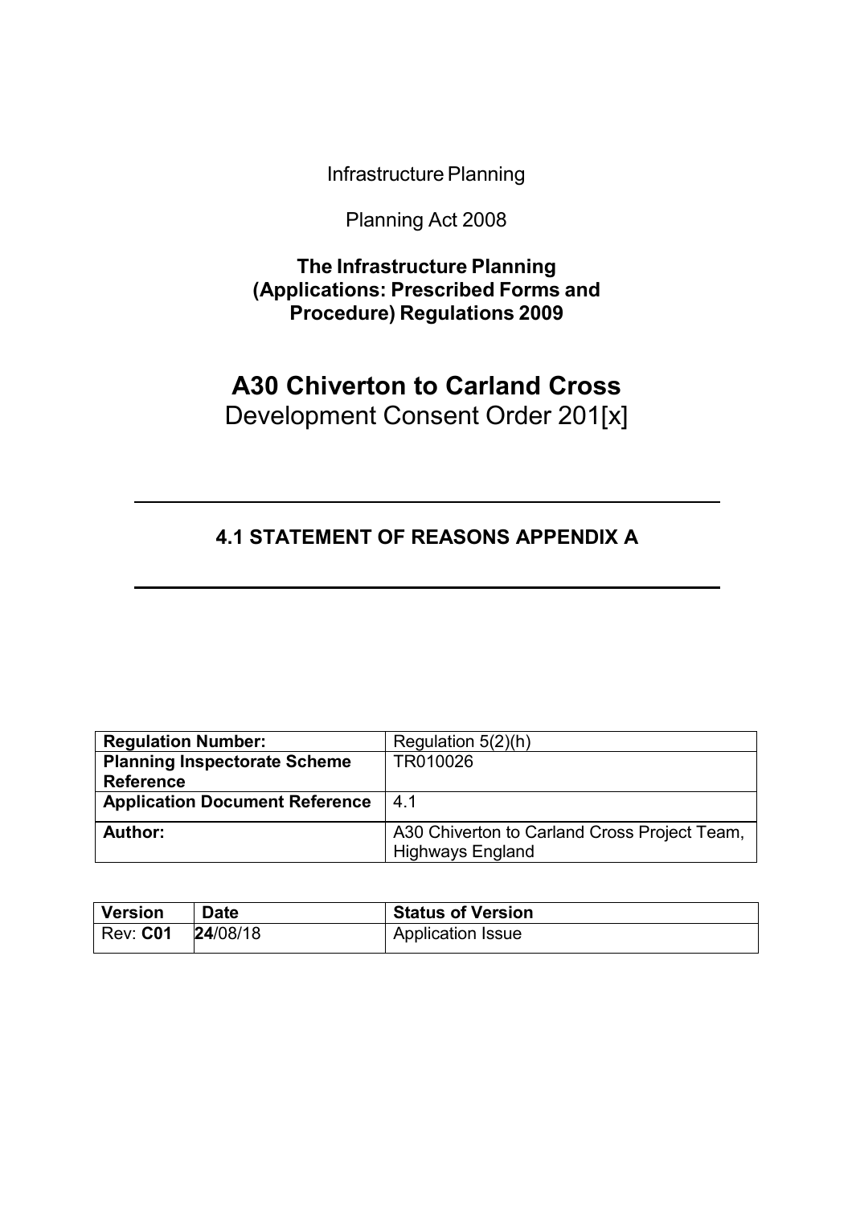Infrastructure Planning

Planning Act 2008

**The Infrastructure Planning (Applications: Prescribed Forms and Procedure) Regulations 2009**

# A30 Chiverton to Carland Cross

Development Consent Order 201[x]

## 4.1 STATEMENT OF REASONS APPENDIX A

| **Regulation Number:** | Regulation 5(2)(h) |
|---|---|
| **Planning Inspectorate Scheme Reference** | TR010026 |
| **Application Document Reference** | 4.1 |
| **Author:** | A30 Chiverton to Carland Cross Project Team, Highways England |

| **Version** | **Date** | **Status of Version** |
|---|---|---|
| Rev: **C01** | **24**/08/18 | Application Issue |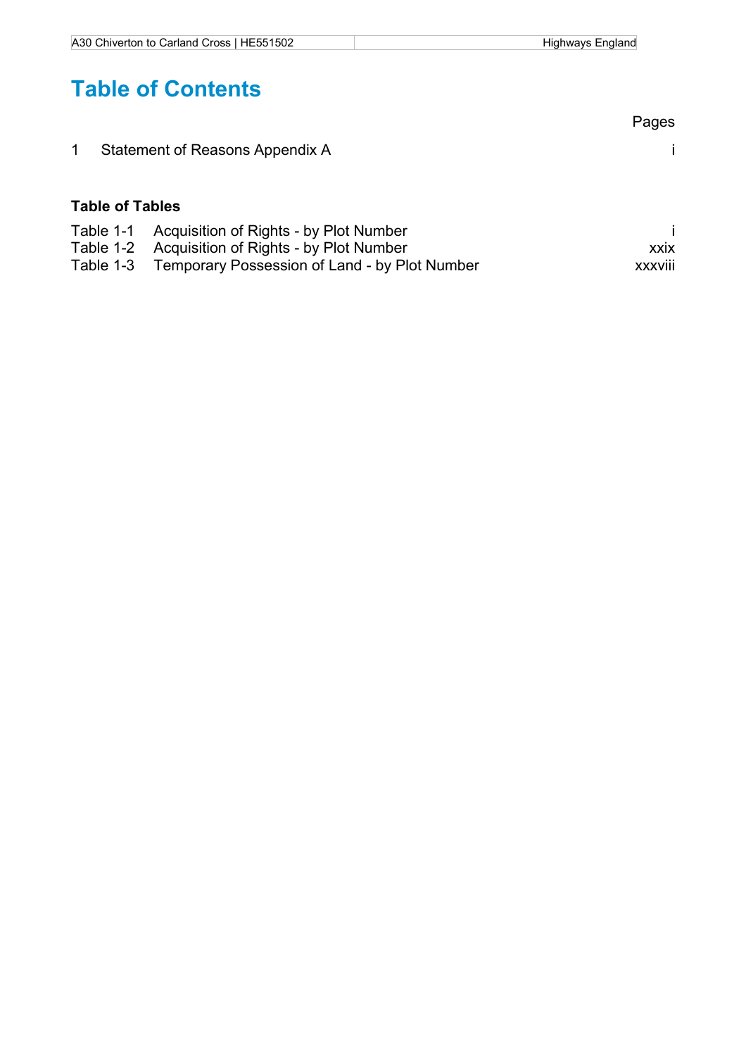# Table of Contents

| | | Pages |
|---|---|---|
| 1 | Statement of Reasons Appendix A | i |

**Table of Tables**

| | | |
|---|---|---|
| Table 1-1 | Acquisition of Rights - by Plot Number | i |
| Table 1-2 | Acquisition of Rights - by Plot Number | xxix |
| Table 1-3 | Temporary Possession of Land - by Plot Number | xxxviii |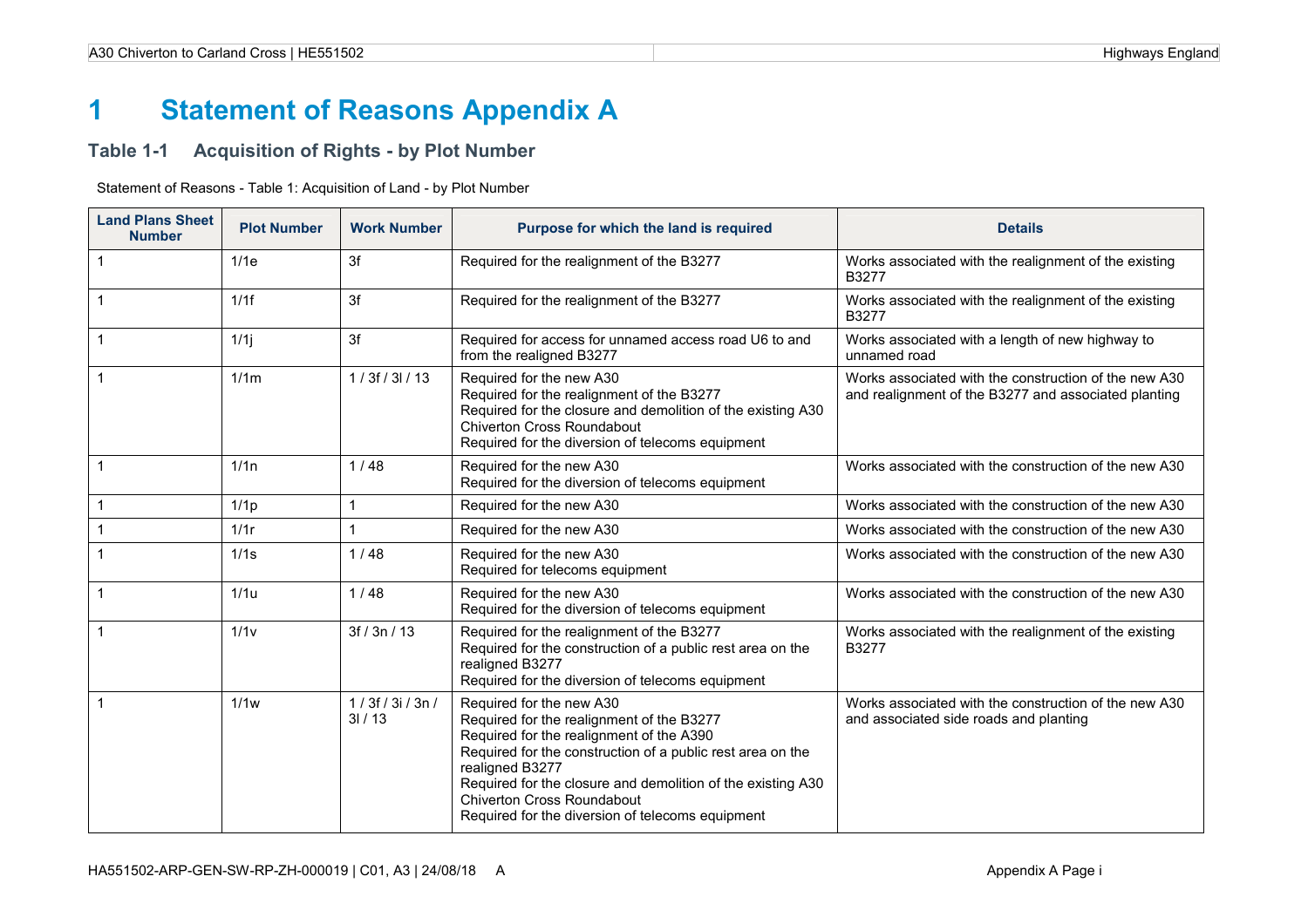# 1 Statement of Reasons Appendix A

## Table 1-1 Acquisition of Rights - by Plot Number

Statement of Reasons - Table 1: Acquisition of Land - by Plot Number

| Land Plans Sheet Number | Plot Number | Work Number | Purpose for which the land is required | Details |
|---|---|---|---|---|
| 1 | 1/1e | 3f | Required for the realignment of the B3277 | Works associated with the realignment of the existing B3277 |
| 1 | 1/1f | 3f | Required for the realignment of the B3277 | Works associated with the realignment of the existing B3277 |
| 1 | 1/1j | 3f | Required for access for unnamed access road U6 to and from the realigned B3277 | Works associated with a length of new highway to unnamed road |
| 1 | 1/1m | 1 / 3f / 3l / 13 | Required for the new A30<br>Required for the realignment of the B3277<br>Required for the closure and demolition of the existing A30 Chiverton Cross Roundabout<br>Required for the diversion of telecoms equipment | Works associated with the construction of the new A30 and realignment of the B3277 and associated planting |
| 1 | 1/1n | 1 / 48 | Required for the new A30<br>Required for the diversion of telecoms equipment | Works associated with the construction of the new A30 |
| 1 | 1/1p | 1 | Required for the new A30 | Works associated with the construction of the new A30 |
| 1 | 1/1r | 1 | Required for the new A30 | Works associated with the construction of the new A30 |
| 1 | 1/1s | 1 / 48 | Required for the new A30<br>Required for telecoms equipment | Works associated with the construction of the new A30 |
| 1 | 1/1u | 1 / 48 | Required for the new A30<br>Required for the diversion of telecoms equipment | Works associated with the construction of the new A30 |
| 1 | 1/1v | 3f / 3n / 13 | Required for the realignment of the B3277<br>Required for the construction of a public rest area on the realigned B3277<br>Required for the diversion of telecoms equipment | Works associated with the realignment of the existing B3277 |
| 1 | 1/1w | 1 / 3f / 3i / 3n / 3l / 13 | Required for the new A30<br>Required for the realignment of the B3277<br>Required for the realignment of the A390<br>Required for the construction of a public rest area on the realigned B3277<br>Required for the closure and demolition of the existing A30 Chiverton Cross Roundabout<br>Required for the diversion of telecoms equipment | Works associated with the construction of the new A30 and associated side roads and planting |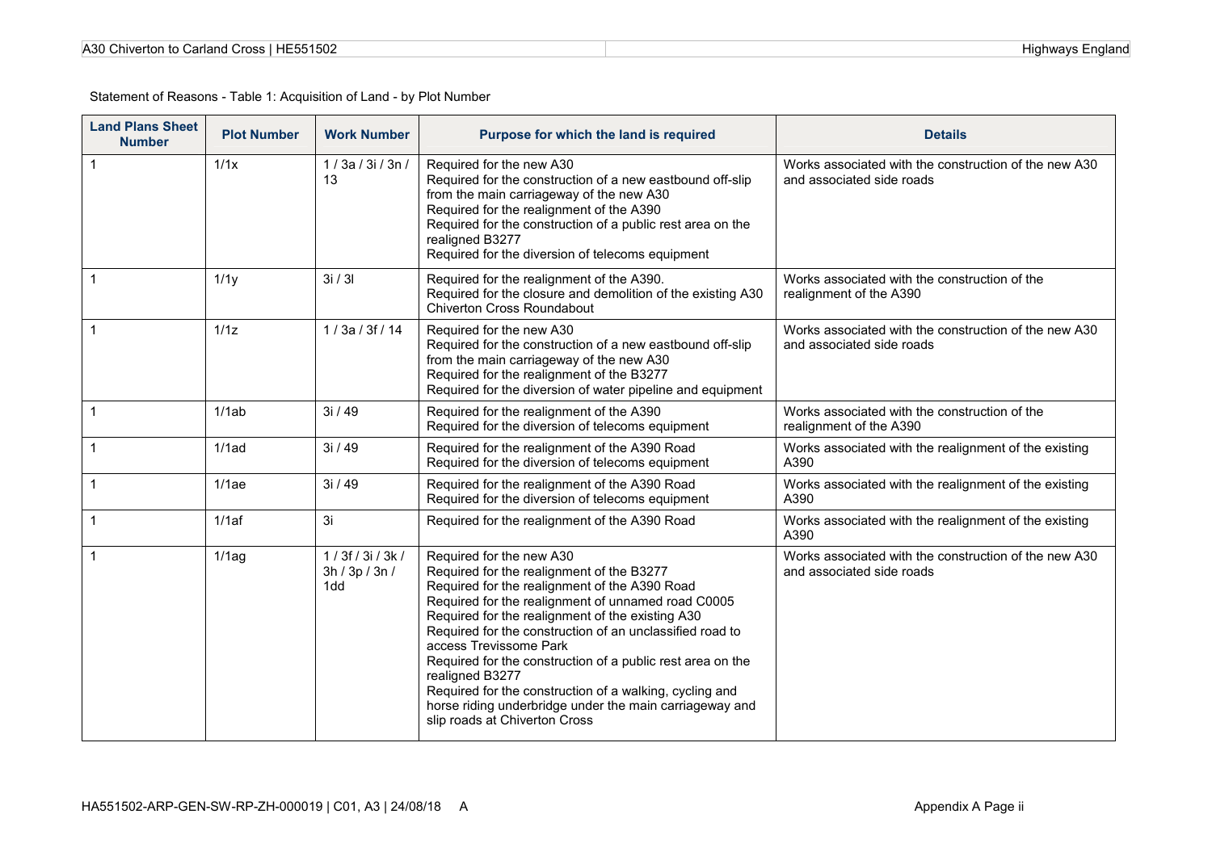Statement of Reasons - Table 1: Acquisition of Land - by Plot Number

| Land Plans Sheet Number | Plot Number | Work Number | Purpose for which the land is required | Details |
|---|---|---|---|---|
| 1 | 1/1x | 1 / 3a / 3i / 3n / 13 | Required for the new A30<br>Required for the construction of a new eastbound off-slip from the main carriageway of the new A30<br>Required for the realignment of the A390<br>Required for the construction of a public rest area on the realigned B3277<br>Required for the diversion of telecoms equipment | Works associated with the construction of the new A30 and associated side roads |
| 1 | 1/1y | 3i / 3l | Required for the realignment of the A390.<br>Required for the closure and demolition of the existing A30 Chiverton Cross Roundabout | Works associated with the construction of the realignment of the A390 |
| 1 | 1/1z | 1 / 3a / 3f / 14 | Required for the new A30<br>Required for the construction of a new eastbound off-slip from the main carriageway of the new A30<br>Required for the realignment of the B3277<br>Required for the diversion of water pipeline and equipment | Works associated with the construction of the new A30 and associated side roads |
| 1 | 1/1ab | 3i / 49 | Required for the realignment of the A390<br>Required for the diversion of telecoms equipment | Works associated with the construction of the realignment of the A390 |
| 1 | 1/1ad | 3i / 49 | Required for the realignment of the A390 Road<br>Required for the diversion of telecoms equipment | Works associated with the realignment of the existing A390 |
| 1 | 1/1ae | 3i / 49 | Required for the realignment of the A390 Road<br>Required for the diversion of telecoms equipment | Works associated with the realignment of the existing A390 |
| 1 | 1/1af | 3i | Required for the realignment of the A390 Road | Works associated with the realignment of the existing A390 |
| 1 | 1/1ag | 1 / 3f / 3i / 3k / 3h / 3p / 3n / 1dd | Required for the new A30<br>Required for the realignment of the B3277<br>Required for the realignment of the A390 Road<br>Required for the realignment of unnamed road C0005<br>Required for the realignment of the existing A30<br>Required for the construction of an unclassified road to access Trevissome Park<br>Required for the construction of a public rest area on the realigned B3277<br>Required for the construction of a walking, cycling and horse riding underbridge under the main carriageway and slip roads at Chiverton Cross | Works associated with the construction of the new A30 and associated side roads |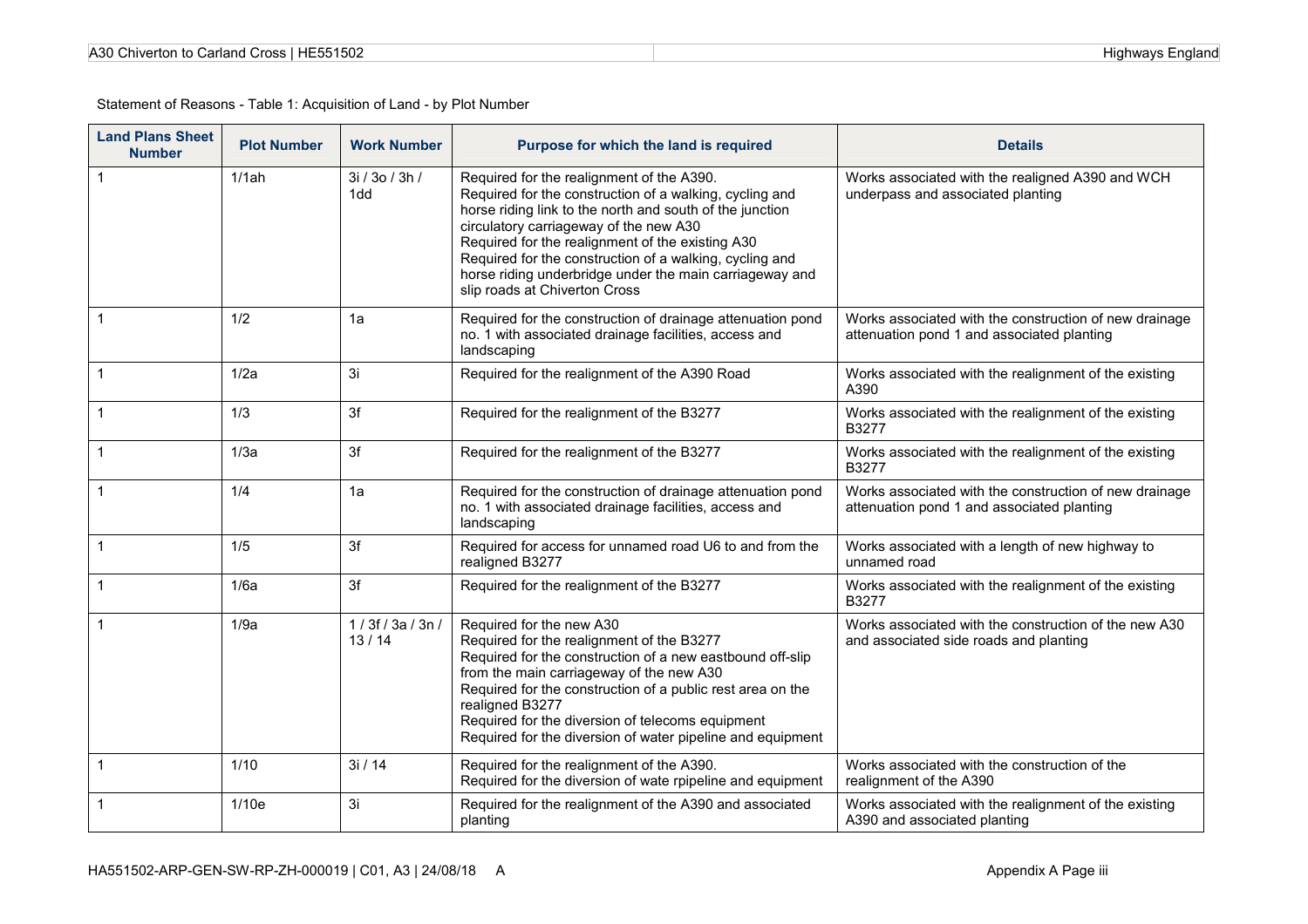Statement of Reasons - Table 1: Acquisition of Land - by Plot Number

| Land Plans Sheet Number | Plot Number | Work Number | Purpose for which the land is required | Details |
|---|---|---|---|---|
| 1 | 1/1ah | 3i / 3o / 3h / 1dd | Required for the realignment of the A390.<br>Required for the construction of a walking, cycling and horse riding link to the north and south of the junction circulatory carriageway of the new A30<br>Required for the realignment of the existing A30<br>Required for the construction of a walking, cycling and horse riding underbridge under the main carriageway and slip roads at Chiverton Cross | Works associated with the realigned A390 and WCH underpass and associated planting |
| 1 | 1/2 | 1a | Required for the construction of drainage attenuation pond no. 1 with associated drainage facilities, access and landscaping | Works associated with the construction of new drainage attenuation pond 1 and associated planting |
| 1 | 1/2a | 3i | Required for the realignment of the A390 Road | Works associated with the realignment of the existing A390 |
| 1 | 1/3 | 3f | Required for the realignment of the B3277 | Works associated with the realignment of the existing B3277 |
| 1 | 1/3a | 3f | Required for the realignment of the B3277 | Works associated with the realignment of the existing B3277 |
| 1 | 1/4 | 1a | Required for the construction of drainage attenuation pond no. 1 with associated drainage facilities, access and landscaping | Works associated with the construction of new drainage attenuation pond 1 and associated planting |
| 1 | 1/5 | 3f | Required for access for unnamed road U6 to and from the realigned B3277 | Works associated with a length of new highway to unnamed road |
| 1 | 1/6a | 3f | Required for the realignment of the B3277 | Works associated with the realignment of the existing B3277 |
| 1 | 1/9a | 1 / 3f / 3a / 3n / 13 / 14 | Required for the new A30<br>Required for the realignment of the B3277<br>Required for the construction of a new eastbound off-slip from the main carriageway of the new A30<br>Required for the construction of a public rest area on the realigned B3277<br>Required for the diversion of telecoms equipment<br>Required for the diversion of water pipeline and equipment | Works associated with the construction of the new A30 and associated side roads and planting |
| 1 | 1/10 | 3i / 14 | Required for the realignment of the A390.<br>Required for the diversion of wate rpipeline and equipment | Works associated with the construction of the realignment of the A390 |
| 1 | 1/10e | 3i | Required for the realignment of the A390 and associated planting | Works associated with the realignment of the existing A390 and associated planting |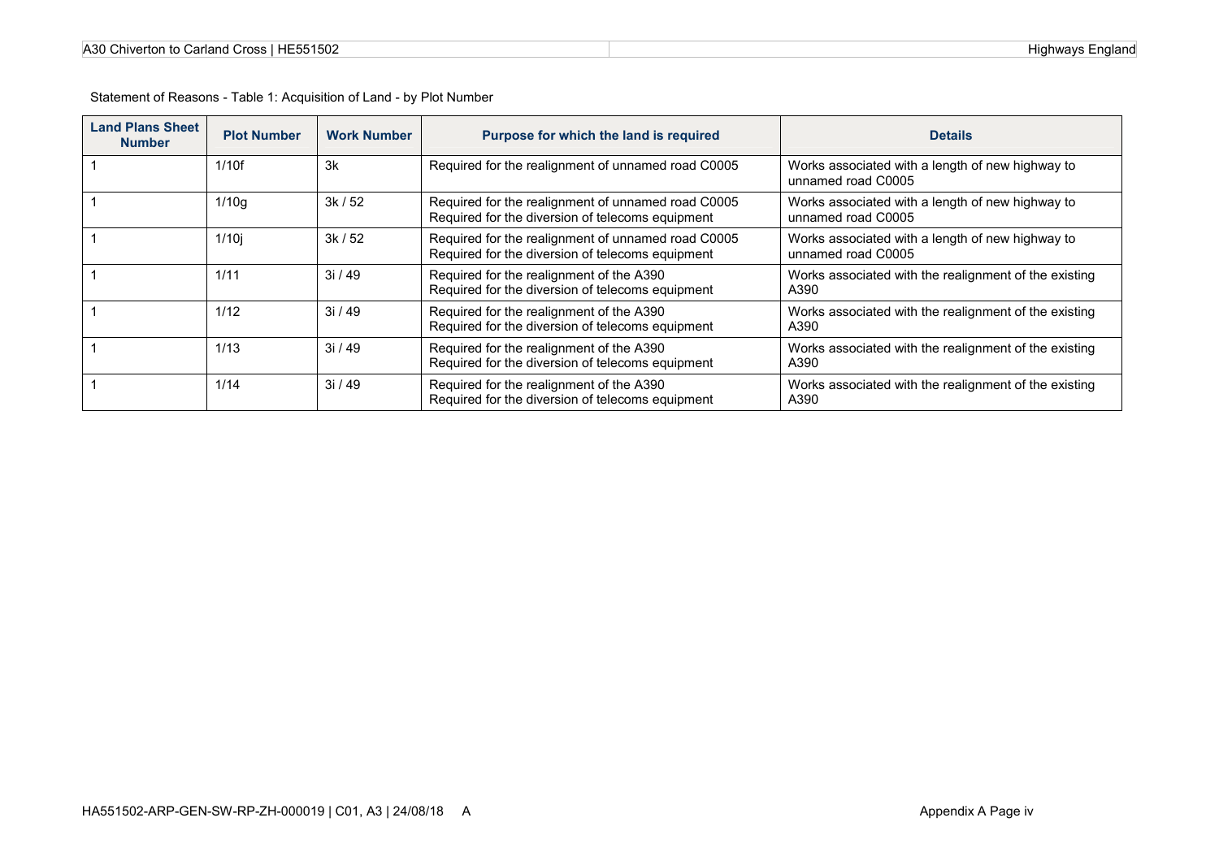Statement of Reasons - Table 1: Acquisition of Land - by Plot Number

| Land Plans Sheet Number | Plot Number | Work Number | Purpose for which the land is required | Details |
|---|---|---|---|---|
| 1 | 1/10f | 3k | Required for the realignment of unnamed road C0005 | Works associated with a length of new highway to unnamed road C0005 |
| 1 | 1/10g | 3k / 52 | Required for the realignment of unnamed road C0005<br>Required for the diversion of telecoms equipment | Works associated with a length of new highway to unnamed road C0005 |
| 1 | 1/10j | 3k / 52 | Required for the realignment of unnamed road C0005<br>Required for the diversion of telecoms equipment | Works associated with a length of new highway to unnamed road C0005 |
| 1 | 1/11 | 3i / 49 | Required for the realignment of the A390<br>Required for the diversion of telecoms equipment | Works associated with the realignment of the existing A390 |
| 1 | 1/12 | 3i / 49 | Required for the realignment of the A390<br>Required for the diversion of telecoms equipment | Works associated with the realignment of the existing A390 |
| 1 | 1/13 | 3i / 49 | Required for the realignment of the A390<br>Required for the diversion of telecoms equipment | Works associated with the realignment of the existing A390 |
| 1 | 1/14 | 3i / 49 | Required for the realignment of the A390<br>Required for the diversion of telecoms equipment | Works associated with the realignment of the existing A390 |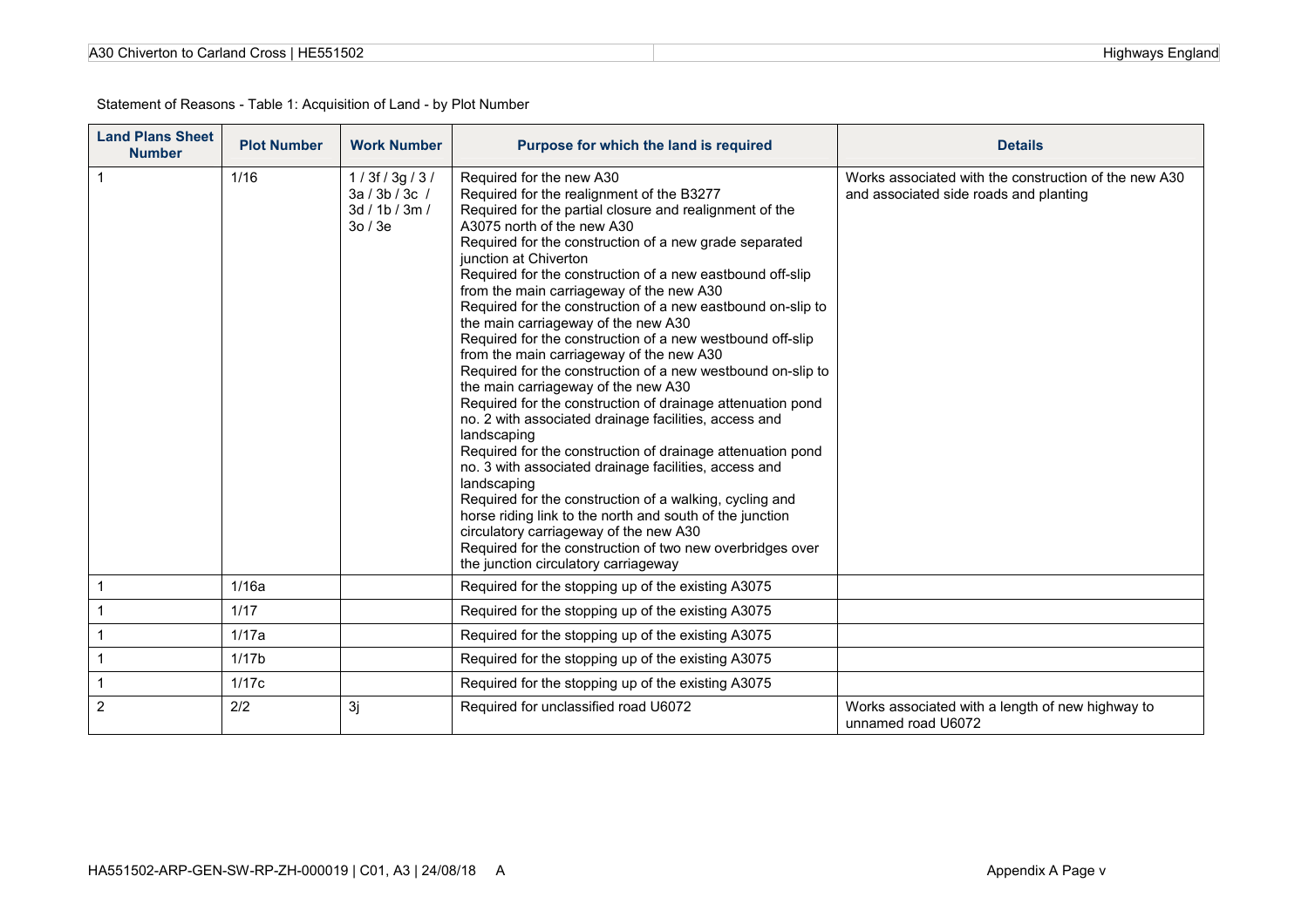Statement of Reasons - Table 1: Acquisition of Land - by Plot Number

| Land Plans Sheet Number | Plot Number | Work Number | Purpose for which the land is required | Details |
|---|---|---|---|---|
| 1 | 1/16 | 1 / 3f / 3g / 3 / 3a / 3b / 3c / 3d / 1b / 3m / 3o / 3e | Required for the new A30<br>Required for the realignment of the B3277<br>Required for the partial closure and realignment of the A3075 north of the new A30<br>Required for the construction of a new grade separated junction at Chiverton<br>Required for the construction of a new eastbound off-slip from the main carriageway of the new A30<br>Required for the construction of a new eastbound on-slip to the main carriageway of the new A30<br>Required for the construction of a new westbound off-slip from the main carriageway of the new A30<br>Required for the construction of a new westbound on-slip to the main carriageway of the new A30<br>Required for the construction of drainage attenuation pond no. 2 with associated drainage facilities, access and landscaping<br>Required for the construction of drainage attenuation pond no. 3 with associated drainage facilities, access and landscaping<br>Required for the construction of a walking, cycling and horse riding link to the north and south of the junction circulatory carriageway of the new A30<br>Required for the construction of two new overbridges over the junction circulatory carriageway | Works associated with the construction of the new A30 and associated side roads and planting |
| 1 | 1/16a | | Required for the stopping up of the existing A3075 | |
| 1 | 1/17 | | Required for the stopping up of the existing A3075 | |
| 1 | 1/17a | | Required for the stopping up of the existing A3075 | |
| 1 | 1/17b | | Required for the stopping up of the existing A3075 | |
| 1 | 1/17c | | Required for the stopping up of the existing A3075 | |
| 2 | 2/2 | 3j | Required for unclassified road U6072 | Works associated with a length of new highway to unnamed road U6072 |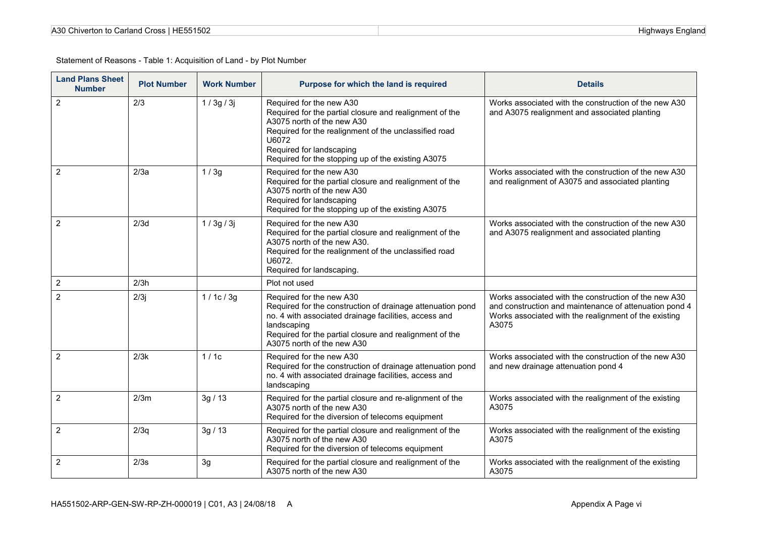Statement of Reasons - Table 1: Acquisition of Land - by Plot Number

| Land Plans Sheet Number | Plot Number | Work Number | Purpose for which the land is required | Details |
|---|---|---|---|---|
| 2 | 2/3 | 1 / 3g / 3j | Required for the new A30<br>Required for the partial closure and realignment of the A3075 north of the new A30<br>Required for the realignment of the unclassified road U6072<br>Required for landscaping<br>Required for the stopping up of the existing A3075 | Works associated with the construction of the new A30 and A3075 realignment and associated planting |
| 2 | 2/3a | 1 / 3g | Required for the new A30<br>Required for the partial closure and realignment of the A3075 north of the new A30<br>Required for landscaping<br>Required for the stopping up of the existing A3075 | Works associated with the construction of the new A30 and realignment of A3075 and associated planting |
| 2 | 2/3d | 1 / 3g / 3j | Required for the new A30<br>Required for the partial closure and realignment of the A3075 north of the new A30.<br>Required for the realignment of the unclassified road U6072.<br>Required for landscaping. | Works associated with the construction of the new A30 and A3075 realignment and associated planting |
| 2 | 2/3h | | Plot not used | |
| 2 | 2/3j | 1 / 1c / 3g | Required for the new A30<br>Required for the construction of drainage attenuation pond no. 4 with associated drainage facilities, access and landscaping<br>Required for the partial closure and realignment of the A3075 north of the new A30 | Works associated with the construction of the new A30 and construction and maintenance of attenuation pond 4<br>Works associated with the realignment of the existing A3075 |
| 2 | 2/3k | 1 / 1c | Required for the new A30<br>Required for the construction of drainage attenuation pond no. 4 with associated drainage facilities, access and landscaping | Works associated with the construction of the new A30 and new drainage attenuation pond 4 |
| 2 | 2/3m | 3g / 13 | Required for the partial closure and re-alignment of the A3075 north of the new A30<br>Required for the diversion of telecoms equipment | Works associated with the realignment of the existing A3075 |
| 2 | 2/3q | 3g / 13 | Required for the partial closure and realignment of the A3075 north of the new A30<br>Required for the diversion of telecoms equipment | Works associated with the realignment of the existing A3075 |
| 2 | 2/3s | 3g | Required for the partial closure and realignment of the A3075 north of the new A30 | Works associated with the realignment of the existing A3075 |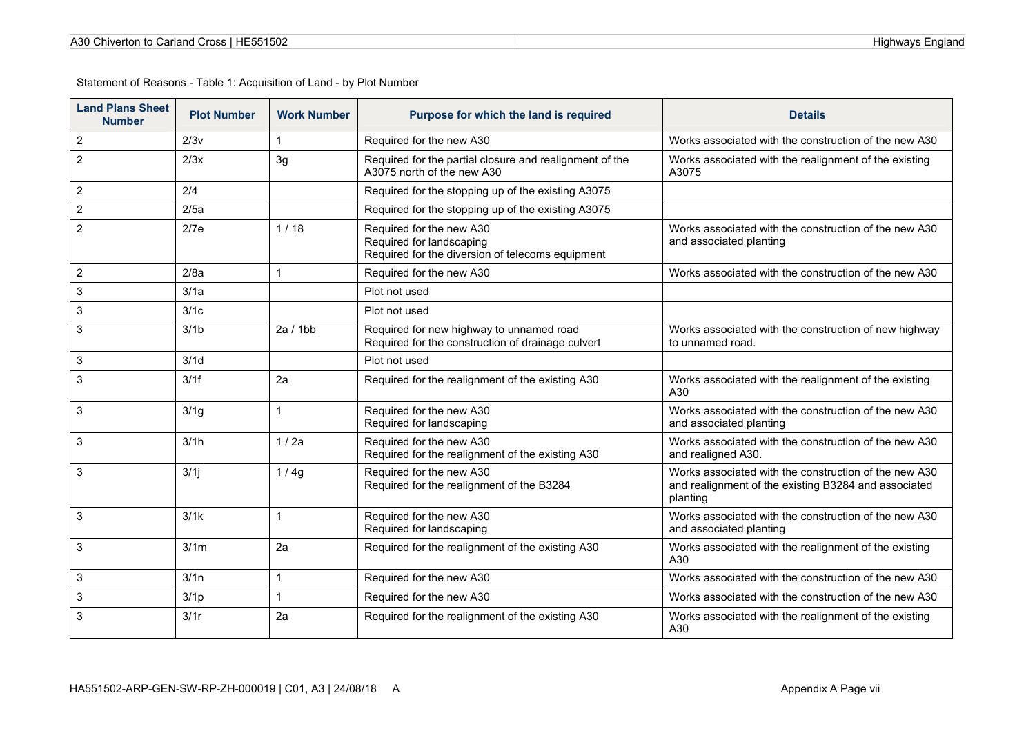Statement of Reasons - Table 1: Acquisition of Land - by Plot Number

| Land Plans Sheet Number | Plot Number | Work Number | Purpose for which the land is required | Details |
|---|---|---|---|---|
| 2 | 2/3v | 1 | Required for the new A30 | Works associated with the construction of the new A30 |
| 2 | 2/3x | 3g | Required for the partial closure and realignment of the A3075 north of the new A30 | Works associated with the realignment of the existing A3075 |
| 2 | 2/4 | | Required for the stopping up of the existing A3075 | |
| 2 | 2/5a | | Required for the stopping up of the existing A3075 | |
| 2 | 2/7e | 1 / 18 | Required for the new A30<br>Required for landscaping<br>Required for the diversion of telecoms equipment | Works associated with the construction of the new A30 and associated planting |
| 2 | 2/8a | 1 | Required for the new A30 | Works associated with the construction of the new A30 |
| 3 | 3/1a | | Plot not used | |
| 3 | 3/1c | | Plot not used | |
| 3 | 3/1b | 2a / 1bb | Required for new highway to unnamed road<br>Required for the construction of drainage culvert | Works associated with the construction of new highway to unnamed road. |
| 3 | 3/1d | | Plot not used | |
| 3 | 3/1f | 2a | Required for the realignment of the existing A30 | Works associated with the realignment of the existing A30 |
| 3 | 3/1g | 1 | Required for the new A30<br>Required for landscaping | Works associated with the construction of the new A30 and associated planting |
| 3 | 3/1h | 1 / 2a | Required for the new A30<br>Required for the realignment of the existing A30 | Works associated with the construction of the new A30 and realigned A30. |
| 3 | 3/1j | 1 / 4g | Required for the new A30<br>Required for the realignment of the B3284 | Works associated with the construction of the new A30 and realignment of the existing B3284 and associated planting |
| 3 | 3/1k | 1 | Required for the new A30<br>Required for landscaping | Works associated with the construction of the new A30 and associated planting |
| 3 | 3/1m | 2a | Required for the realignment of the existing A30 | Works associated with the realignment of the existing A30 |
| 3 | 3/1n | 1 | Required for the new A30 | Works associated with the construction of the new A30 |
| 3 | 3/1p | 1 | Required for the new A30 | Works associated with the construction of the new A30 |
| 3 | 3/1r | 2a | Required for the realignment of the existing A30 | Works associated with the realignment of the existing A30 |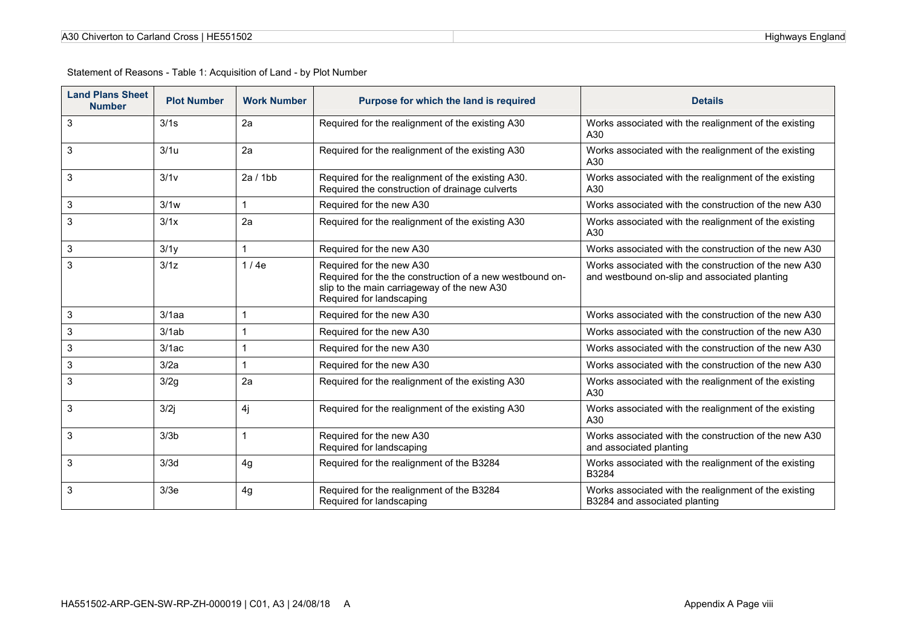Statement of Reasons - Table 1: Acquisition of Land - by Plot Number

| Land Plans Sheet Number | Plot Number | Work Number | Purpose for which the land is required | Details |
|---|---|---|---|---|
| 3 | 3/1s | 2a | Required for the realignment of the existing A30 | Works associated with the realignment of the existing A30 |
| 3 | 3/1u | 2a | Required for the realignment of the existing A30 | Works associated with the realignment of the existing A30 |
| 3 | 3/1v | 2a / 1bb | Required for the realignment of the existing A30.<br>Required the construction of drainage culverts | Works associated with the realignment of the existing A30 |
| 3 | 3/1w | 1 | Required for the new A30 | Works associated with the construction of the new A30 |
| 3 | 3/1x | 2a | Required for the realignment of the existing A30 | Works associated with the realignment of the existing A30 |
| 3 | 3/1y | 1 | Required for the new A30 | Works associated with the construction of the new A30 |
| 3 | 3/1z | 1 / 4e | Required for the new A30<br>Required for the the construction of a new westbound on-slip to the main carriageway of the new A30<br>Required for landscaping | Works associated with the construction of the new A30 and westbound on-slip and associated planting |
| 3 | 3/1aa | 1 | Required for the new A30 | Works associated with the construction of the new A30 |
| 3 | 3/1ab | 1 | Required for the new A30 | Works associated with the construction of the new A30 |
| 3 | 3/1ac | 1 | Required for the new A30 | Works associated with the construction of the new A30 |
| 3 | 3/2a | 1 | Required for the new A30 | Works associated with the construction of the new A30 |
| 3 | 3/2g | 2a | Required for the realignment of the existing A30 | Works associated with the realignment of the existing A30 |
| 3 | 3/2j | 4j | Required for the realignment of the existing A30 | Works associated with the realignment of the existing A30 |
| 3 | 3/3b | 1 | Required for the new A30<br>Required for landscaping | Works associated with the construction of the new A30 and associated planting |
| 3 | 3/3d | 4g | Required for the realignment of the B3284 | Works associated with the realignment of the existing B3284 |
| 3 | 3/3e | 4g | Required for the realignment of the B3284<br>Required for landscaping | Works associated with the realignment of the existing B3284 and associated planting |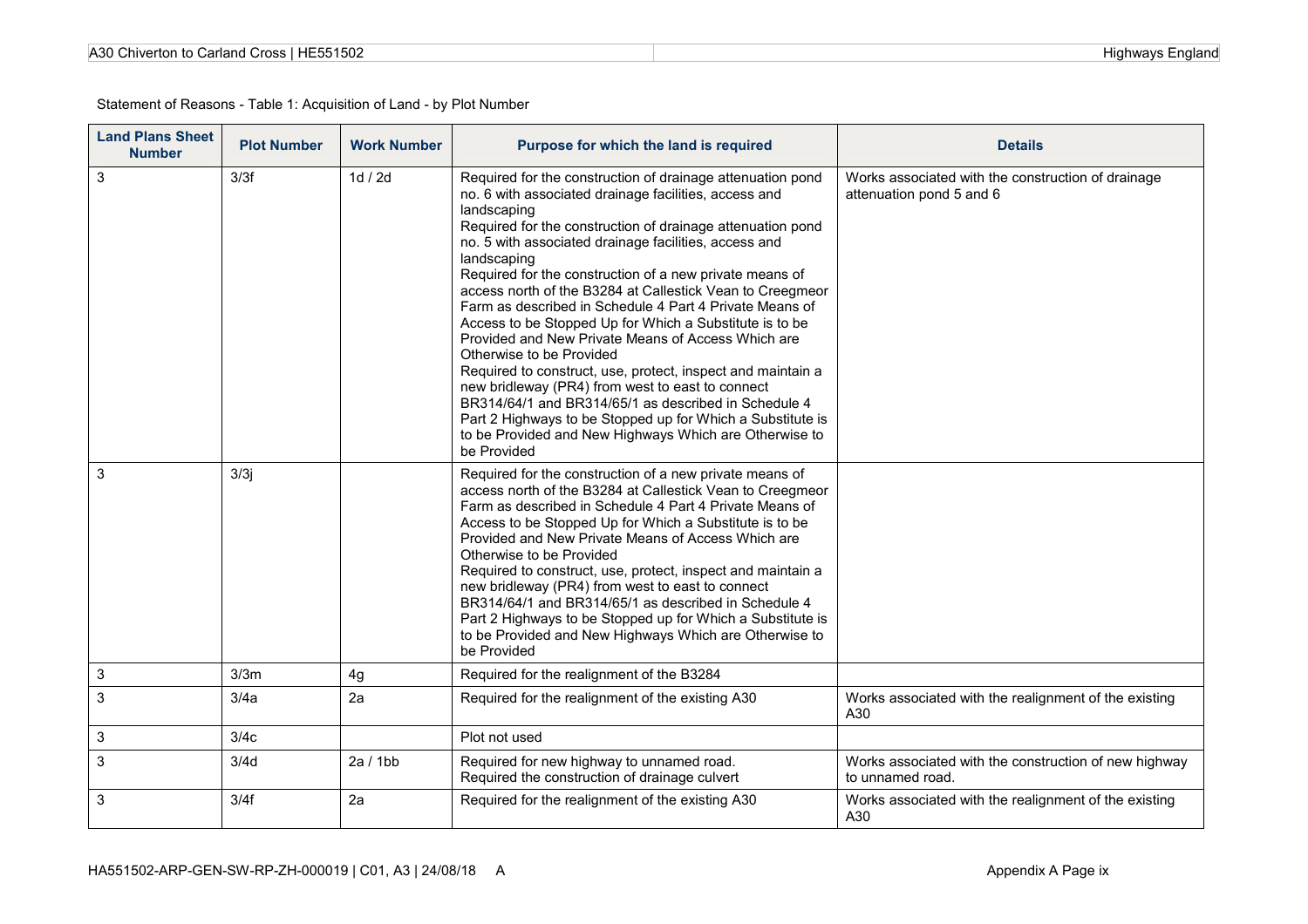Statement of Reasons - Table 1: Acquisition of Land - by Plot Number

| Land Plans Sheet Number | Plot Number | Work Number | Purpose for which the land is required | Details |
|---|---|---|---|---|
| 3 | 3/3f | 1d / 2d | Required for the construction of drainage attenuation pond no. 6 with associated drainage facilities, access and landscaping<br>Required for the construction of drainage attenuation pond no. 5 with associated drainage facilities, access and landscaping<br>Required for the construction of a new private means of access north of the B3284 at Callestick Vean to Creegmeor Farm as described in Schedule 4 Part 4 Private Means of Access to be Stopped Up for Which a Substitute is to be Provided and New Private Means of Access Which are Otherwise to be Provided<br>Required to construct, use, protect, inspect and maintain a new bridleway (PR4) from west to east to connect BR314/64/1 and BR314/65/1 as described in Schedule 4 Part 2 Highways to be Stopped up for Which a Substitute is to be Provided and New Highways Which are Otherwise to be Provided | Works associated with the construction of drainage attenuation pond 5 and 6 |
| 3 | 3/3j | | Required for the construction of a new private means of access north of the B3284 at Callestick Vean to Creegmeor Farm as described in Schedule 4 Part 4 Private Means of Access to be Stopped Up for Which a Substitute is to be Provided and New Private Means of Access Which are Otherwise to be Provided<br>Required to construct, use, protect, inspect and maintain a new bridleway (PR4) from west to east to connect BR314/64/1 and BR314/65/1 as described in Schedule 4 Part 2 Highways to be Stopped up for Which a Substitute is to be Provided and New Highways Which are Otherwise to be Provided | |
| 3 | 3/3m | 4g | Required for the realignment of the B3284 | |
| 3 | 3/4a | 2a | Required for the realignment of the existing A30 | Works associated with the realignment of the existing A30 |
| 3 | 3/4c | | Plot not used | |
| 3 | 3/4d | 2a / 1bb | Required for new highway to unnamed road.<br>Required the construction of drainage culvert | Works associated with the construction of new highway to unnamed road. |
| 3 | 3/4f | 2a | Required for the realignment of the existing A30 | Works associated with the realignment of the existing A30 |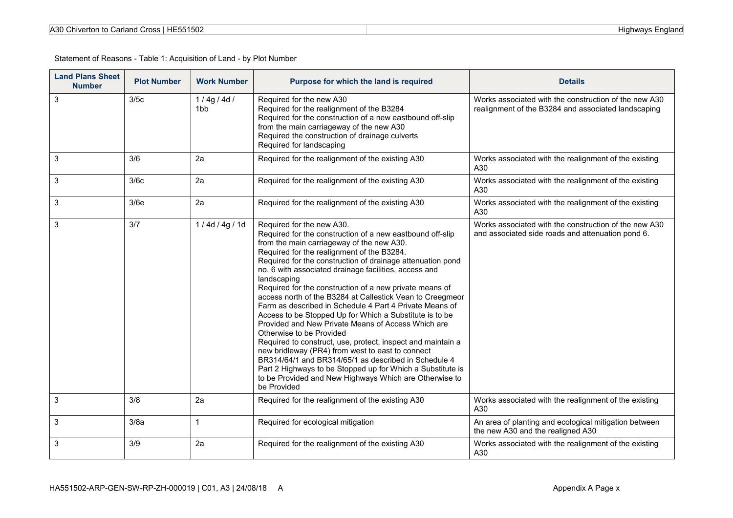Statement of Reasons - Table 1: Acquisition of Land - by Plot Number

| Land Plans Sheet Number | Plot Number | Work Number | Purpose for which the land is required | Details |
|---|---|---|---|---|
| 3 | 3/5c | 1 / 4g / 4d / 1bb | Required for the new A30<br>Required for the realignment of the B3284<br>Required for the construction of a new eastbound off-slip from the main carriageway of the new A30<br>Required the construction of drainage culverts<br>Required for landscaping | Works associated with the construction of the new A30 realignment of the B3284 and associated landscaping |
| 3 | 3/6 | 2a | Required for the realignment of the existing A30 | Works associated with the realignment of the existing A30 |
| 3 | 3/6c | 2a | Required for the realignment of the existing A30 | Works associated with the realignment of the existing A30 |
| 3 | 3/6e | 2a | Required for the realignment of the existing A30 | Works associated with the realignment of the existing A30 |
| 3 | 3/7 | 1 / 4d / 4g / 1d | Required for the new A30.<br>Required for the construction of a new eastbound off-slip from the main carriageway of the new A30.<br>Required for the realignment of the B3284.<br>Required for the construction of drainage attenuation pond no. 6 with associated drainage facilities, access and landscaping<br>Required for the construction of a new private means of access north of the B3284 at Callestick Vean to Creegmeor Farm as described in Schedule 4 Part 4 Private Means of Access to be Stopped Up for Which a Substitute is to be Provided and New Private Means of Access Which are Otherwise to be Provided<br>Required to construct, use, protect, inspect and maintain a new bridleway (PR4) from west to east to connect BR314/64/1 and BR314/65/1 as described in Schedule 4 Part 2 Highways to be Stopped up for Which a Substitute is to be Provided and New Highways Which are Otherwise to be Provided | Works associated with the construction of the new A30 and associated side roads and attenuation pond 6. |
| 3 | 3/8 | 2a | Required for the realignment of the existing A30 | Works associated with the realignment of the existing A30 |
| 3 | 3/8a | 1 | Required for ecological mitigation | An area of planting and ecological mitigation between the new A30 and the realigned A30 |
| 3 | 3/9 | 2a | Required for the realignment of the existing A30 | Works associated with the realignment of the existing A30 |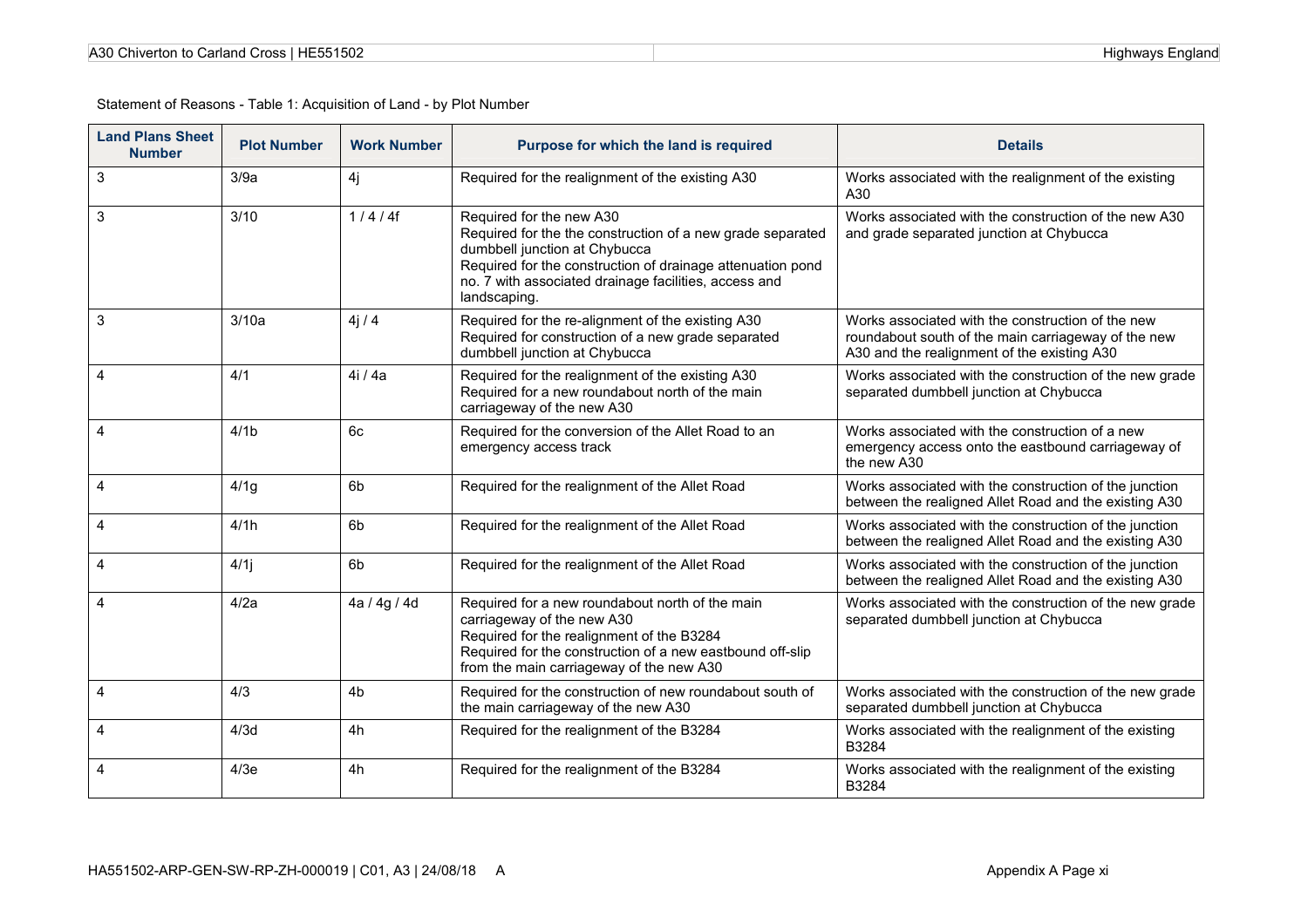Statement of Reasons - Table 1: Acquisition of Land - by Plot Number

| Land Plans Sheet Number | Plot Number | Work Number | Purpose for which the land is required | Details |
|---|---|---|---|---|
| 3 | 3/9a | 4j | Required for the realignment of the existing A30 | Works associated with the realignment of the existing A30 |
| 3 | 3/10 | 1 / 4 / 4f | Required for the new A30<br>Required for the the construction of a new grade separated dumbbell junction at Chybucca<br>Required for the construction of drainage attenuation pond no. 7 with associated drainage facilities, access and landscaping. | Works associated with the construction of the new A30 and grade separated junction at Chybucca |
| 3 | 3/10a | 4j / 4 | Required for the re-alignment of the existing A30<br>Required for construction of a new grade separated dumbbell junction at Chybucca | Works associated with the construction of the new roundabout south of the main carriageway of the new A30 and the realignment of the existing A30 |
| 4 | 4/1 | 4i / 4a | Required for the realignment of the existing A30<br>Required for a new roundabout north of the main carriageway of the new A30 | Works associated with the construction of the new grade separated dumbbell junction at Chybucca |
| 4 | 4/1b | 6c | Required for the conversion of the Allet Road to an emergency access track | Works associated with the construction of a new emergency access onto the eastbound carriageway of the new A30 |
| 4 | 4/1g | 6b | Required for the realignment of the Allet Road | Works associated with the construction of the junction between the realigned Allet Road and the existing A30 |
| 4 | 4/1h | 6b | Required for the realignment of the Allet Road | Works associated with the construction of the junction between the realigned Allet Road and the existing A30 |
| 4 | 4/1j | 6b | Required for the realignment of the Allet Road | Works associated with the construction of the junction between the realigned Allet Road and the existing A30 |
| 4 | 4/2a | 4a / 4g / 4d | Required for a new roundabout north of the main carriageway of the new A30<br>Required for the realignment of the B3284<br>Required for the construction of a new eastbound off-slip from the main carriageway of the new A30 | Works associated with the construction of the new grade separated dumbbell junction at Chybucca |
| 4 | 4/3 | 4b | Required for the construction of new roundabout south of the main carriageway of the new A30 | Works associated with the construction of the new grade separated dumbbell junction at Chybucca |
| 4 | 4/3d | 4h | Required for the realignment of the B3284 | Works associated with the realignment of the existing B3284 |
| 4 | 4/3e | 4h | Required for the realignment of the B3284 | Works associated with the realignment of the existing B3284 |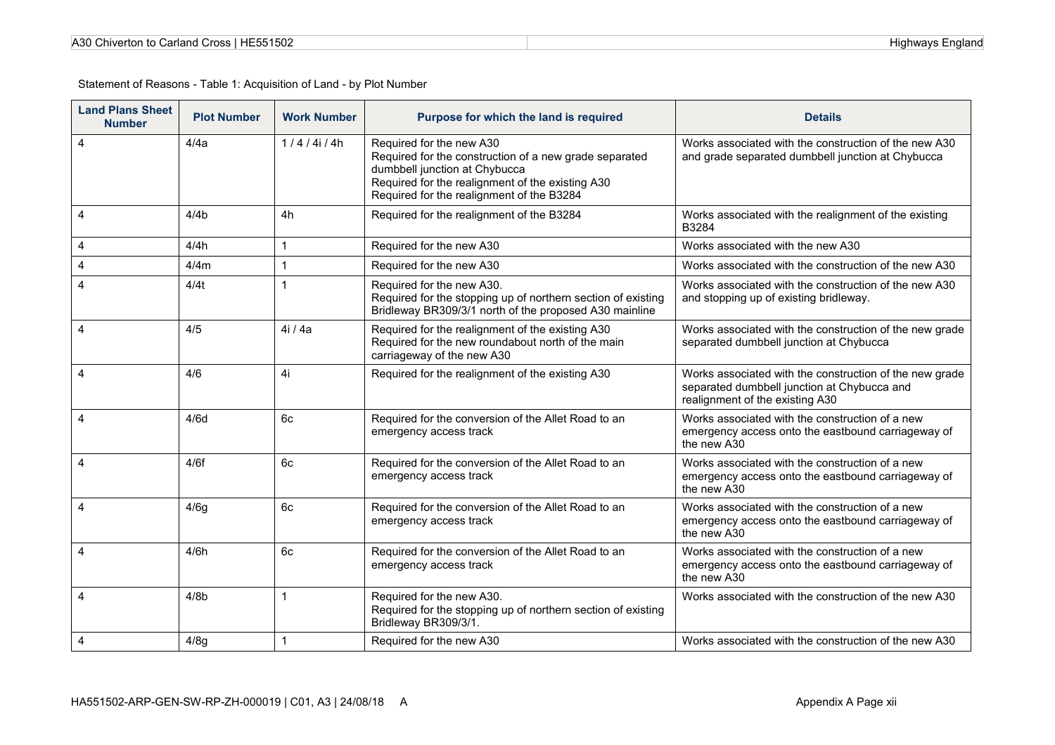Statement of Reasons - Table 1: Acquisition of Land - by Plot Number

| Land Plans Sheet Number | Plot Number | Work Number | Purpose for which the land is required | Details |
|---|---|---|---|---|
| 4 | 4/4a | 1 / 4 / 4i / 4h | Required for the new A30<br>Required for the construction of a new grade separated dumbbell junction at Chybucca<br>Required for the realignment of the existing A30<br>Required for the realignment of the B3284 | Works associated with the construction of the new A30 and grade separated dumbbell junction at Chybucca |
| 4 | 4/4b | 4h | Required for the realignment of the B3284 | Works associated with the realignment of the existing B3284 |
| 4 | 4/4h | 1 | Required for the new A30 | Works associated with the new A30 |
| 4 | 4/4m | 1 | Required for the new A30 | Works associated with the construction of the new A30 |
| 4 | 4/4t | 1 | Required for the new A30.<br>Required for the stopping up of northern section of existing Bridleway BR309/3/1 north of the proposed A30 mainline | Works associated with the construction of the new A30 and stopping up of existing bridleway. |
| 4 | 4/5 | 4i / 4a | Required for the realignment the existing A30<br>Required for the new roundabout north of the main carriageway of the new A30 | Works associated with the construction of the new grade separated dumbbell junction at Chybucca |
| 4 | 4/6 | 4i | Required for the realignment of the existing A30 | Works associated with the construction of the new grade separated dumbbell junction at Chybucca and realignment of the existing A30 |
| 4 | 4/6d | 6c | Required for the conversion of the Allet Road to an emergency access track | Works associated with the construction of a new emergency access onto the eastbound carriageway of the new A30 |
| 4 | 4/6f | 6c | Required for the conversion of the Allet Road to an emergency access track | Works associated with the construction of a new emergency access onto the eastbound carriageway of the new A30 |
| 4 | 4/6g | 6c | Required for the conversion of the Allet Road to an emergency access track | Works associated with the construction of a new emergency access onto the eastbound carriageway of the new A30 |
| 4 | 4/6h | 6c | Required for the conversion of the Allet Road to an emergency access track | Works associated with the construction of a new emergency access onto the eastbound carriageway of the new A30 |
| 4 | 4/8b | 1 | Required for the new A30.<br>Required for the stopping up of northern section of existing Bridleway BR309/3/1. | Works associated with the construction of the new A30 |
| 4 | 4/8g | 1 | Required for the new A30 | Works associated with the construction of the new A30 |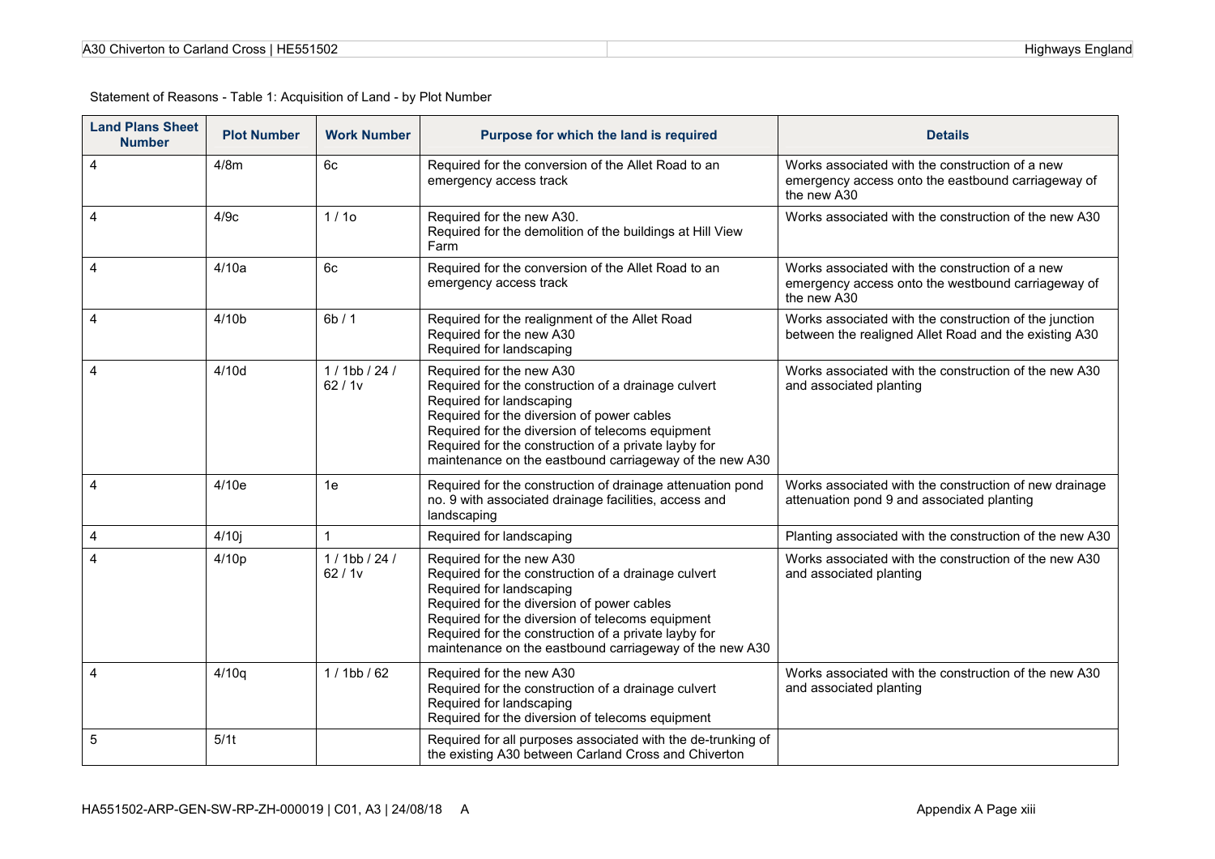Statement of Reasons - Table 1: Acquisition of Land - by Plot Number

| Land Plans Sheet Number | Plot Number | Work Number | Purpose for which the land is required | Details |
|---|---|---|---|---|
| 4 | 4/8m | 6c | Required for the conversion of the Allet Road to an emergency access track | Works associated with the construction of a new emergency access onto the eastbound carriageway of the new A30 |
| 4 | 4/9c | 1 / 1o | Required for the new A30.<br>Required for the demolition of the buildings at Hill View Farm | Works associated with the construction of the new A30 |
| 4 | 4/10a | 6c | Required for the conversion of the Allet Road to an emergency access track | Works associated with the construction of a new emergency access onto the westbound carriageway of the new A30 |
| 4 | 4/10b | 6b / 1 | Required for the realignment of the Allet Road<br>Required for the new A30<br>Required for landscaping | Works associated with the construction of the junction between the realigned Allet Road and the existing A30 |
| 4 | 4/10d | 1 / 1bb / 24 / 62 / 1v | Required for the new A30<br>Required for the construction of a drainage culvert<br>Required for landscaping<br>Required for the diversion of power cables<br>Required for the diversion of telecoms equipment<br>Required for the construction of a private layby for maintenance on the eastbound carriageway of the new A30 | Works associated with the construction of the new A30 and associated planting |
| 4 | 4/10e | 1e | Required for the construction of drainage attenuation pond no. 9 with associated drainage facilities, access and landscaping | Works associated with the construction of new drainage attenuation pond 9 and associated planting |
| 4 | 4/10j | 1 | Required for landscaping | Planting associated with the construction of the new A30 |
| 4 | 4/10p | 1 / 1bb / 24 / 62 / 1v | Required for the new A30<br>Required for the construction of a drainage culvert<br>Required for landscaping<br>Required for the diversion of power cables<br>Required for the diversion of telecoms equipment<br>Required for the construction of a private layby for maintenance on the eastbound carriageway of the new A30 | Works associated with the construction of the new A30 and associated planting |
| 4 | 4/10q | 1 / 1bb / 62 | Required for the new A30<br>Required for the construction of a drainage culvert<br>Required for landscaping<br>Required for the diversion of telecoms equipment | Works associated with the construction of the new A30 and associated planting |
| 5 | 5/1t | | Required for all purposes associated with the de-trunking of the existing A30 between Carland Cross and Chiverton | |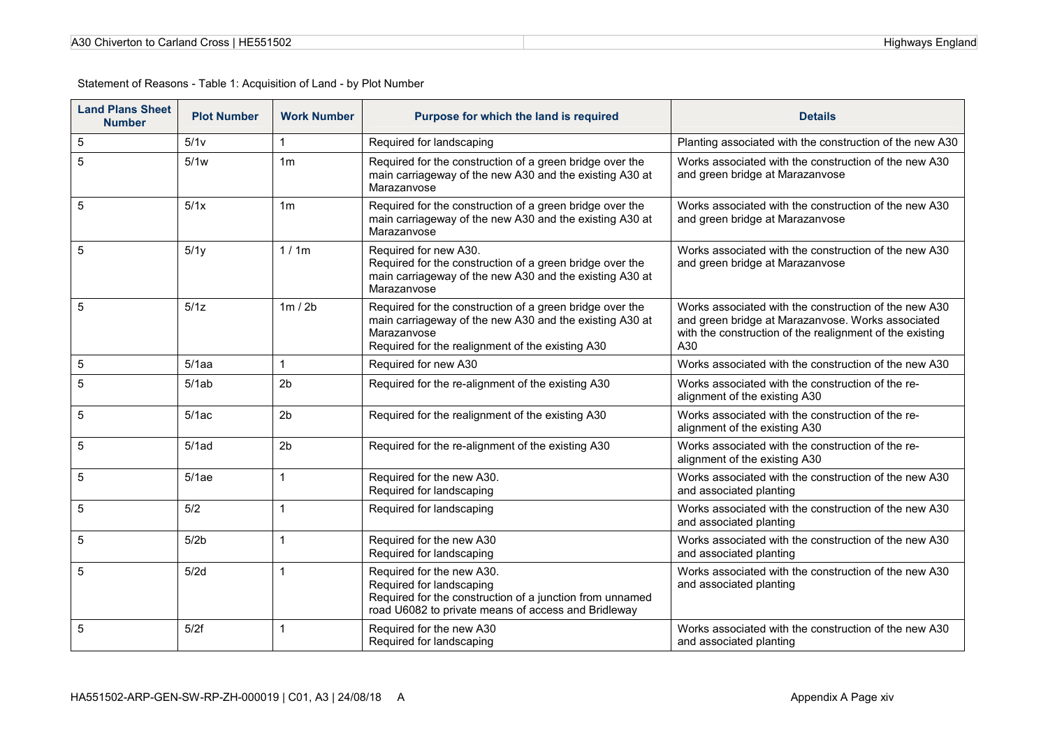Statement of Reasons - Table 1: Acquisition of Land - by Plot Number

| Land Plans Sheet Number | Plot Number | Work Number | Purpose for which the land is required | Details |
|---|---|---|---|---|
| 5 | 5/1v | 1 | Required for landscaping | Planting associated with the construction of the new A30 |
| 5 | 5/1w | 1m | Required for the construction of a green bridge over the main carriageway of the new A30 and the existing A30 at Marazanvose | Works associated with the construction of the new A30 and green bridge at Marazanvose |
| 5 | 5/1x | 1m | Required for the construction of a green bridge over the main carriageway of the new A30 and the existing A30 at Marazanvose | Works associated with the construction of the new A30 and green bridge at Marazanvose |
| 5 | 5/1y | 1 / 1m | Required for new A30.<br>Required for the construction of a green bridge over the main carriageway of the new A30 and the existing A30 at Marazanvose | Works associated with the construction of the new A30 and green bridge at Marazanvose |
| 5 | 5/1z | 1m / 2b | Required for the construction of a green bridge over the main carriageway of the new A30 and the existing A30 at Marazanvose<br>Required for the realignment of the existing A30 | Works associated with the construction of the new A30 and green bridge at Marazanvose. Works associated with the construction of the realignment of the existing A30 |
| 5 | 5/1aa | 1 | Required for new A30 | Works associated with the construction of the new A30 |
| 5 | 5/1ab | 2b | Required for the re-alignment of the existing A30 | Works associated with the construction of the re-alignment of the existing A30 |
| 5 | 5/1ac | 2b | Required for the realignment of the existing A30 | Works associated with the construction of the re-alignment of the existing A30 |
| 5 | 5/1ad | 2b | Required for the re-alignment of the existing A30 | Works associated with the construction of the re-alignment of the existing A30 |
| 5 | 5/1ae | 1 | Required for the new A30.<br>Required for landscaping | Works associated with the construction of the new A30 and associated planting |
| 5 | 5/2 | 1 | Required for landscaping | Works associated with the construction of the new A30 and associated planting |
| 5 | 5/2b | 1 | Required for the new A30<br>Required for landscaping | Works associated with the construction of the new A30 and associated planting |
| 5 | 5/2d | 1 | Required for the new A30.<br>Required for landscaping<br>Required for the construction of a junction from unnamed road U6082 to private means of access and Bridleway | Works associated with the construction of the new A30 and associated planting |
| 5 | 5/2f | 1 | Required for the new A30<br>Required for landscaping | Works associated with the construction of the new A30 and associated planting |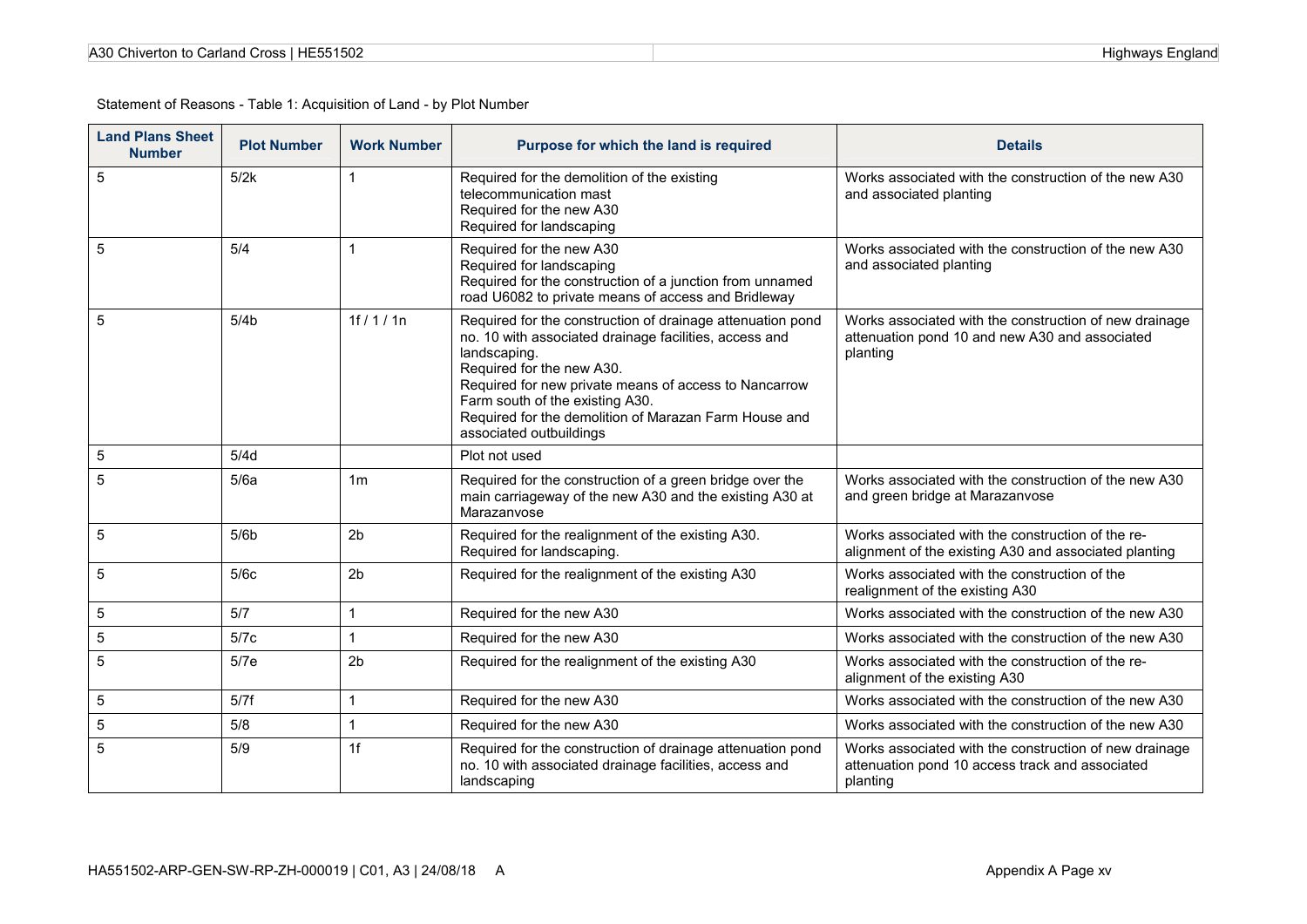Statement of Reasons - Table 1: Acquisition of Land - by Plot Number

| Land Plans Sheet Number | Plot Number | Work Number | Purpose for which the land is required | Details |
|---|---|---|---|---|
| 5 | 5/2k | 1 | Required for the demolition of the existing telecommunication mast<br>Required for the new A30<br>Required for landscaping | Works associated with the construction of the new A30 and associated planting |
| 5 | 5/4 | 1 | Required for the new A30<br>Required for landscaping<br>Required for the construction of a junction from unnamed road U6082 to private means of access and Bridleway | Works associated with the construction of the new A30 and associated planting |
| 5 | 5/4b | 1f / 1 / 1n | Required for the construction of drainage attenuation pond no. 10 with associated drainage facilities, access and landscaping.<br>Required for the new A30.<br>Required for new private means of access to Nancarrow Farm south of the existing A30.<br>Required for the demolition of Marazan Farm House and associated outbuildings | Works associated with the construction of new drainage attenuation pond 10 and new A30 and associated planting |
| 5 | 5/4d | | Plot not used | |
| 5 | 5/6a | 1m | Required for the construction of a green bridge over the main carriageway of the new A30 and the existing A30 at Marazanvose | Works associated with the construction of the new A30 and green bridge at Marazanvose |
| 5 | 5/6b | 2b | Required for the realignment of the existing A30.<br>Required for landscaping. | Works associated with the construction of the re-alignment of the existing A30 and associated planting |
| 5 | 5/6c | 2b | Required for the realignment of the existing A30 | Works associated with the construction of the realignment of the existing A30 |
| 5 | 5/7 | 1 | Required for the new A30 | Works associated with the construction of the new A30 |
| 5 | 5/7c | 1 | Required for the new A30 | Works associated with the construction of the new A30 |
| 5 | 5/7e | 2b | Required for the realignment of the existing A30 | Works associated with the construction of the re-alignment of the existing A30 |
| 5 | 5/7f | 1 | Required for the new A30 | Works associated with the construction of the new A30 |
| 5 | 5/8 | 1 | Required for the new A30 | Works associated with the construction of the new A30 |
| 5 | 5/9 | 1f | Required for the construction of drainage attenuation pond no. 10 with associated drainage facilities, access and landscaping | Works associated with the construction of new drainage attenuation pond 10 access track and associated planting |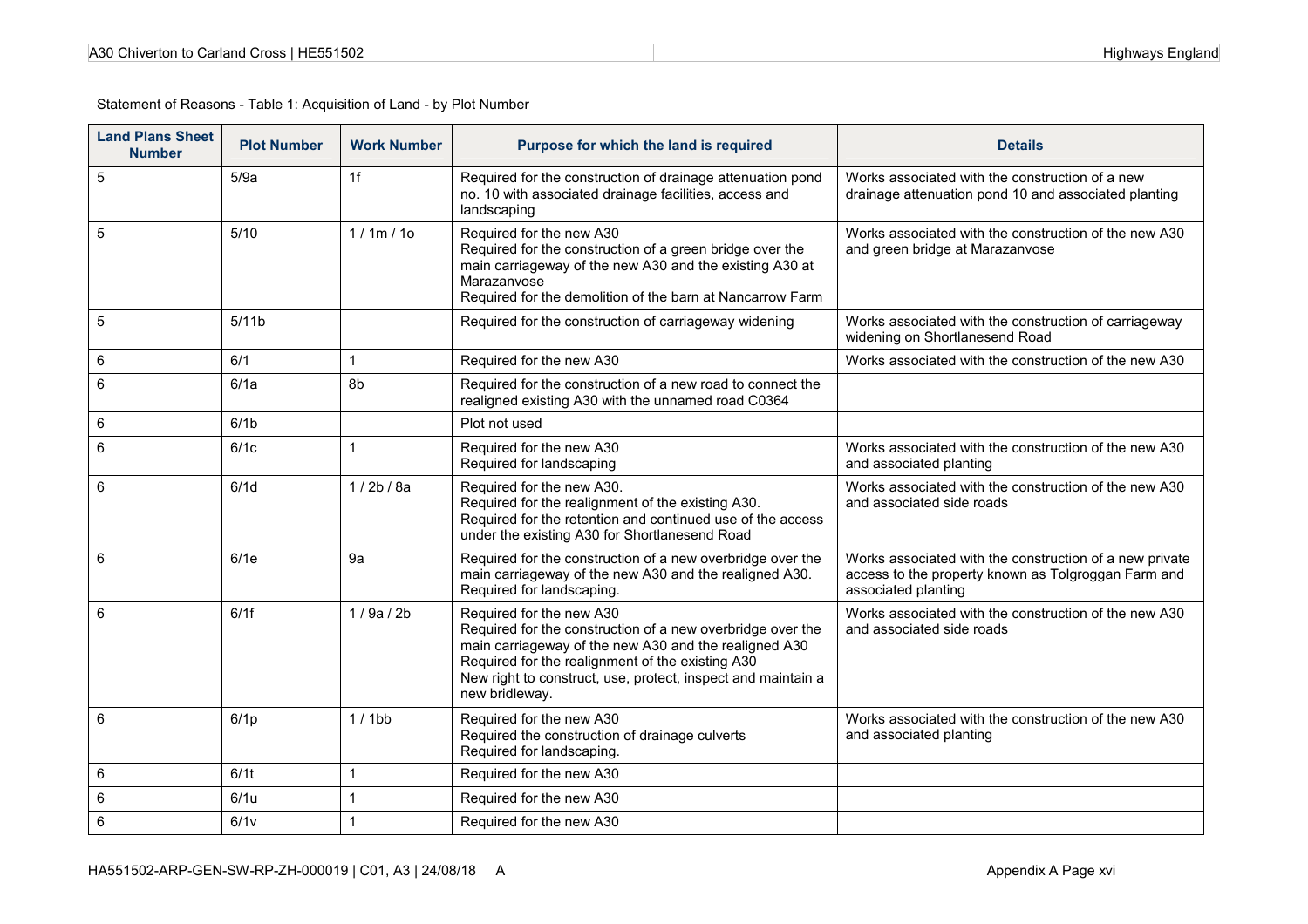Statement of Reasons - Table 1: Acquisition of Land - by Plot Number

| Land Plans Sheet Number | Plot Number | Work Number | Purpose for which the land is required | Details |
|---|---|---|---|---|
| 5 | 5/9a | 1f | Required for the construction of drainage attenuation pond no. 10 with associated drainage facilities, access and landscaping | Works associated with the construction of a new drainage attenuation pond 10 and associated planting |
| 5 | 5/10 | 1 / 1m / 1o | Required for the new A30<br>Required for the construction of a green bridge over the main carriageway of the new A30 and the existing A30 at Marazanvose<br>Required for the demolition of the barn at Nancarrow Farm | Works associated with the construction of the new A30 and green bridge at Marazanvose |
| 5 | 5/11b | | Required for the construction of carriageway widening | Works associated with the construction of carriageway widening on Shortlanesend Road |
| 6 | 6/1 | 1 | Required for the new A30 | Works associated with the construction of the new A30 |
| 6 | 6/1a | 8b | Required for the construction of a new road to connect the realigned existing A30 with the unnamed road C0364 | |
| 6 | 6/1b | | Plot not used | |
| 6 | 6/1c | 1 | Required for the new A30<br>Required for landscaping | Works associated with the construction of the new A30 and associated planting |
| 6 | 6/1d | 1 / 2b / 8a | Required for the new A30.<br>Required for the realignment of the existing A30.<br>Required for the retention and continued use of the access under the existing A30 for Shortlanesend Road | Works associated with the construction of the new A30 and associated side roads |
| 6 | 6/1e | 9a | Required for the construction of a new overbridge over the main carriageway of the new A30 and the realigned A30.<br>Required for landscaping. | Works associated with the construction of a new private access to the property known as Tolgroggan Farm and associated planting |
| 6 | 6/1f | 1 / 9a / 2b | Required for the new A30<br>Required for the construction of a new overbridge over the main carriageway of the new A30 and the realigned A30<br>Required for the realignment of the existing A30<br>New right to construct, use, protect, inspect and maintain a new bridleway. | Works associated with the construction of the new A30 and associated side roads |
| 6 | 6/1p | 1 / 1bb | Required for the new A30<br>Required the construction of drainage culverts<br>Required for landscaping. | Works associated with the construction of the new A30 and associated planting |
| 6 | 6/1t | 1 | Required for the new A30 | |
| 6 | 6/1u | 1 | Required for the new A30 | |
| 6 | 6/1v | 1 | Required for the new A30 | |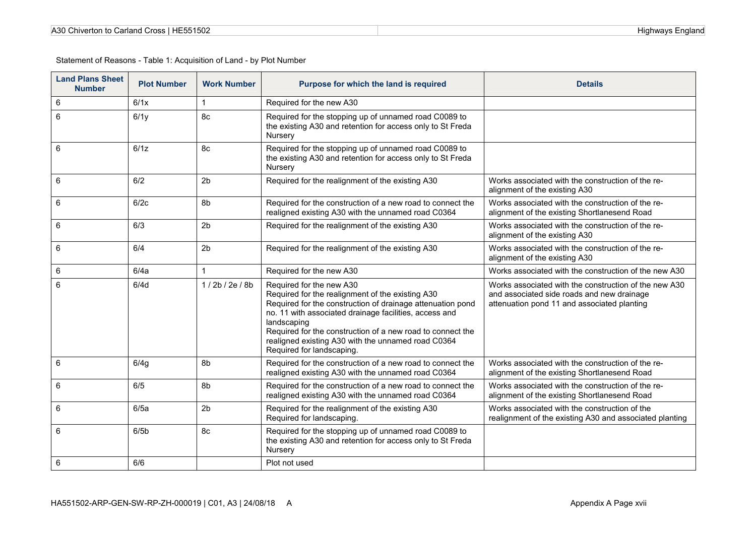Statement of Reasons - Table 1: Acquisition of Land - by Plot Number

| Land Plans Sheet Number | Plot Number | Work Number | Purpose for which the land is required | Details |
|---|---|---|---|---|
| 6 | 6/1x | 1 | Required for the new A30 | |
| 6 | 6/1y | 8c | Required for the stopping up of unnamed road C0089 to the existing A30 and retention for access only to St Freda Nursery | |
| 6 | 6/1z | 8c | Required for the stopping up of unnamed road C0089 to the existing A30 and retention for access only to St Freda Nursery | |
| 6 | 6/2 | 2b | Required for the realignment of the existing A30 | Works associated with the construction of the re-alignment of the existing A30 |
| 6 | 6/2c | 8b | Required for the construction of a new road to connect the realigned existing A30 with the unnamed road C0364 | Works associated with the construction of the re-alignment of the existing Shortlanesend Road |
| 6 | 6/3 | 2b | Required for the realignment of the existing A30 | Works associated with the construction of the re-alignment of the existing A30 |
| 6 | 6/4 | 2b | Required for the realignment of the existing A30 | Works associated with the construction of the re-alignment of the existing A30 |
| 6 | 6/4a | 1 | Required for the new A30 | Works associated with the construction of the new A30 |
| 6 | 6/4d | 1 / 2b / 2e / 8b | Required for the new A30<br>Required for the realignment of the existing A30<br>Required for the construction of drainage attenuation pond no. 11 with associated drainage facilities, access and landscaping<br>Required for the construction of a new road to connect the realigned existing A30 with the unnamed road C0364<br>Required for landscaping. | Works associated with the construction of the new A30 and associated side roads and new drainage attenuation pond 11 and associated planting |
| 6 | 6/4g | 8b | Required for the construction of a new road to connect the realigned existing A30 with the unnamed road C0364 | Works associated with the construction of the re-alignment of the existing Shortlanesend Road |
| 6 | 6/5 | 8b | Required for the construction of a new road to connect the realigned existing A30 with the unnamed road C0364 | Works associated with the construction of the re-alignment of the existing Shortlanesend Road |
| 6 | 6/5a | 2b | Required for the realignment of the existing A30<br>Required for landscaping. | Works associated with the construction of the realignment of the existing A30 and associated planting |
| 6 | 6/5b | 8c | Required for the stopping up of unnamed road C0089 to the existing A30 and retention for access only to St Freda Nursery | |
| 6 | 6/6 | | Plot not used | |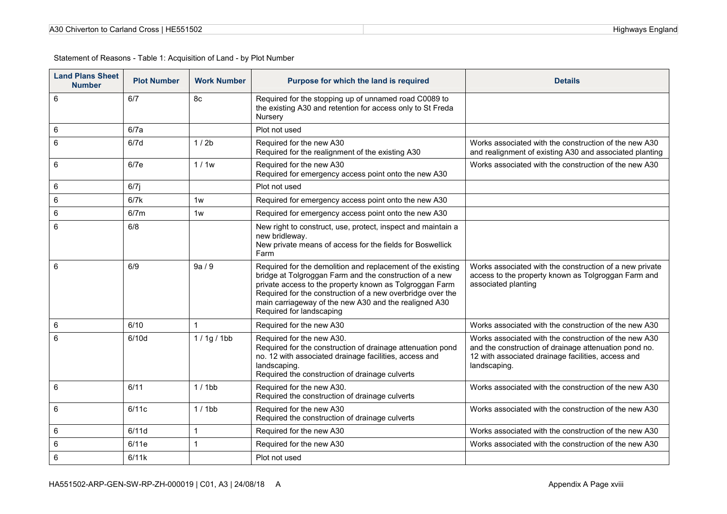Statement of Reasons - Table 1: Acquisition of Land - by Plot Number

| Land Plans Sheet Number | Plot Number | Work Number | Purpose for which the land is required | Details |
|---|---|---|---|---|
| 6 | 6/7 | 8c | Required for the stopping up of unnamed road C0089 to the existing A30 and retention for access only to St Freda Nursery | |
| 6 | 6/7a | | Plot not used | |
| 6 | 6/7d | 1 / 2b | Required for the new A30<br>Required for the realignment of the existing A30 | Works associated with the construction of the new A30 and realignment of existing A30 and associated planting |
| 6 | 6/7e | 1 / 1w | Required for the new A30<br>Required for emergency access point onto the new A30 | Works associated with the construction of the new A30 |
| 6 | 6/7j | | Plot not used | |
| 6 | 6/7k | 1w | Required for emergency access point onto the new A30 | |
| 6 | 6/7m | 1w | Required for emergency access point onto the new A30 | |
| 6 | 6/8 | | New right to construct, use, protect, inspect and maintain a new bridleway.<br>New private means of access for the fields for Boswellick Farm | |
| 6 | 6/9 | 9a / 9 | Required for the demolition and replacement of the existing bridge at Tolgroggan Farm and the construction of a new private access to the property known as Tolgroggan Farm<br>Required for the construction of a new overbridge over the main carriageway of the new A30 and the realigned A30<br>Required for landscaping | Works associated with the construction of a new private access to the property known as Tolgroggan Farm and associated planting |
| 6 | 6/10 | 1 | Required for the new A30 | Works associated with the construction of the new A30 |
| 6 | 6/10d | 1 / 1g / 1bb | Required for the new A30.<br>Required for the construction of drainage attenuation pond no. 12 with associated drainage facilities, access and landscaping.<br>Required the construction of drainage culverts | Works associated with the construction of the new A30 and the construction of drainage attenuation pond no. 12 with associated drainage facilities, access and landscaping. |
| 6 | 6/11 | 1 / 1bb | Required for the new A30.<br>Required the construction of drainage culverts | Works associated with the construction of the new A30 |
| 6 | 6/11c | 1 / 1bb | Required for the new A30<br>Required the construction of drainage culverts | Works associated with the construction of the new A30 |
| 6 | 6/11d | 1 | Required for the new A30 | Works associated with the construction of the new A30 |
| 6 | 6/11e | 1 | Required for the new A30 | Works associated with the construction of the new A30 |
| 6 | 6/11k | | Plot not used | |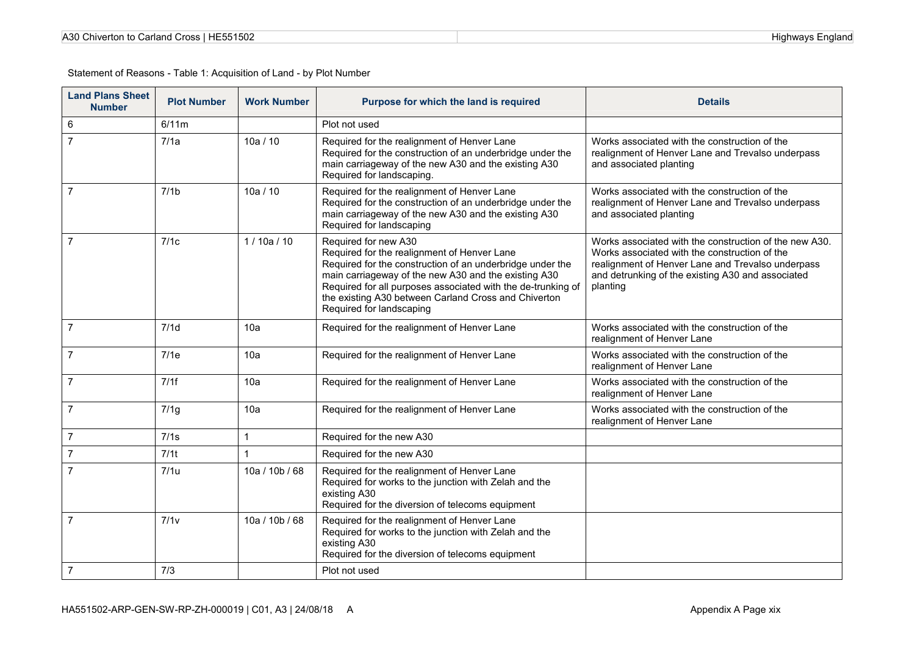Statement of Reasons - Table 1: Acquisition of Land - by Plot Number

| Land Plans Sheet Number | Plot Number | Work Number | Purpose for which the land is required | Details |
|---|---|---|---|---|
| 6 | 6/11m | | Plot not used | |
| 7 | 7/1a | 10a / 10 | Required for the realignment of Henver Lane<br>Required for the construction of an underbridge under the main carriageway of the new A30 and the existing A30<br>Required for landscaping. | Works associated with the construction of the realignment of Henver Lane and Trevalso underpass and associated planting |
| 7 | 7/1b | 10a / 10 | Required for the realignment of Henver Lane<br>Required for the construction of an underbridge under the main carriageway of the new A30 and the existing A30<br>Required for landscaping | Works associated with the construction of the realignment of Henver Lane and Trevalso underpass and associated planting |
| 7 | 7/1c | 1 / 10a / 10 | Required for new A30<br>Required for the realignment of Henver Lane<br>Required for the construction of an underbridge under the main carriageway of the new A30 and the existing A30<br>Required for all purposes associated with the de-trunking of the existing A30 between Carland Cross and Chiverton<br>Required for landscaping | Works associated with the construction of the new A30. Works associated with the construction of the realignment of Henver Lane and Trevalso underpass and detrunking of the existing A30 and associated planting |
| 7 | 7/1d | 10a | Required for the realignment of Henver Lane | Works associated with the construction of the realignment of Henver Lane |
| 7 | 7/1e | 10a | Required for the realignment of Henver Lane | Works associated with the construction of the realignment of Henver Lane |
| 7 | 7/1f | 10a | Required for the realignment of Henver Lane | Works associated with the construction of the realignment of Henver Lane |
| 7 | 7/1g | 10a | Required for the realignment of Henver Lane | Works associated with the construction of the realignment of Henver Lane |
| 7 | 7/1s | 1 | Required for the new A30 | |
| 7 | 7/1t | 1 | Required for the new A30 | |
| 7 | 7/1u | 10a / 10b / 68 | Required for the realignment of Henver Lane<br>Required for works to the junction with Zelah and the existing A30<br>Required for the diversion of telecoms equipment | |
| 7 | 7/1v | 10a / 10b / 68 | Required for the realignment of Henver Lane<br>Required for works to the junction with Zelah and the existing A30<br>Required for the diversion of telecoms equipment | |
| 7 | 7/3 | | Plot not used | |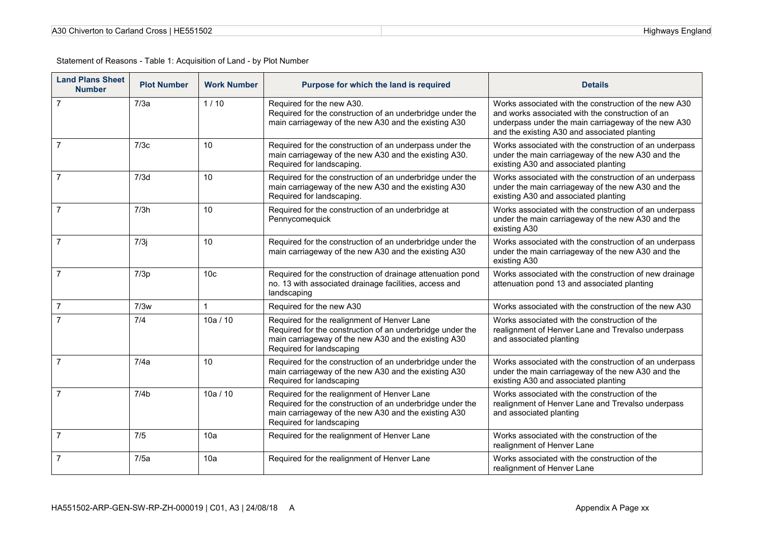Statement of Reasons - Table 1: Acquisition of Land - by Plot Number

| Land Plans Sheet Number | Plot Number | Work Number | Purpose for which the land is required | Details |
|---|---|---|---|---|
| 7 | 7/3a | 1 / 10 | Required for the new A30.<br>Required for the construction of an underbridge under the main carriageway of the new A30 and the existing A30 | Works associated with the construction of the new A30 and works associated with the construction of an underpass under the main carriageway of the new A30 and the existing A30 and associated planting |
| 7 | 7/3c | 10 | Required for the construction of an underpass under the main carriageway of the new A30 and the existing A30.<br>Required for landscaping. | Works associated with the construction of an underpass under the main carriageway of the new A30 and the existing A30 and associated planting |
| 7 | 7/3d | 10 | Required for the construction of an underbridge under the main carriageway of the new A30 and the existing A30<br>Required for landscaping. | Works associated with the construction of an underpass under the main carriageway of the new A30 and the existing A30 and associated planting |
| 7 | 7/3h | 10 | Required for the construction of an underbridge at Pennycomequick | Works associated with the construction of an underpass under the main carriageway of the new A30 and the existing A30 |
| 7 | 7/3j | 10 | Required for the construction of an underbridge under the main carriageway of the new A30 and the existing A30 | Works associated with the construction of an underpass under the main carriageway of the new A30 and the existing A30 |
| 7 | 7/3p | 10c | Required for the construction of drainage attenuation pond no. 13 with associated drainage facilities, access and landscaping | Works associated with the construction of new drainage attenuation pond 13 and associated planting |
| 7 | 7/3w | 1 | Required for the new A30 | Works associated with the construction of the new A30 |
| 7 | 7/4 | 10a / 10 | Required for the realignment of Henver Lane<br>Required for the construction of an underbridge under the main carriageway of the new A30 and the existing A30<br>Required for landscaping | Works associated with the construction of the realignment of Henver Lane and Trevalso underpass and associated planting |
| 7 | 7/4a | 10 | Required for the construction of an underbridge under the main carriageway of the new A30 and the existing A30<br>Required for landscaping | Works associated with the construction of an underpass under the main carriageway of the new A30 and the existing A30 and associated planting |
| 7 | 7/4b | 10a / 10 | Required for the realignment of Henver Lane<br>Required for the construction of an underbridge under the main carriageway of the new A30 and the existing A30<br>Required for landscaping | Works associated with the construction of the realignment of Henver Lane and Trevalso underpass and associated planting |
| 7 | 7/5 | 10a | Required for the realignment of Henver Lane | Works associated with the construction of the realignment of Henver Lane |
| 7 | 7/5a | 10a | Required for the realignment of Henver Lane | Works associated with the construction of the realignment of Henver Lane |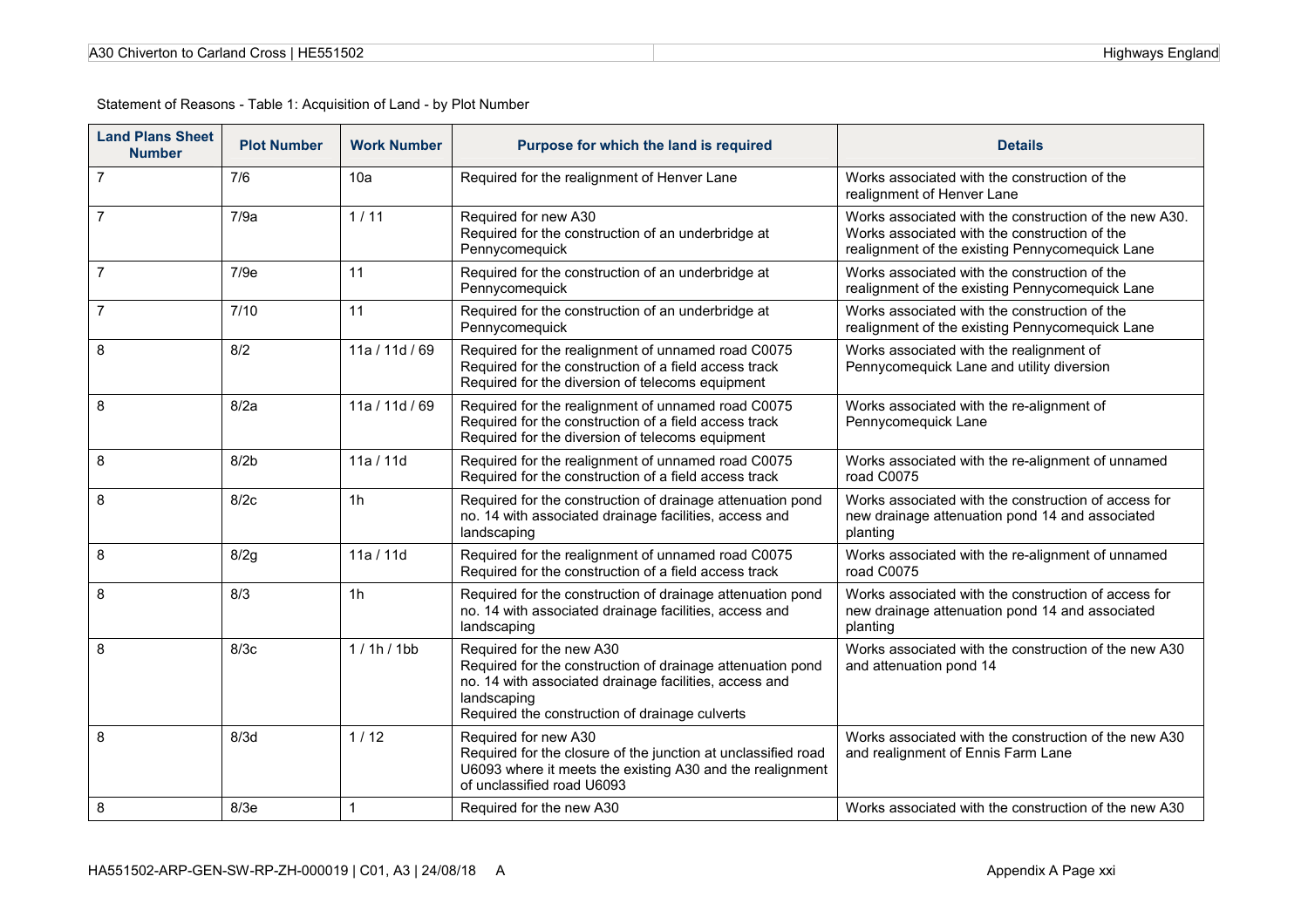Statement of Reasons - Table 1: Acquisition of Land - by Plot Number

| Land Plans Sheet Number | Plot Number | Work Number | Purpose for which the land is required | Details |
|---|---|---|---|---|
| 7 | 7/6 | 10a | Required for the realignment of Henver Lane | Works associated with the construction of the realignment of Henver Lane |
| 7 | 7/9a | 1 / 11 | Required for new A30<br>Required for the construction of an underbridge at Pennycomequick | Works associated with the construction of the new A30. Works associated with the construction of the realignment of the existing Pennycomequick Lane |
| 7 | 7/9e | 11 | Required for the construction of an underbridge at Pennycomequick | Works associated with the construction of the realignment of the existing Pennycomequick Lane |
| 7 | 7/10 | 11 | Required for the construction of an underbridge at Pennycomequick | Works associated with the construction of the realignment of the existing Pennycomequick Lane |
| 8 | 8/2 | 11a / 11d / 69 | Required for the realignment of unnamed road C0075<br>Required for the construction of a field access track<br>Required for the diversion of telecoms equipment | Works associated with the realignment of Pennycomequick Lane and utility diversion |
| 8 | 8/2a | 11a / 11d / 69 | Required for the realignment of unnamed road C0075<br>Required for the construction of a field access track<br>Required for the diversion of telecoms equipment | Works associated with the re-alignment of Pennycomequick Lane |
| 8 | 8/2b | 11a / 11d | Required for the realignment of unnamed road C0075<br>Required for the construction of a field access track | Works associated with the re-alignment of unnamed road C0075 |
| 8 | 8/2c | 1h | Required for the construction of drainage attenuation pond no. 14 with associated drainage facilities, access and landscaping | Works associated with the construction of access for new drainage attenuation pond 14 and associated planting |
| 8 | 8/2g | 11a / 11d | Required for the realignment of unnamed road C0075<br>Required for the construction of a field access track | Works associated with the re-alignment of unnamed road C0075 |
| 8 | 8/3 | 1h | Required for the construction of drainage attenuation pond no. 14 with associated drainage facilities, access and landscaping | Works associated with the construction of access for new drainage attenuation pond 14 and associated planting |
| 8 | 8/3c | 1 / 1h / 1bb | Required for the new A30<br>Required for the construction of drainage attenuation pond no. 14 with associated drainage facilities, access and landscaping<br>Required the construction of drainage culverts | Works associated with the construction of the new A30 and attenuation pond 14 |
| 8 | 8/3d | 1 / 12 | Required for new A30<br>Required for the closure of the junction at unclassified road U6093 where it meets the existing A30 and the realignment of unclassified road U6093 | Works associated with the construction of the new A30 and realignment of Ennis Farm Lane |
| 8 | 8/3e | 1 | Required for the new A30 | Works associated with the construction of the new A30 |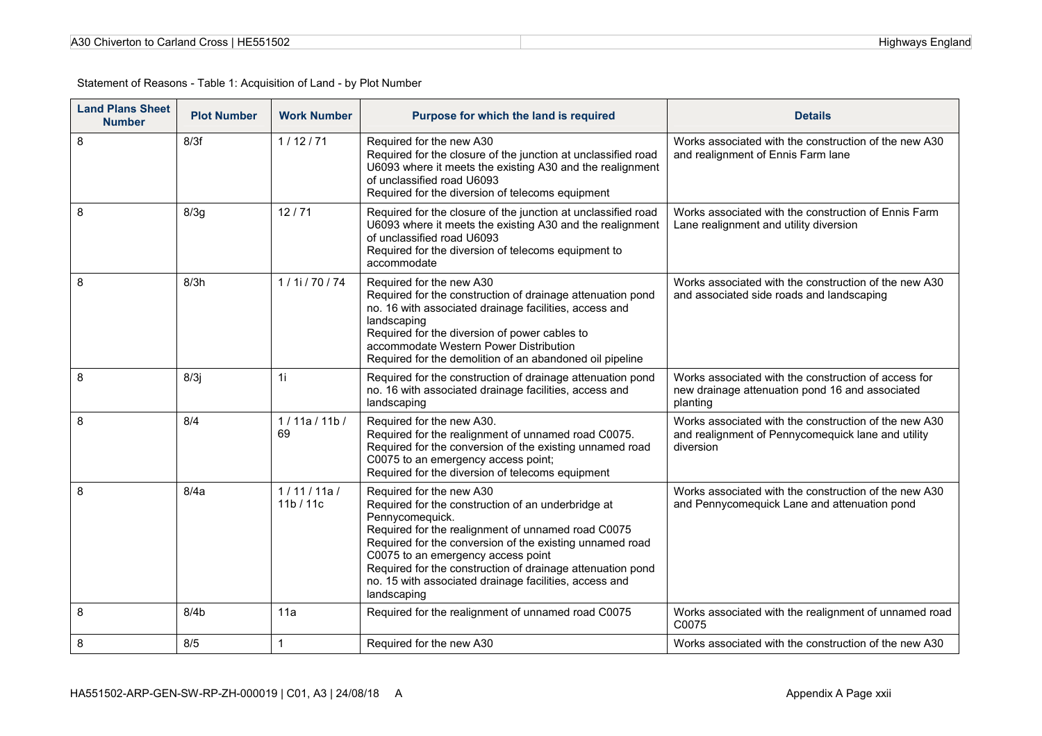Statement of Reasons - Table 1: Acquisition of Land - by Plot Number

| Land Plans Sheet Number | Plot Number | Work Number | Purpose for which the land is required | Details |
|---|---|---|---|---|
| 8 | 8/3f | 1 / 12 / 71 | Required for the new A30<br>Required for the closure of the junction at unclassified road U6093 where it meets the existing A30 and the realignment of unclassified road U6093<br>Required for the diversion of telecoms equipment | Works associated with the construction of the new A30 and realignment of Ennis Farm lane |
| 8 | 8/3g | 12 / 71 | Required for the closure of the junction at unclassified road U6093 where it meets the existing A30 and the realignment of unclassified road U6093<br>Required for the diversion of telecoms equipment to accommodate | Works associated with the construction of Ennis Farm Lane realignment and utility diversion |
| 8 | 8/3h | 1 / 1i / 70 / 74 | Required for the new A30<br>Required for the construction of drainage attenuation pond no. 16 with associated drainage facilities, access and landscaping<br>Required for the diversion of power cables to accommodate Western Power Distribution<br>Required for the demolition of an abandoned oil pipeline | Works associated with the construction of the new A30 and associated side roads and landscaping |
| 8 | 8/3j | 1i | Required for the construction of drainage attenuation pond no. 16 with associated drainage facilities, access and landscaping | Works associated with the construction of access for new drainage attenuation pond 16 and associated planting |
| 8 | 8/4 | 1 / 11a / 11b / 69 | Required for the new A30.<br>Required for the realignment of unnamed road C0075.<br>Required for the conversion of the existing unnamed road C0075 to an emergency access point;<br>Required for the diversion of telecoms equipment | Works associated with the construction of the new A30 and realignment of Pennycomequick lane and utility diversion |
| 8 | 8/4a | 1 / 11 / 11a / 11b / 11c | Required for the new A30<br>Required for the construction of an underbridge at Pennycomequick.<br>Required for the realignment of unnamed road C0075<br>Required for the conversion of the existing unnamed road C0075 to an emergency access point<br>Required for the construction of drainage attenuation pond no. 15 with associated drainage facilities, access and landscaping | Works associated with the construction of the new A30 and Pennycomequick Lane and attenuation pond |
| 8 | 8/4b | 11a | Required for the realignment of unnamed road C0075 | Works associated with the realignment of unnamed road C0075 |
| 8 | 8/5 | 1 | Required for the new A30 | Works associated with the construction of the new A30 |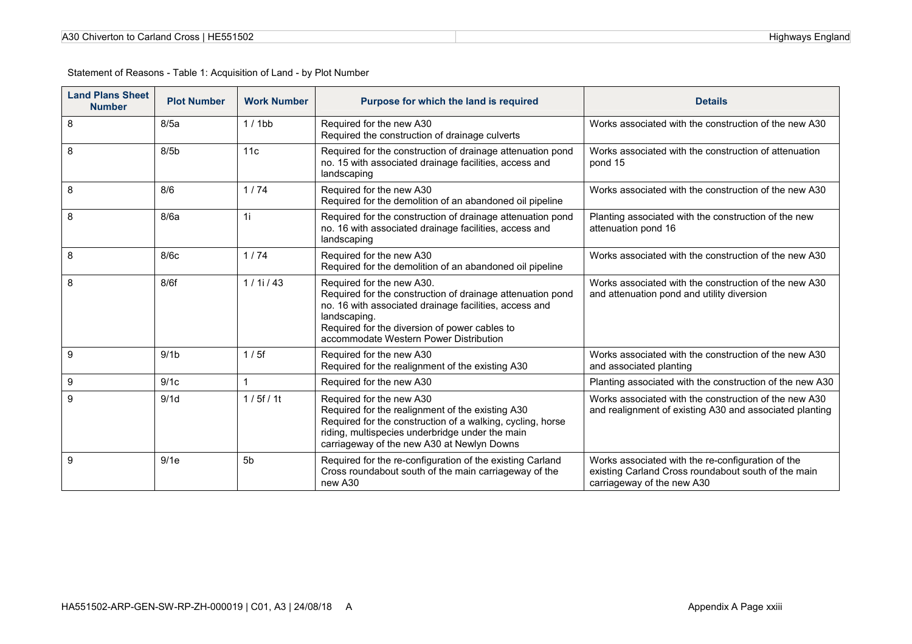Statement of Reasons - Table 1: Acquisition of Land - by Plot Number

| Land Plans Sheet Number | Plot Number | Work Number | Purpose for which the land is required | Details |
|---|---|---|---|---|
| 8 | 8/5a | 1 / 1bb | Required for the new A30<br>Required the construction of drainage culverts | Works associated with the construction of the new A30 |
| 8 | 8/5b | 11c | Required for the construction of drainage attenuation pond no. 15 with associated drainage facilities, access and landscaping | Works associated with the construction of attenuation pond 15 |
| 8 | 8/6 | 1 / 74 | Required for the new A30<br>Required for the demolition of an abandoned oil pipeline | Works associated with the construction of the new A30 |
| 8 | 8/6a | 1i | Required for the construction of drainage attenuation pond no. 16 with associated drainage facilities, access and landscaping | Planting associated with the construction of the new attenuation pond 16 |
| 8 | 8/6c | 1 / 74 | Required for the new A30<br>Required for the demolition of an abandoned oil pipeline | Works associated with the construction of the new A30 |
| 8 | 8/6f | 1 / 1i / 43 | Required for the new A30.<br>Required for the construction of drainage attenuation pond no. 16 with associated drainage facilities, access and landscaping.<br>Required for the diversion of power cables to accommodate Western Power Distribution | Works associated with the construction of the new A30 and attenuation pond and utility diversion |
| 9 | 9/1b | 1 / 5f | Required for the new A30<br>Required for the realignment of the existing A30 | Works associated with the construction of the new A30 and associated planting |
| 9 | 9/1c | 1 | Required for the new A30 | Planting associated with the construction of the new A30 |
| 9 | 9/1d | 1 / 5f / 1t | Required for the new A30<br>Required for the realignment of the existing A30<br>Required for the construction of a walking, cycling, horse riding, multispecies underbridge under the main carriageway of the new A30 at Newlyn Downs | Works associated with the construction of the new A30 and realignment of existing A30 and associated planting |
| 9 | 9/1e | 5b | Required for the re-configuration of the existing Carland Cross roundabout south of the main carriageway of the new A30 | Works associated with the re-configuration of the existing Carland Cross roundabout south of the main carriageway of the new A30 |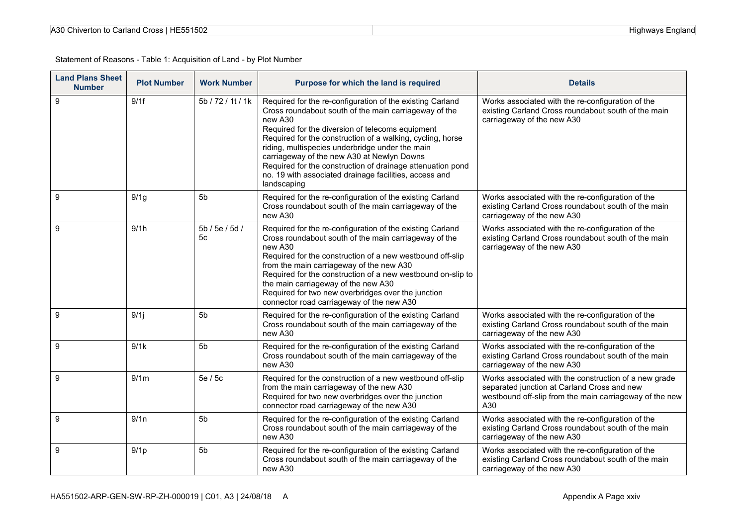Statement of Reasons - Table 1: Acquisition of Land - by Plot Number

| Land Plans Sheet Number | Plot Number | Work Number | Purpose for which the land is required | Details |
|---|---|---|---|---|
| 9 | 9/1f | 5b / 72 / 1t / 1k | Required for the re-configuration of the existing Carland Cross roundabout south of the main carriageway of the new A30<br>Required for the diversion of telecoms equipment<br>Required for the construction of a walking, cycling, horse riding, multispecies underbridge under the main carriageway of the new A30 at Newlyn Downs<br>Required for the construction of drainage attenuation pond no. 19 with associated drainage facilities, access and landscaping | Works associated with the re-configuration of the existing Carland Cross roundabout south of the main carriageway of the new A30 |
| 9 | 9/1g | 5b | Required for the re-configuration of the existing Carland Cross roundabout south of the main carriageway of the new A30 | Works associated with the re-configuration of the existing Carland Cross roundabout south of the main carriageway of the new A30 |
| 9 | 9/1h | 5b / 5e / 5d / 5c | Required for the re-configuration of the existing Carland Cross roundabout south of the main carriageway of the new A30<br>Required for the construction of a new westbound off-slip from the main carriageway of the new A30<br>Required for the construction of a new westbound on-slip to the main carriageway of the new A30<br>Required for two new overbridges over the junction connector road carriageway of the new A30 | Works associated with the re-configuration of the existing Carland Cross roundabout south of the main carriageway of the new A30 |
| 9 | 9/1j | 5b | Required for the re-configuration of the existing Carland Cross roundabout south of the main carriageway of the new A30 | Works associated with the re-configuration of the existing Carland Cross roundabout south of the main carriageway of the new A30 |
| 9 | 9/1k | 5b | Required for the re-configuration of the existing Carland Cross roundabout south of the main carriageway of the new A30 | Works associated with the re-configuration of the existing Carland Cross roundabout south of the main carriageway of the new A30 |
| 9 | 9/1m | 5e / 5c | Required for the construction of a new westbound off-slip from the main carriageway of the new A30<br>Required for two new overbridges over the junction connector road carriageway of the new A30 | Works associated with the construction of a new grade separated junction at Carland Cross and new westbound off-slip from the main carriageway of the new A30 |
| 9 | 9/1n | 5b | Required for the re-configuration of the existing Carland Cross roundabout south of the main carriageway of the new A30 | Works associated with the re-configuration of the existing Carland Cross roundabout south of the main carriageway of the new A30 |
| 9 | 9/1p | 5b | Required for the re-configuration of the existing Carland Cross roundabout south of the main carriageway of the new A30 | Works associated with the re-configuration of the existing Carland Cross roundabout south of the main carriageway of the new A30 |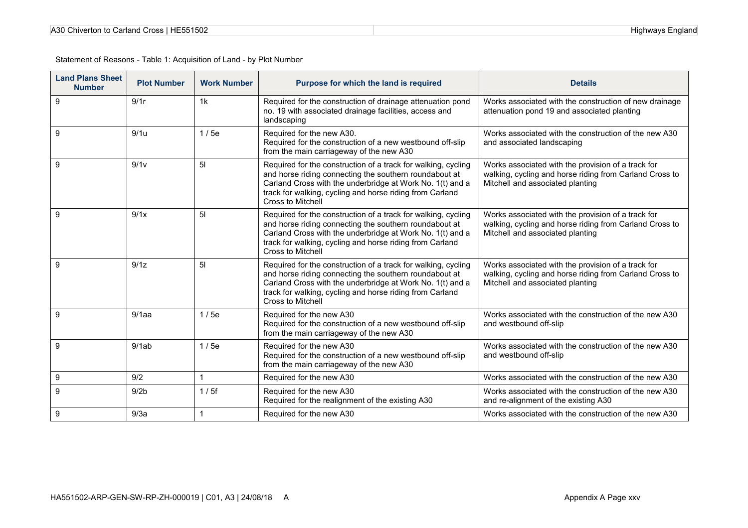Statement of Reasons - Table 1: Acquisition of Land - by Plot Number

| Land Plans Sheet Number | Plot Number | Work Number | Purpose for which the land is required | Details |
|---|---|---|---|---|
| 9 | 9/1r | 1k | Required for the construction of drainage attenuation pond no. 19 with associated drainage facilities, access and landscaping | Works associated with the construction of new drainage attenuation pond 19 and associated planting |
| 9 | 9/1u | 1 / 5e | Required for the new A30. Required for the construction of a new westbound off-slip from the main carriageway of the new A30 | Works associated with the construction of the new A30 and associated landscaping |
| 9 | 9/1v | 5l | Required for the construction of a track for walking, cycling and horse riding connecting the southern roundabout at Carland Cross with the underbridge at Work No. 1(t) and a track for walking, cycling and horse riding from Carland Cross to Mitchell | Works associated with the provision of a track for walking, cycling and horse riding from Carland Cross to Mitchell and associated planting |
| 9 | 9/1x | 5l | Required for the construction of a track for walking, cycling and horse riding connecting the southern roundabout at Carland Cross with the underbridge at Work No. 1(t) and a track for walking, cycling and horse riding from Carland Cross to Mitchell | Works associated with the provision of a track for walking, cycling and horse riding from Carland Cross to Mitchell and associated planting |
| 9 | 9/1z | 5l | Required for the construction of a track for walking, cycling and horse riding connecting the southern roundabout at Carland Cross with the underbridge at Work No. 1(t) and a track for walking, cycling and horse riding from Carland Cross to Mitchell | Works associated with the provision of a track for walking, cycling and horse riding from Carland Cross to Mitchell and associated planting |
| 9 | 9/1aa | 1 / 5e | Required for the new A30 Required for the construction of a new westbound off-slip from the main carriageway of the new A30 | Works associated with the construction of the new A30 and westbound off-slip |
| 9 | 9/1ab | 1 / 5e | Required for the new A30 Required for the construction of a new westbound off-slip from the main carriageway of the new A30 | Works associated with the construction of the new A30 and westbound off-slip |
| 9 | 9/2 | 1 | Required for the new A30 | Works associated with the construction of the new A30 |
| 9 | 9/2b | 1 / 5f | Required for the new A30 Required for the realignment of the existing A30 | Works associated with the construction of the new A30 and re-alignment of the existing A30 |
| 9 | 9/3a | 1 | Required for the new A30 | Works associated with the construction of the new A30 |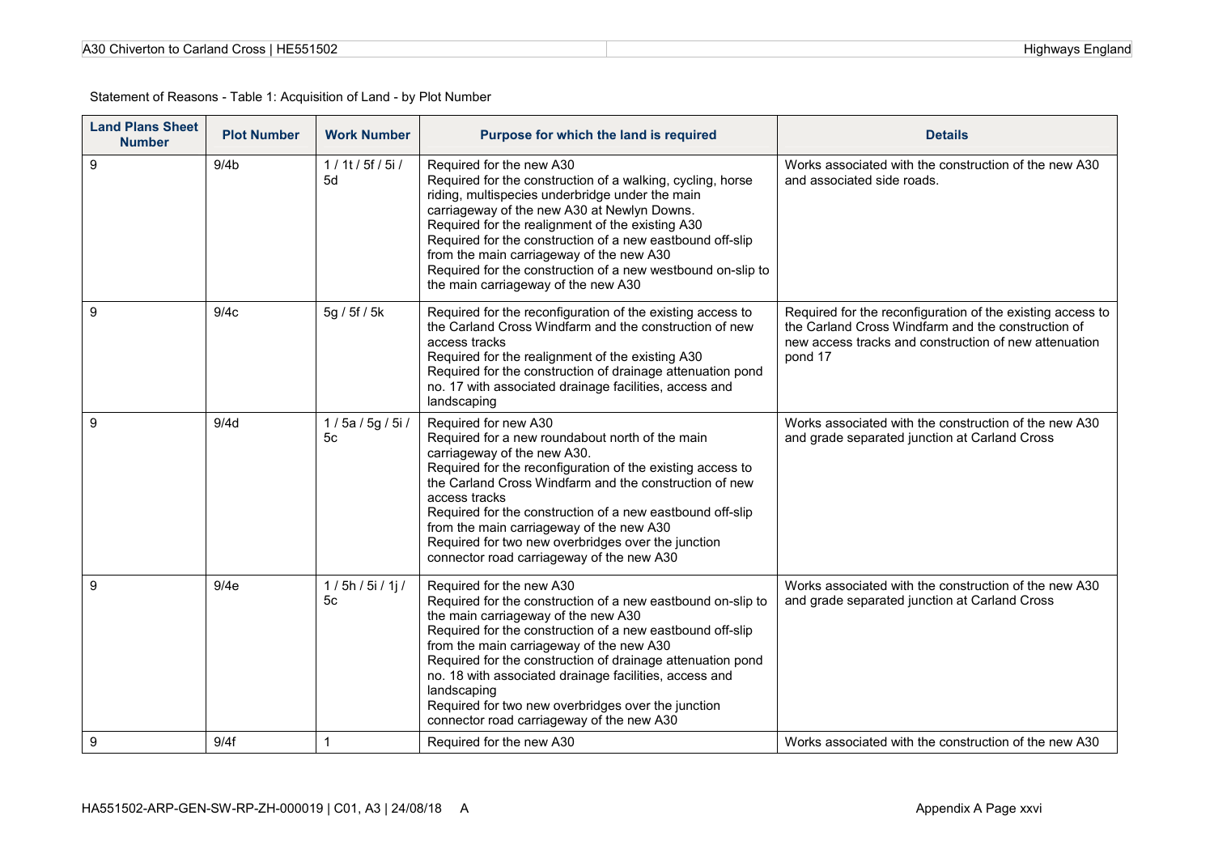Statement of Reasons - Table 1: Acquisition of Land - by Plot Number

| Land Plans Sheet Number | Plot Number | Work Number | Purpose for which the land is required | Details |
|---|---|---|---|---|
| 9 | 9/4b | 1 / 1t / 5f / 5i / 5d | Required for the new A30<br>Required for the construction of a walking, cycling, horse riding, multispecies underbridge under the main carriageway of the new A30 at Newlyn Downs.<br>Required for the realignment of the existing A30<br>Required for the construction of a new eastbound off-slip from the main carriageway of the new A30<br>Required for the construction of a new westbound on-slip to the main carriageway of the new A30 | Works associated with the construction of the new A30 and associated side roads. |
| 9 | 9/4c | 5g / 5f / 5k | Required for the reconfiguration of the existing access to the Carland Cross Windfarm and the construction of new access tracks<br>Required for the realignment of the existing A30<br>Required for the construction of drainage attenuation pond no. 17 with associated drainage facilities, access and landscaping | Required for the reconfiguration of the existing access to the Carland Cross Windfarm and the construction of new access tracks and construction of new attenuation pond 17 |
| 9 | 9/4d | 1 / 5a / 5g / 5i / 5c | Required for new A30<br>Required for a new roundabout north of the main carriageway of the new A30.<br>Required for the reconfiguration of the existing access to the Carland Cross Windfarm and the construction of new access tracks<br>Required for the construction of a new eastbound off-slip from the main carriageway of the new A30<br>Required for two new overbridges over the junction connector road carriageway of the new A30 | Works associated with the construction of the new A30 and grade separated junction at Carland Cross |
| 9 | 9/4e | 1 / 5h / 5i / 1j / 5c | Required for the new A30<br>Required for the construction of a new eastbound on-slip to the main carriageway of the new A30<br>Required for the construction of a new eastbound off-slip from the main carriageway of the new A30<br>Required for the construction of drainage attenuation pond no. 18 with associated drainage facilities, access and landscaping<br>Required for two new overbridges over the junction connector road carriageway of the new A30 | Works associated with the construction of the new A30 and grade separated junction at Carland Cross |
| 9 | 9/4f | 1 | Required for the new A30 | Works associated with the construction of the new A30 |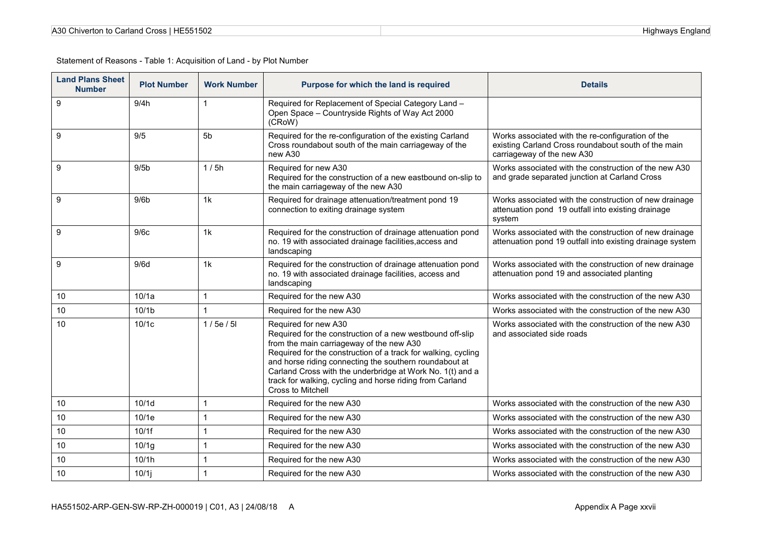Statement of Reasons - Table 1: Acquisition of Land - by Plot Number

| Land Plans Sheet Number | Plot Number | Work Number | Purpose for which the land is required | Details |
|---|---|---|---|---|
| 9 | 9/4h | 1 | Required for Replacement of Special Category Land – Open Space – Countryside Rights of Way Act 2000 (CRoW) | |
| 9 | 9/5 | 5b | Required for the re-configuration of the existing Carland Cross roundabout south of the main carriageway of the new A30 | Works associated with the re-configuration of the existing Carland Cross roundabout south of the main carriageway of the new A30 |
| 9 | 9/5b | 1 / 5h | Required for new A30<br>Required for the construction of a new eastbound on-slip to the main carriageway of the new A30 | Works associated with the construction of the new A30 and grade separated junction at Carland Cross |
| 9 | 9/6b | 1k | Required for drainage attenuation/treatment pond 19 connection to exiting drainage system | Works associated with the construction of new drainage attenuation pond 19 outfall into existing drainage system |
| 9 | 9/6c | 1k | Required for the construction of drainage attenuation pond no. 19 with associated drainage facilities,access and landscaping | Works associated with the construction of new drainage attenuation pond 19 outfall into existing drainage system |
| 9 | 9/6d | 1k | Required for the construction of drainage attenuation pond no. 19 with associated drainage facilities, access and landscaping | Works associated with the construction of new drainage attenuation pond 19 and associated planting |
| 10 | 10/1a | 1 | Required for the new A30 | Works associated with the construction of the new A30 |
| 10 | 10/1b | 1 | Required for the new A30 | Works associated with the construction of the new A30 |
| 10 | 10/1c | 1 / 5e / 5l | Required for new A30<br>Required for the construction of a new westbound off-slip from the main carriageway of the new A30<br>Required for the construction of a track for walking, cycling and horse riding connecting the southern roundabout at Carland Cross with the underbridge at Work No. 1(t) and a track for walking, cycling and horse riding from Carland Cross to Mitchell | Works associated with the construction of the new A30 and associated side roads |
| 10 | 10/1d | 1 | Required for the new A30 | Works associated with the construction of the new A30 |
| 10 | 10/1e | 1 | Required for the new A30 | Works associated with the construction of the new A30 |
| 10 | 10/1f | 1 | Required for the new A30 | Works associated with the construction of the new A30 |
| 10 | 10/1g | 1 | Required for the new A30 | Works associated with the construction of the new A30 |
| 10 | 10/1h | 1 | Required for the new A30 | Works associated with the construction of the new A30 |
| 10 | 10/1j | 1 | Required for the new A30 | Works associated with the construction of the new A30 |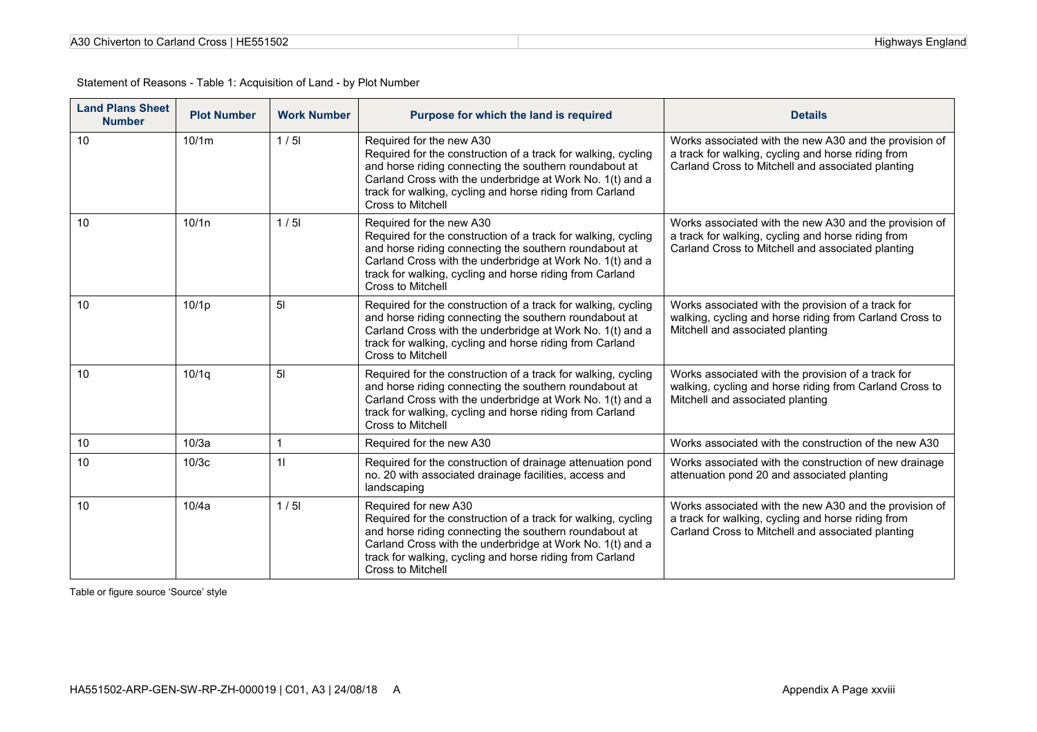Statement of Reasons - Table 1: Acquisition of Land - by Plot Number

| Land Plans Sheet Number | Plot Number | Work Number | Purpose for which the land is required | Details |
|---|---|---|---|---|
| 10 | 10/1m | 1 / 5l | Required for the new A30<br>Required for the construction of a track for walking, cycling and horse riding connecting the southern roundabout at Carland Cross with the underbridge at Work No. 1(t) and a track for walking, cycling and horse riding from Carland Cross to Mitchell | Works associated with the new A30 and the provision of a track for walking, cycling and horse riding from Carland Cross to Mitchell and associated planting |
| 10 | 10/1n | 1 / 5l | Required for the new A30<br>Required for the construction of a track for walking, cycling and horse riding connecting the southern roundabout at Carland Cross with the underbridge at Work No. 1(t) and a track for walking, cycling and horse riding from Carland Cross to Mitchell | Works associated with the new A30 and the provision of a track for walking, cycling and horse riding from Carland Cross to Mitchell and associated planting |
| 10 | 10/1p | 5l | Required for the construction of a track for walking, cycling and horse riding connecting the southern roundabout at Carland Cross with the underbridge at Work No. 1(t) and a track for walking, cycling and horse riding from Carland Cross to Mitchell | Works associated with the provision of a track for walking, cycling and horse riding from Carland Cross to Mitchell and associated planting |
| 10 | 10/1q | 5l | Required for the construction of a track for walking, cycling and horse riding connecting the southern roundabout at Carland Cross with the underbridge at Work No. 1(t) and a track for walking, cycling and horse riding from Carland Cross to Mitchell | Works associated with the provision of a track for walking, cycling and horse riding from Carland Cross to Mitchell and associated planting |
| 10 | 10/3a | 1 | Required for the new A30 | Works associated with the construction of the new A30 |
| 10 | 10/3c | 1l | Required for the construction of drainage attenuation pond no. 20 with associated drainage facilities, access and landscaping | Works associated with the construction of new drainage attenuation pond 20 and associated planting |
| 10 | 10/4a | 1 / 5l | Required for new A30<br>Required for the construction of a track for walking, cycling and horse riding connecting the southern roundabout at Carland Cross with the underbridge at Work No. 1(t) and a track for walking, cycling and horse riding from Carland Cross to Mitchell | Works associated with the new A30 and the provision of a track for walking, cycling and horse riding from Carland Cross to Mitchell and associated planting |

Table or figure source 'Source' style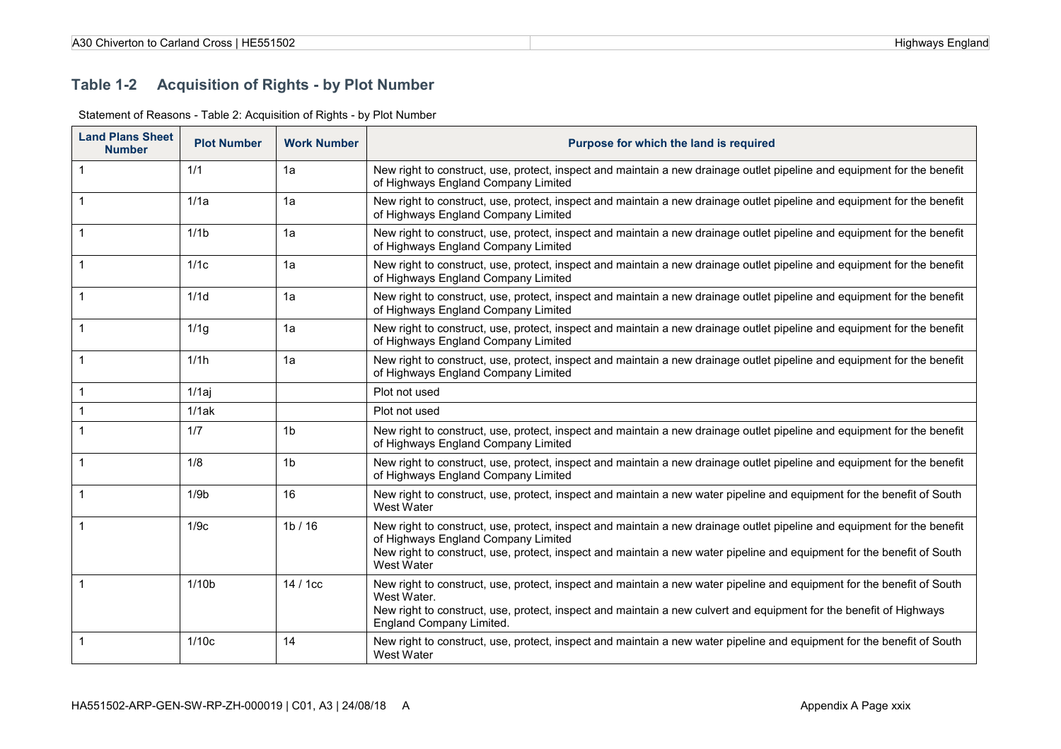## Table 1-2 Acquisition of Rights - by Plot Number

Statement of Reasons - Table 2: Acquisition of Rights - by Plot Number

| Land Plans Sheet Number | Plot Number | Work Number | Purpose for which the land is required |
|---|---|---|---|
| 1 | 1/1 | 1a | New right to construct, use, protect, inspect and maintain a new drainage outlet pipeline and equipment for the benefit of Highways England Company Limited |
| 1 | 1/1a | 1a | New right to construct, use, protect, inspect and maintain a new drainage outlet pipeline and equipment for the benefit of Highways England Company Limited |
| 1 | 1/1b | 1a | New right to construct, use, protect, inspect and maintain a new drainage outlet pipeline and equipment for the benefit of Highways England Company Limited |
| 1 | 1/1c | 1a | New right to construct, use, protect, inspect and maintain a new drainage outlet pipeline and equipment for the benefit of Highways England Company Limited |
| 1 | 1/1d | 1a | New right to construct, use, protect, inspect and maintain a new drainage outlet pipeline and equipment for the benefit of Highways England Company Limited |
| 1 | 1/1g | 1a | New right to construct, use, protect, inspect and maintain a new drainage outlet pipeline and equipment for the benefit of Highways England Company Limited |
| 1 | 1/1h | 1a | New right to construct, use, protect, inspect and maintain a new drainage outlet pipeline and equipment for the benefit of Highways England Company Limited |
| 1 | 1/1aj | | Plot not used |
| 1 | 1/1ak | | Plot not used |
| 1 | 1/7 | 1b | New right to construct, use, protect, inspect and maintain a new drainage outlet pipeline and equipment for the benefit of Highways England Company Limited |
| 1 | 1/8 | 1b | New right to construct, use, protect, inspect and maintain a new drainage outlet pipeline and equipment for the benefit of Highways England Company Limited |
| 1 | 1/9b | 16 | New right to construct, use, protect, inspect and maintain a new water pipeline and equipment for the benefit of South West Water |
| 1 | 1/9c | 1b / 16 | New right to construct, use, protect, inspect and maintain a new drainage outlet pipeline and equipment for the benefit of Highways England Company Limited<br>New right to construct, use, protect, inspect and maintain a new water pipeline and equipment for the benefit of South West Water |
| 1 | 1/10b | 14 / 1cc | New right to construct, use, protect, inspect and maintain a new water pipeline and equipment for the benefit of South West Water.<br>New right to construct, use, protect, inspect and maintain a new culvert and equipment for the benefit of Highways England Company Limited. |
| 1 | 1/10c | 14 | New right to construct, use, protect, inspect and maintain a new water pipeline and equipment for the benefit of South West Water |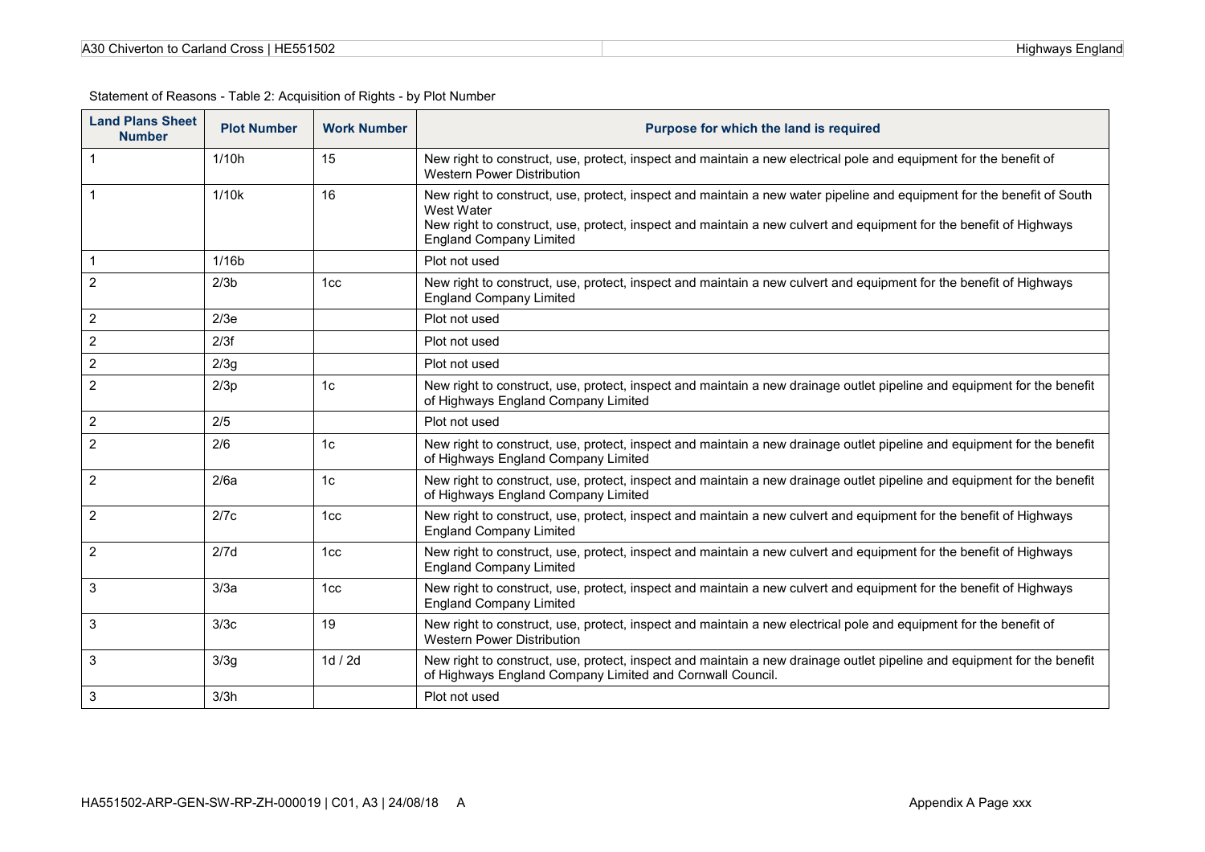Statement of Reasons - Table 2: Acquisition of Rights - by Plot Number

| Land Plans Sheet Number | Plot Number | Work Number | Purpose for which the land is required |
|---|---|---|---|
| 1 | 1/10h | 15 | New right to construct, use, protect, inspect and maintain a new electrical pole and equipment for the benefit of Western Power Distribution |
| 1 | 1/10k | 16 | New right to construct, use, protect, inspect and maintain a new water pipeline and equipment for the benefit of South West Water<br>New right to construct, use, protect, inspect and maintain a new culvert and equipment for the benefit of Highways England Company Limited |
| 1 | 1/16b | | Plot not used |
| 2 | 2/3b | 1cc | New right to construct, use, protect, inspect and maintain a new culvert and equipment for the benefit of Highways England Company Limited |
| 2 | 2/3e | | Plot not used |
| 2 | 2/3f | | Plot not used |
| 2 | 2/3g | | Plot not used |
| 2 | 2/3p | 1c | New right to construct, use, protect, inspect and maintain a new drainage outlet pipeline and equipment for the benefit of Highways England Company Limited |
| 2 | 2/5 | | Plot not used |
| 2 | 2/6 | 1c | New right to construct, use, protect, inspect and maintain a new drainage outlet pipeline and equipment for the benefit of Highways England Company Limited |
| 2 | 2/6a | 1c | New right to construct, use, protect, inspect and maintain a new drainage outlet pipeline and equipment for the benefit of Highways England Company Limited |
| 2 | 2/7c | 1cc | New right to construct, use, protect, inspect and maintain a new culvert and equipment for the benefit of Highways England Company Limited |
| 2 | 2/7d | 1cc | New right to construct, use, protect, inspect and maintain a new culvert and equipment for the benefit of Highways England Company Limited |
| 3 | 3/3a | 1cc | New right to construct, use, protect, inspect and maintain a new culvert and equipment for the benefit of Highways England Company Limited |
| 3 | 3/3c | 19 | New right to construct, use, protect, inspect and maintain a new electrical pole and equipment for the benefit of Western Power Distribution |
| 3 | 3/3g | 1d / 2d | New right to construct, use, protect, inspect and maintain a new drainage outlet pipeline and equipment for the benefit of Highways England Company Limited and Cornwall Council. |
| 3 | 3/3h | | Plot not used |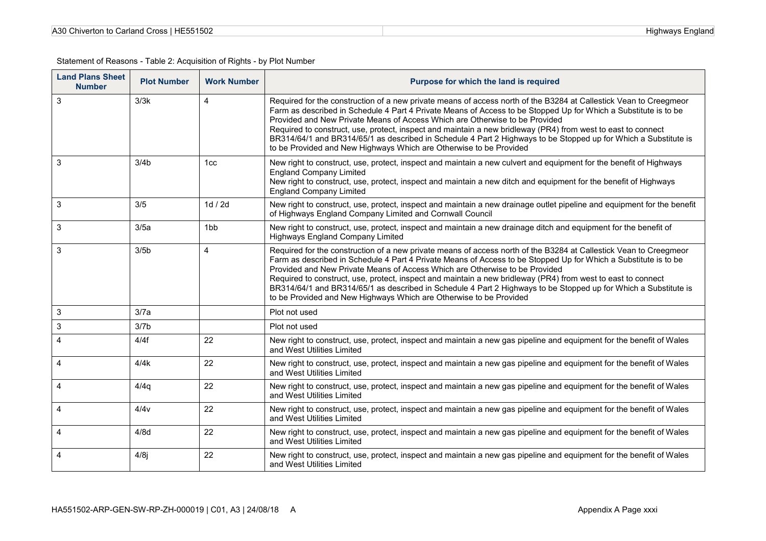Statement of Reasons - Table 2: Acquisition of Rights - by Plot Number

| Land Plans Sheet Number | Plot Number | Work Number | Purpose for which the land is required |
|---|---|---|---|
| 3 | 3/3k | 4 | Required for the construction of a new private means of access north of the B3284 at Callestick Vean to Creegmeor Farm as described in Schedule 4 Part 4 Private Means of Access to be Stopped Up for Which a Substitute is to be Provided and New Private Means of Access Which are Otherwise to be Provided<br>Required to construct, use, protect, inspect and maintain a new bridleway (PR4) from west to east to connect BR314/64/1 and BR314/65/1 as described in Schedule 4 Part 2 Highways to be Stopped up for Which a Substitute is to be Provided and New Highways Which are Otherwise to be Provided |
| 3 | 3/4b | 1cc | New right to construct, use, protect, inspect and maintain a new culvert and equipment for the benefit of Highways England Company Limited<br>New right to construct, use, protect, inspect and maintain a new ditch and equipment for the benefit of Highways England Company Limited |
| 3 | 3/5 | 1d / 2d | New right to construct, use, protect, inspect and maintain a new drainage outlet pipeline and equipment for the benefit of Highways England Company Limited and Cornwall Council |
| 3 | 3/5a | 1bb | New right to construct, use, protect, inspect and maintain a new drainage ditch and equipment for the benefit of Highways England Company Limited |
| 3 | 3/5b | 4 | Required for the construction of a new private means of access north of the B3284 at Callestick Vean to Creegmeor Farm as described in Schedule 4 Part 4 Private Means of Access to be Stopped Up for Which a Substitute is to be Provided and New Private Means of Access Which are Otherwise to be Provided<br>Required to construct, use, protect, inspect and maintain a new bridleway (PR4) from west to east to connect BR314/64/1 and BR314/65/1 as described in Schedule 4 Part 2 Highways to be Stopped up for Which a Substitute is to be Provided and New Highways Which are Otherwise to be Provided |
| 3 | 3/7a | | Plot not used |
| 3 | 3/7b | | Plot not used |
| 4 | 4/4f | 22 | New right to construct, use, protect, inspect and maintain a new gas pipeline and equipment for the benefit of Wales and West Utilities Limited |
| 4 | 4/4k | 22 | New right to construct, use, protect, inspect and maintain a new gas pipeline and equipment for the benefit of Wales and West Utilities Limited |
| 4 | 4/4q | 22 | New right to construct, use, protect, inspect and maintain a new gas pipeline and equipment for the benefit of Wales and West Utilities Limited |
| 4 | 4/4v | 22 | New right to construct, use, protect, inspect and maintain a new gas pipeline and equipment for the benefit of Wales and West Utilities Limited |
| 4 | 4/8d | 22 | New right to construct, use, protect, inspect and maintain a new gas pipeline and equipment for the benefit of Wales and West Utilities Limited |
| 4 | 4/8j | 22 | New right to construct, use, protect, inspect and maintain a new gas pipeline and equipment for the benefit of Wales and West Utilities Limited |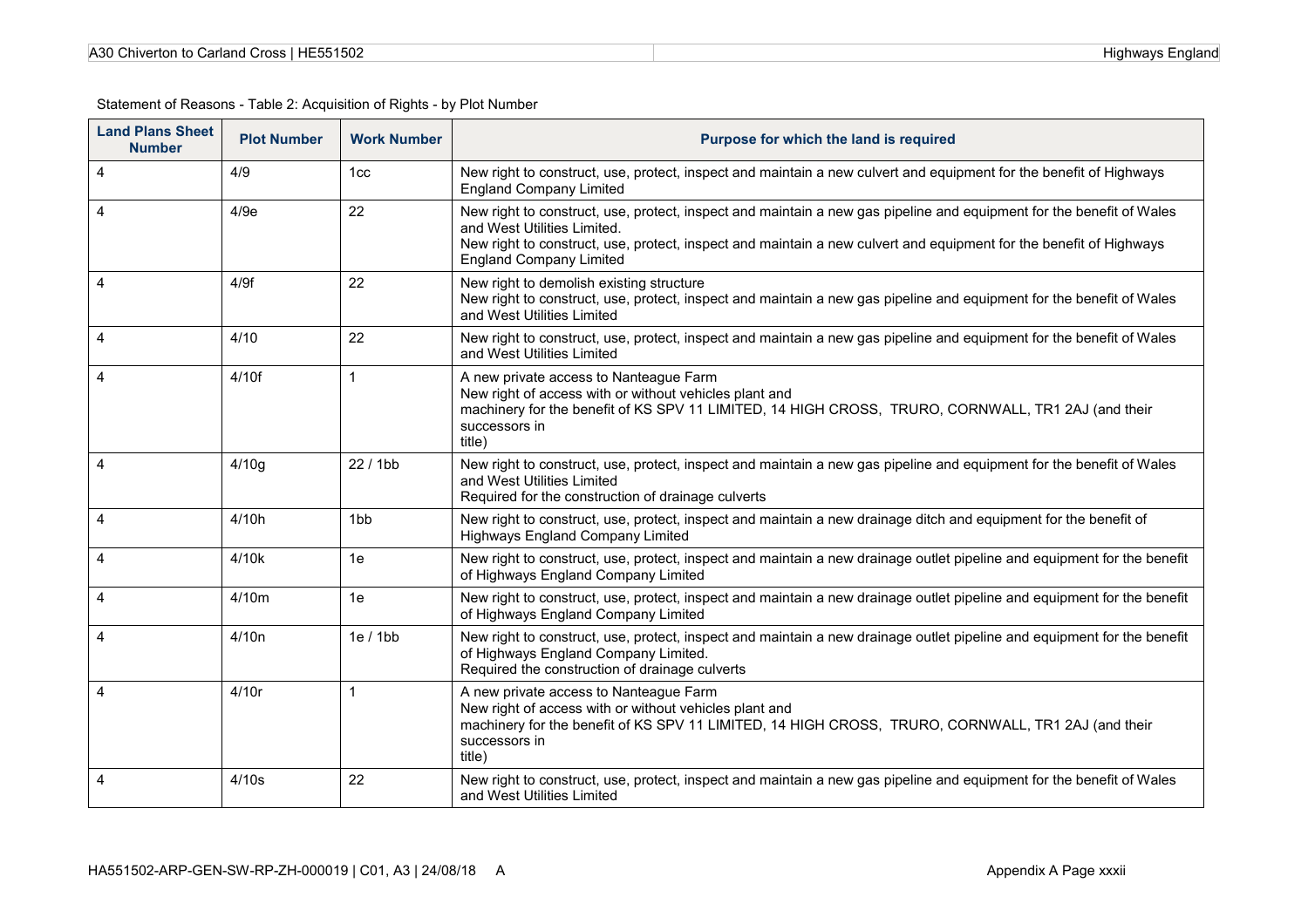Statement of Reasons - Table 2: Acquisition of Rights - by Plot Number

| Land Plans Sheet Number | Plot Number | Work Number | Purpose for which the land is required |
|---|---|---|---|
| 4 | 4/9 | 1cc | New right to construct, use, protect, inspect and maintain a new culvert and equipment for the benefit of Highways England Company Limited |
| 4 | 4/9e | 22 | New right to construct, use, protect, inspect and maintain a new gas pipeline and equipment for the benefit of Wales and West Utilities Limited.<br>New right to construct, use, protect, inspect and maintain a new culvert and equipment for the benefit of Highways England Company Limited |
| 4 | 4/9f | 22 | New right to demolish existing structure<br>New right to construct, use, protect, inspect and maintain a new gas pipeline and equipment for the benefit of Wales and West Utilities Limited |
| 4 | 4/10 | 22 | New right to construct, use, protect, inspect and maintain a new gas pipeline and equipment for the benefit of Wales and West Utilities Limited |
| 4 | 4/10f | 1 | A new private access to Nanteague Farm<br>New right of access with or without vehicles plant and<br>machinery for the benefit of KS SPV 11 LIMITED, 14 HIGH CROSS, TRURO, CORNWALL, TR1 2AJ (and their successors in<br>title) |
| 4 | 4/10g | 22 / 1bb | New right to construct, use, protect, inspect and maintain a new gas pipeline and equipment for the benefit of Wales and West Utilities Limited<br>Required for the construction of drainage culverts |
| 4 | 4/10h | 1bb | New right to construct, use, protect, inspect and maintain a new drainage ditch and equipment for the benefit of Highways England Company Limited |
| 4 | 4/10k | 1e | New right to construct, use, protect, inspect and maintain a new drainage outlet pipeline and equipment for the benefit of Highways England Company Limited |
| 4 | 4/10m | 1e | New right to construct, use, protect, inspect and maintain a new drainage outlet pipeline and equipment for the benefit of Highways England Company Limited |
| 4 | 4/10n | 1e / 1bb | New right to construct, use, protect, inspect and maintain a new drainage outlet pipeline and equipment for the benefit of Highways England Company Limited.<br>Required the construction of drainage culverts |
| 4 | 4/10r | 1 | A new private access to Nanteague Farm<br>New right of access with or without vehicles plant and<br>machinery for the benefit of KS SPV 11 LIMITED, 14 HIGH CROSS, TRURO, CORNWALL, TR1 2AJ (and their successors in<br>title) |
| 4 | 4/10s | 22 | New right to construct, use, protect, inspect and maintain a new gas pipeline and equipment for the benefit of Wales and West Utilities Limited |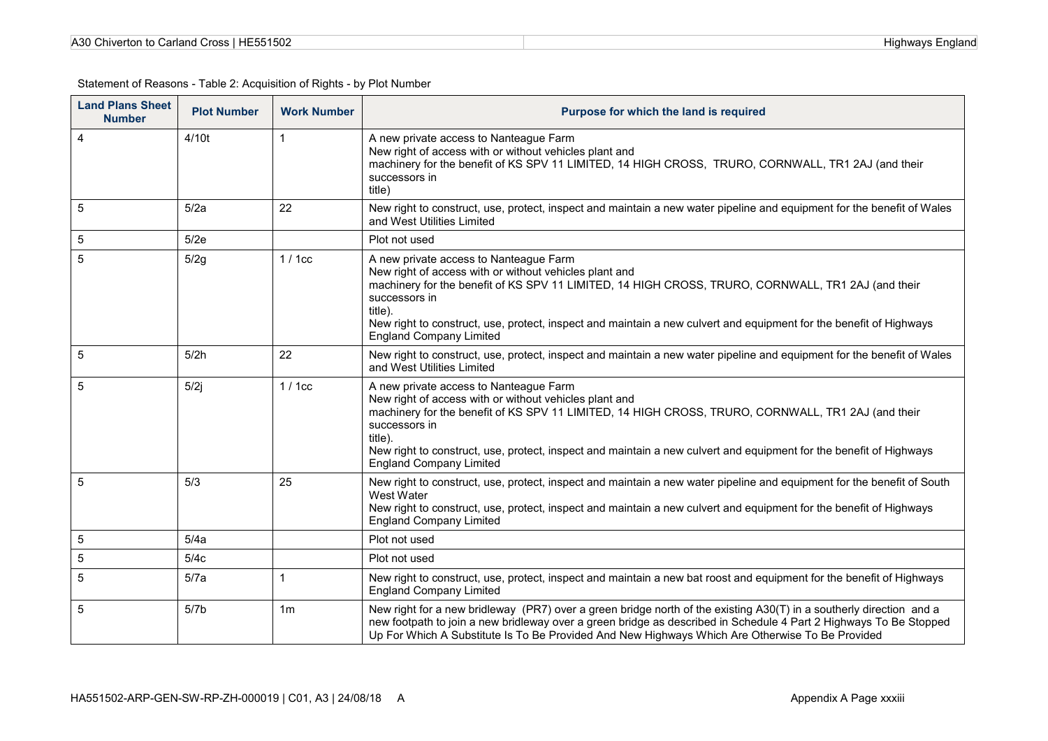Statement of Reasons - Table 2: Acquisition of Rights - by Plot Number

| Land Plans Sheet Number | Plot Number | Work Number | Purpose for which the land is required |
|---|---|---|---|
| 4 | 4/10t | 1 | A new private access to Nanteague Farm<br>New right of access with or without vehicles plant and machinery for the benefit of KS SPV 11 LIMITED, 14 HIGH CROSS, TRURO, CORNWALL, TR1 2AJ (and their successors in title) |
| 5 | 5/2a | 22 | New right to construct, use, protect, inspect and maintain a new water pipeline and equipment for the benefit of Wales and West Utilities Limited |
| 5 | 5/2e | | Plot not used |
| 5 | 5/2g | 1 / 1cc | A new private access to Nanteague Farm<br>New right of access with or without vehicles plant and machinery for the benefit of KS SPV 11 LIMITED, 14 HIGH CROSS, TRURO, CORNWALL, TR1 2AJ (and their successors in title).<br>New right to construct, use, protect, inspect and maintain a new culvert and equipment for the benefit of Highways England Company Limited |
| 5 | 5/2h | 22 | New right to construct, use, protect, inspect and maintain a new water pipeline and equipment for the benefit of Wales and West Utilities Limited |
| 5 | 5/2j | 1 / 1cc | A new private access to Nanteague Farm<br>New right of access with or without vehicles plant and machinery for the benefit of KS SPV 11 LIMITED, 14 HIGH CROSS, TRURO, CORNWALL, TR1 2AJ (and their successors in title).<br>New right to construct, use, protect, inspect and maintain a new culvert and equipment for the benefit of Highways England Company Limited |
| 5 | 5/3 | 25 | New right to construct, use, protect, inspect and maintain a new water pipeline and equipment for the benefit of South West Water<br>New right to construct, use, protect, inspect and maintain a new culvert and equipment for the benefit of Highways England Company Limited |
| 5 | 5/4a | | Plot not used |
| 5 | 5/4c | | Plot not used |
| 5 | 5/7a | 1 | New right to construct, use, protect, inspect and maintain a new bat roost and equipment for the benefit of Highways England Company Limited |
| 5 | 5/7b | 1m | New right for a new bridleway (PR7) over a green bridge north of the existing A30(T) in a southerly direction and a new footpath to join a new bridleway over a green bridge as described in Schedule 4 Part 2 Highways To Be Stopped Up For Which A Substitute Is To Be Provided And New Highways Which Are Otherwise To Be Provided |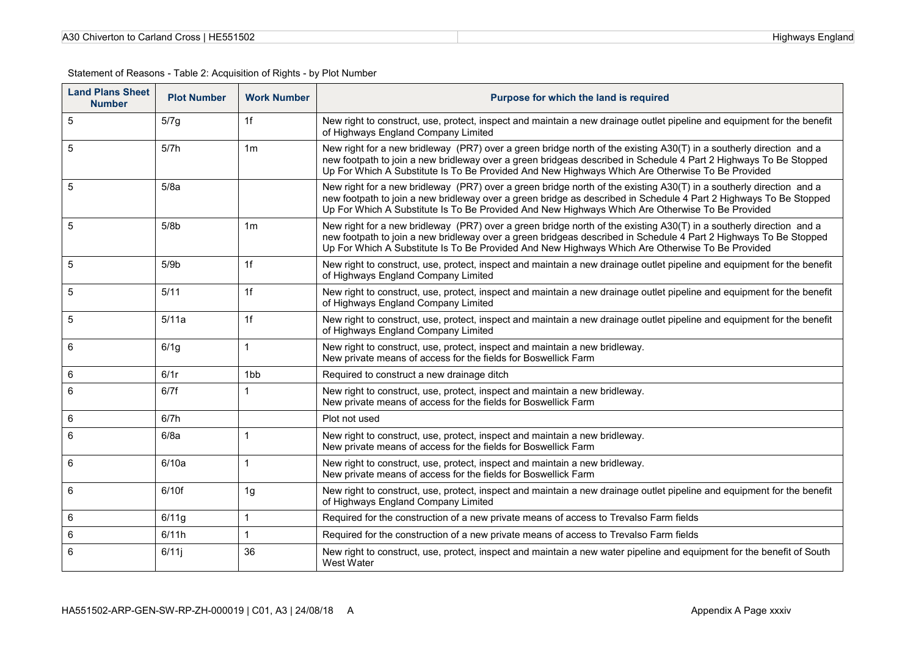Statement of Reasons - Table 2: Acquisition of Rights - by Plot Number

| Land Plans Sheet Number | Plot Number | Work Number | Purpose for which the land is required |
|---|---|---|---|
| 5 | 5/7g | 1f | New right to construct, use, protect, inspect and maintain a new drainage outlet pipeline and equipment for the benefit of Highways England Company Limited |
| 5 | 5/7h | 1m | New right for a new bridleway (PR7) over a green bridge north of the existing A30(T) in a southerly direction and a new footpath to join a new bridleway over a green bridgeas described in Schedule 4 Part 2 Highways To Be Stopped Up For Which A Substitute Is To Be Provided And New Highways Which Are Otherwise To Be Provided |
| 5 | 5/8a | | New right for a new bridleway (PR7) over a green bridge north of the existing A30(T) in a southerly direction and a new footpath to join a new bridleway over a green bridge as described in Schedule 4 Part 2 Highways To Be Stopped Up For Which A Substitute Is To Be Provided And New Highways Which Are Otherwise To Be Provided |
| 5 | 5/8b | 1m | New right for a new bridleway (PR7) over a green bridge north of the existing A30(T) in a southerly direction and a new footpath to join a new bridleway over a green bridgeas described in Schedule 4 Part 2 Highways To Be Stopped Up For Which A Substitute Is To Be Provided And New Highways Which Are Otherwise To Be Provided |
| 5 | 5/9b | 1f | New right to construct, use, protect, inspect and maintain a new drainage outlet pipeline and equipment for the benefit of Highways England Company Limited |
| 5 | 5/11 | 1f | New right to construct, use, protect, inspect and maintain a new drainage outlet pipeline and equipment for the benefit of Highways England Company Limited |
| 5 | 5/11a | 1f | New right to construct, use, protect, inspect and maintain a new drainage outlet pipeline and equipment for the benefit of Highways England Company Limited |
| 6 | 6/1g | 1 | New right to construct, use, protect, inspect and maintain a new bridleway.<br>New private means of access for the fields for Boswellick Farm |
| 6 | 6/1r | 1bb | Required to construct a new drainage ditch |
| 6 | 6/7f | 1 | New right to construct, use, protect, inspect and maintain a new bridleway.<br>New private means of access for the fields for Boswellick Farm |
| 6 | 6/7h | | Plot not used |
| 6 | 6/8a | 1 | New right to construct, use, protect, inspect and maintain a new bridleway.<br>New private means of access for the fields for Boswellick Farm |
| 6 | 6/10a | 1 | New right to construct, use, protect, inspect and maintain a new bridleway.<br>New private means of access for the fields for Boswellick Farm |
| 6 | 6/10f | 1g | New right to construct, use, protect, inspect and maintain a new drainage outlet pipeline and equipment for the benefit of Highways England Company Limited |
| 6 | 6/11g | 1 | Required for the construction of a new private means of access to Trevalso Farm fields |
| 6 | 6/11h | 1 | Required for the construction of a new private means of access to Trevalso Farm fields |
| 6 | 6/11j | 36 | New right to construct, use, protect, inspect and maintain a new water pipeline and equipment for the benefit of South West Water |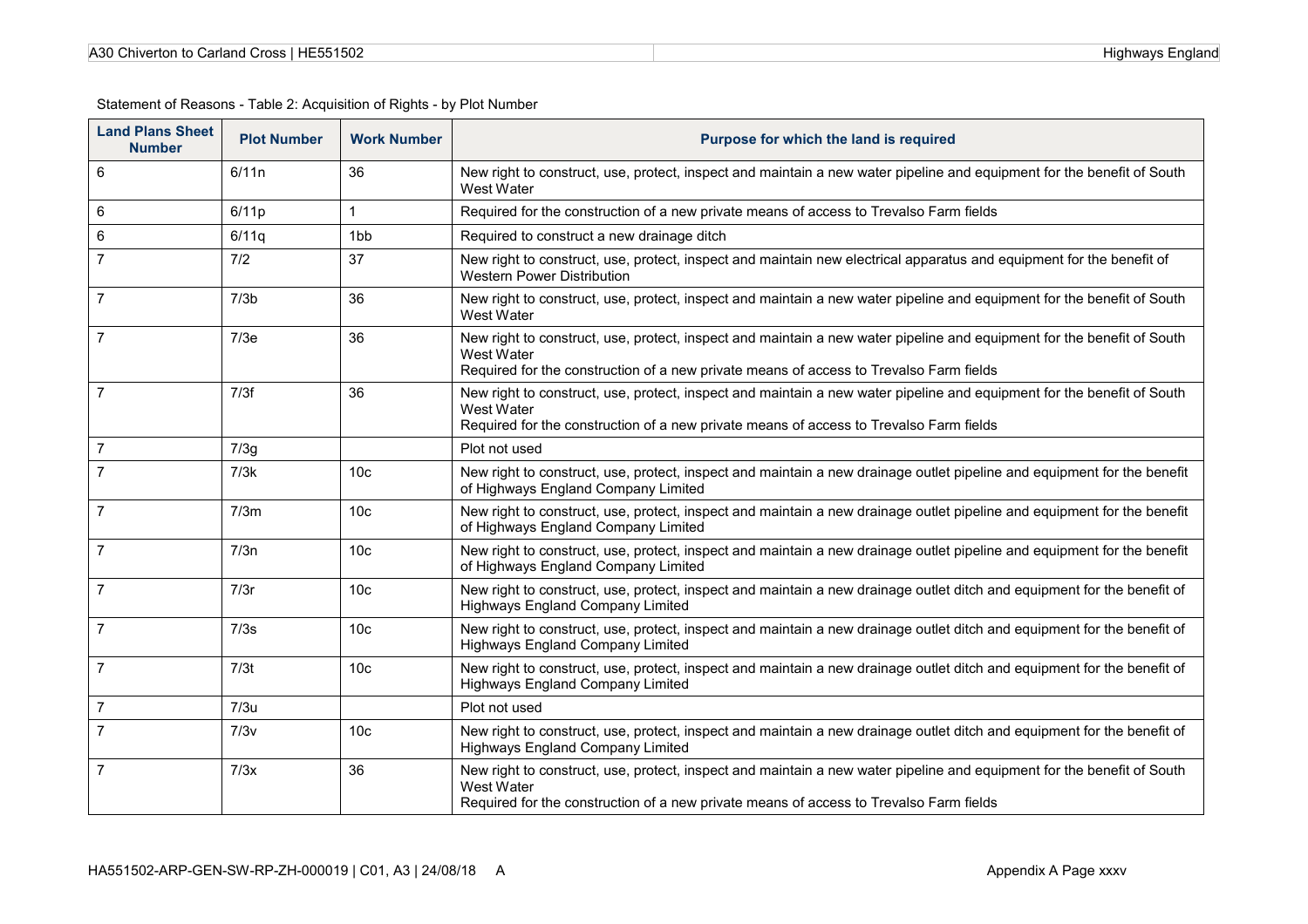Statement of Reasons - Table 2: Acquisition of Rights - by Plot Number

| Land Plans Sheet Number | Plot Number | Work Number | Purpose for which the land is required |
|---|---|---|---|
| 6 | 6/11n | 36 | New right to construct, use, protect, inspect and maintain a new water pipeline and equipment for the benefit of South West Water |
| 6 | 6/11p | 1 | Required for the construction of a new private means of access to Trevalso Farm fields |
| 6 | 6/11q | 1bb | Required to construct a new drainage ditch |
| 7 | 7/2 | 37 | New right to construct, use, protect, inspect and maintain new electrical apparatus and equipment for the benefit of Western Power Distribution |
| 7 | 7/3b | 36 | New right to construct, use, protect, inspect and maintain a new water pipeline and equipment for the benefit of South West Water |
| 7 | 7/3e | 36 | New right to construct, use, protect, inspect and maintain a new water pipeline and equipment for the benefit of South West Water<br>Required for the construction of a new private means of access to Trevalso Farm fields |
| 7 | 7/3f | 36 | New right to construct, use, protect, inspect and maintain a new water pipeline and equipment for the benefit of South West Water<br>Required for the construction of a new private means of access to Trevalso Farm fields |
| 7 | 7/3g | | Plot not used |
| 7 | 7/3k | 10c | New right to construct, use, protect, inspect and maintain a new drainage outlet pipeline and equipment for the benefit of Highways England Company Limited |
| 7 | 7/3m | 10c | New right to construct, use, protect, inspect and maintain a new drainage outlet pipeline and equipment for the benefit of Highways England Company Limited |
| 7 | 7/3n | 10c | New right to construct, use, protect, inspect and maintain a new drainage outlet pipeline and equipment for the benefit of Highways England Company Limited |
| 7 | 7/3r | 10c | New right to construct, use, protect, inspect and maintain a new drainage outlet ditch and equipment for the benefit of Highways England Company Limited |
| 7 | 7/3s | 10c | New right to construct, use, protect, inspect and maintain a new drainage outlet ditch and equipment for the benefit of Highways England Company Limited |
| 7 | 7/3t | 10c | New right to construct, use, protect, inspect and maintain a new drainage outlet ditch and equipment for the benefit of Highways England Company Limited |
| 7 | 7/3u | | Plot not used |
| 7 | 7/3v | 10c | New right to construct, use, protect, inspect and maintain a new drainage outlet ditch and equipment for the benefit of Highways England Company Limited |
| 7 | 7/3x | 36 | New right to construct, use, protect, inspect and maintain a new water pipeline and equipment for the benefit of South West Water<br>Required for the construction of a new private means of access to Trevalso Farm fields |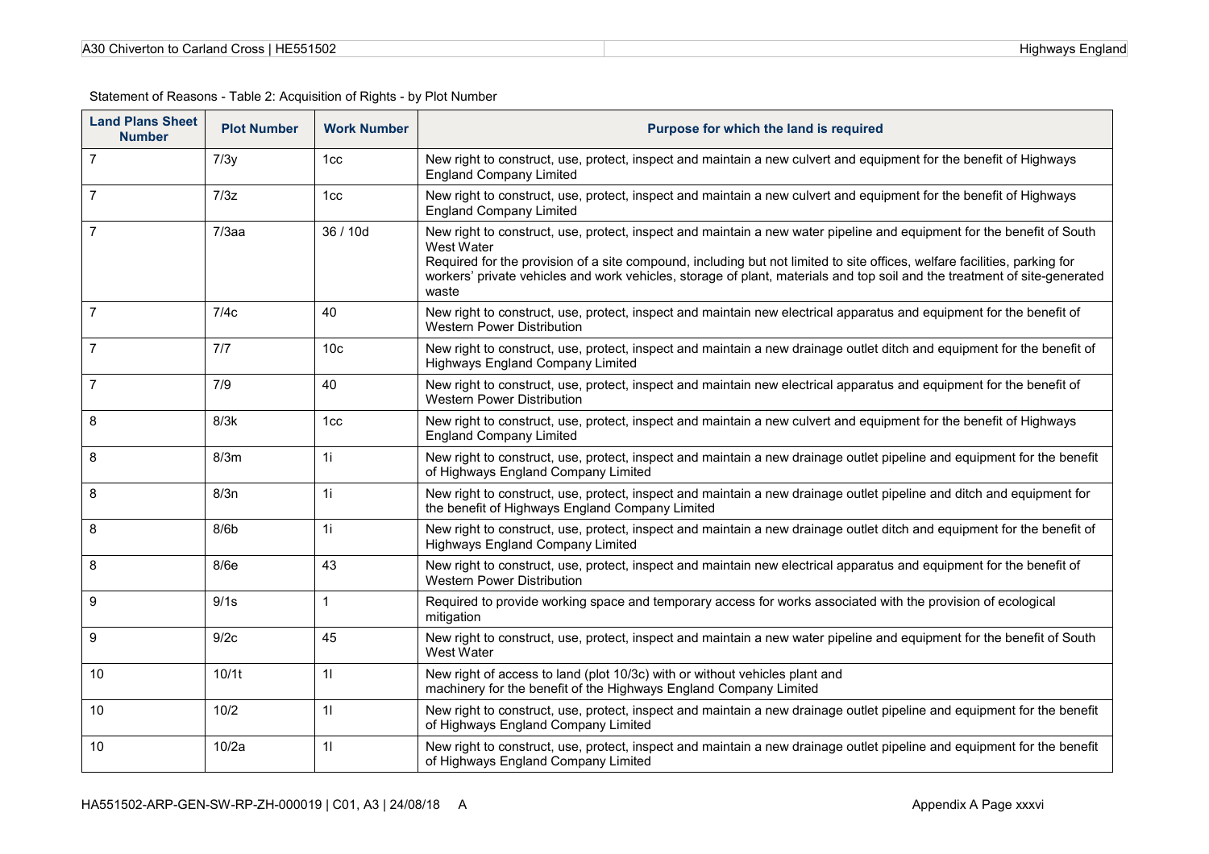Statement of Reasons - Table 2: Acquisition of Rights - by Plot Number

| Land Plans Sheet Number | Plot Number | Work Number | Purpose for which the land is required |
|---|---|---|---|
| 7 | 7/3y | 1cc | New right to construct, use, protect, inspect and maintain a new culvert and equipment for the benefit of Highways England Company Limited |
| 7 | 7/3z | 1cc | New right to construct, use, protect, inspect and maintain a new culvert and equipment for the benefit of Highways England Company Limited |
| 7 | 7/3aa | 36 / 10d | New right to construct, use, protect, inspect and maintain a new water pipeline and equipment for the benefit of South West Water<br>Required for the provision of a site compound, including but not limited to site offices, welfare facilities, parking for workers' private vehicles and work vehicles, storage of plant, materials and top soil and the treatment of site-generated waste |
| 7 | 7/4c | 40 | New right to construct, use, protect, inspect and maintain new electrical apparatus and equipment for the benefit of Western Power Distribution |
| 7 | 7/7 | 10c | New right to construct, use, protect, inspect and maintain a new drainage outlet ditch and equipment for the benefit of Highways England Company Limited |
| 7 | 7/9 | 40 | New right to construct, use, protect, inspect and maintain new electrical apparatus and equipment for the benefit of Western Power Distribution |
| 8 | 8/3k | 1cc | New right to construct, use, protect, inspect and maintain a new culvert and equipment for the benefit of Highways England Company Limited |
| 8 | 8/3m | 1i | New right to construct, use, protect, inspect and maintain a new drainage outlet pipeline and equipment for the benefit of Highways England Company Limited |
| 8 | 8/3n | 1i | New right to construct, use, protect, inspect and maintain a new drainage outlet pipeline and ditch and equipment for the benefit of Highways England Company Limited |
| 8 | 8/6b | 1i | New right to construct, use, protect, inspect and maintain a new drainage outlet ditch and equipment for the benefit of Highways England Company Limited |
| 8 | 8/6e | 43 | New right to construct, use, protect, inspect and maintain new electrical apparatus and equipment for the benefit of Western Power Distribution |
| 9 | 9/1s | 1 | Required to provide working space and temporary access for works associated with the provision of ecological mitigation |
| 9 | 9/2c | 45 | New right to construct, use, protect, inspect and maintain a new water pipeline and equipment for the benefit of South West Water |
| 10 | 10/1t | 1l | New right of access to land (plot 10/3c) with or without vehicles plant and machinery for the benefit of the Highways England Company Limited |
| 10 | 10/2 | 1l | New right to construct, use, protect, inspect and maintain a new drainage outlet pipeline and equipment for the benefit of Highways England Company Limited |
| 10 | 10/2a | 1l | New right to construct, use, protect, inspect and maintain a new drainage outlet pipeline and equipment for the benefit of Highways England Company Limited |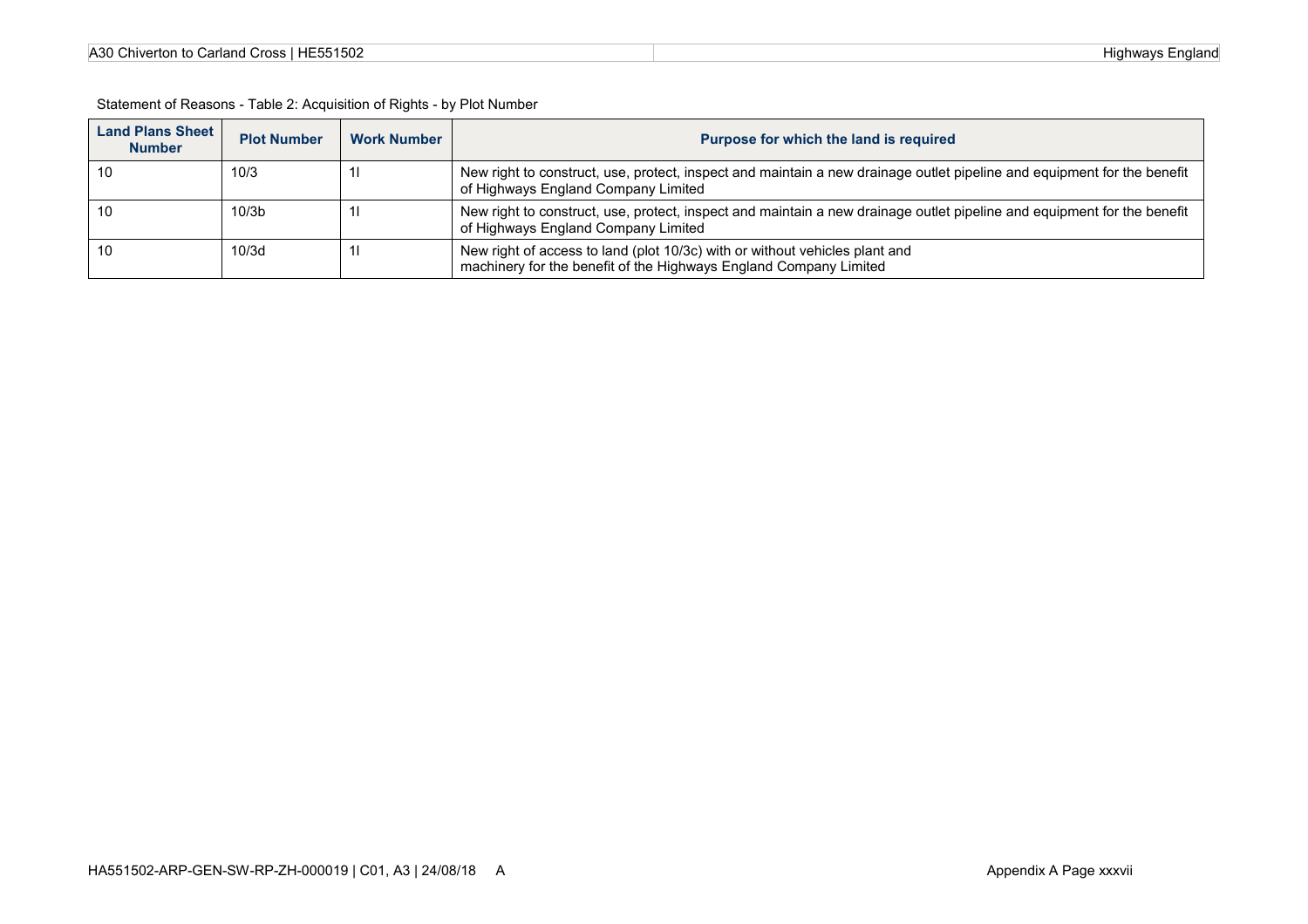Statement of Reasons - Table 2: Acquisition of Rights - by Plot Number

| Land Plans Sheet Number | Plot Number | Work Number | Purpose for which the land is required |
|---|---|---|---|
| 10 | 10/3 | 1l | New right to construct, use, protect, inspect and maintain a new drainage outlet pipeline and equipment for the benefit of Highways England Company Limited |
| 10 | 10/3b | 1l | New right to construct, use, protect, inspect and maintain a new drainage outlet pipeline and equipment for the benefit of Highways England Company Limited |
| 10 | 10/3d | 1l | New right of access to land (plot 10/3c) with or without vehicles plant and machinery for the benefit of the Highways England Company Limited |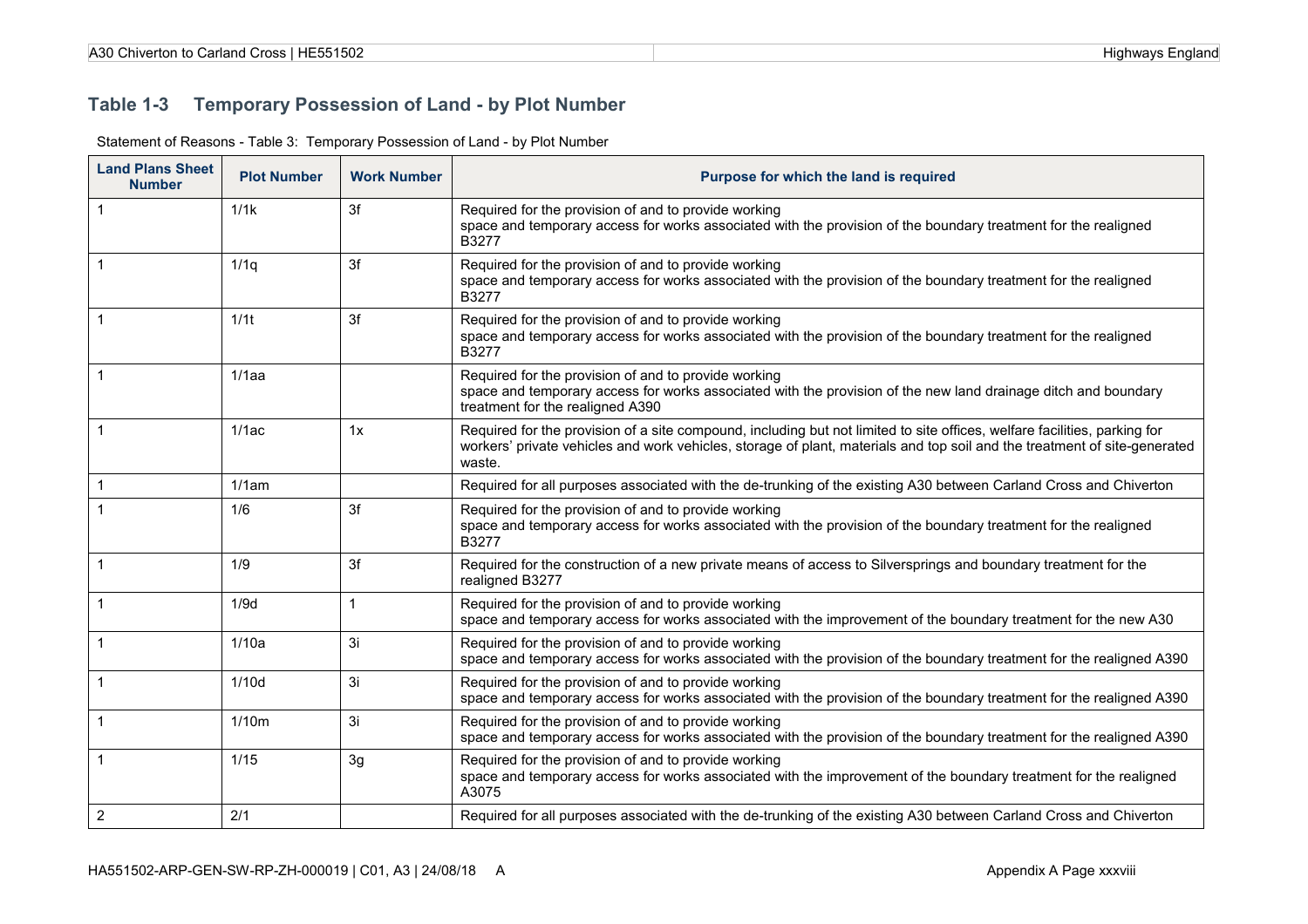### Table 1-3 Temporary Possession of Land - by Plot Number

Statement of Reasons - Table 3: Temporary Possession of Land - by Plot Number

| Land Plans Sheet Number | Plot Number | Work Number | Purpose for which the land is required |
|---|---|---|---|
| 1 | 1/1k | 3f | Required for the provision of and to provide working space and temporary access for works associated with the provision of the boundary treatment for the realigned B3277 |
| 1 | 1/1q | 3f | Required for the provision of and to provide working space and temporary access for works associated with the provision of the boundary treatment for the realigned B3277 |
| 1 | 1/1t | 3f | Required for the provision of and to provide working space and temporary access for works associated with the provision of the boundary treatment for the realigned B3277 |
| 1 | 1/1aa | | Required for the provision of and to provide working space and temporary access for works associated with the provision of the new land drainage ditch and boundary treatment for the realigned A390 |
| 1 | 1/1ac | 1x | Required for the provision of a site compound, including but not limited to site offices, welfare facilities, parking for workers' private vehicles and work vehicles, storage of plant, materials and top soil and the treatment of site-generated waste. |
| 1 | 1/1am | | Required for all purposes associated with the de-trunking of the existing A30 between Carland Cross and Chiverton |
| 1 | 1/6 | 3f | Required for the provision of and to provide working space and temporary access for works associated with the provision of the boundary treatment for the realigned B3277 |
| 1 | 1/9 | 3f | Required for the construction of a new private means of access to Silversprings and boundary treatment for the realigned B3277 |
| 1 | 1/9d | 1 | Required for the provision of and to provide working space and temporary access for works associated with the improvement of the boundary treatment for the new A30 |
| 1 | 1/10a | 3i | Required for the provision of and to provide working space and temporary access for works associated with the provision of the boundary treatment for the realigned A390 |
| 1 | 1/10d | 3i | Required for the provision of and to provide working space and temporary access for works associated with the provision of the boundary treatment for the realigned A390 |
| 1 | 1/10m | 3i | Required for the provision of and to provide working space and temporary access for works associated with the provision of the boundary treatment for the realigned A390 |
| 1 | 1/15 | 3g | Required for the provision of and to provide working space and temporary access for works associated with the improvement of the boundary treatment for the realigned A3075 |
| 2 | 2/1 | | Required for all purposes associated with the de-trunking of the existing A30 between Carland Cross and Chiverton |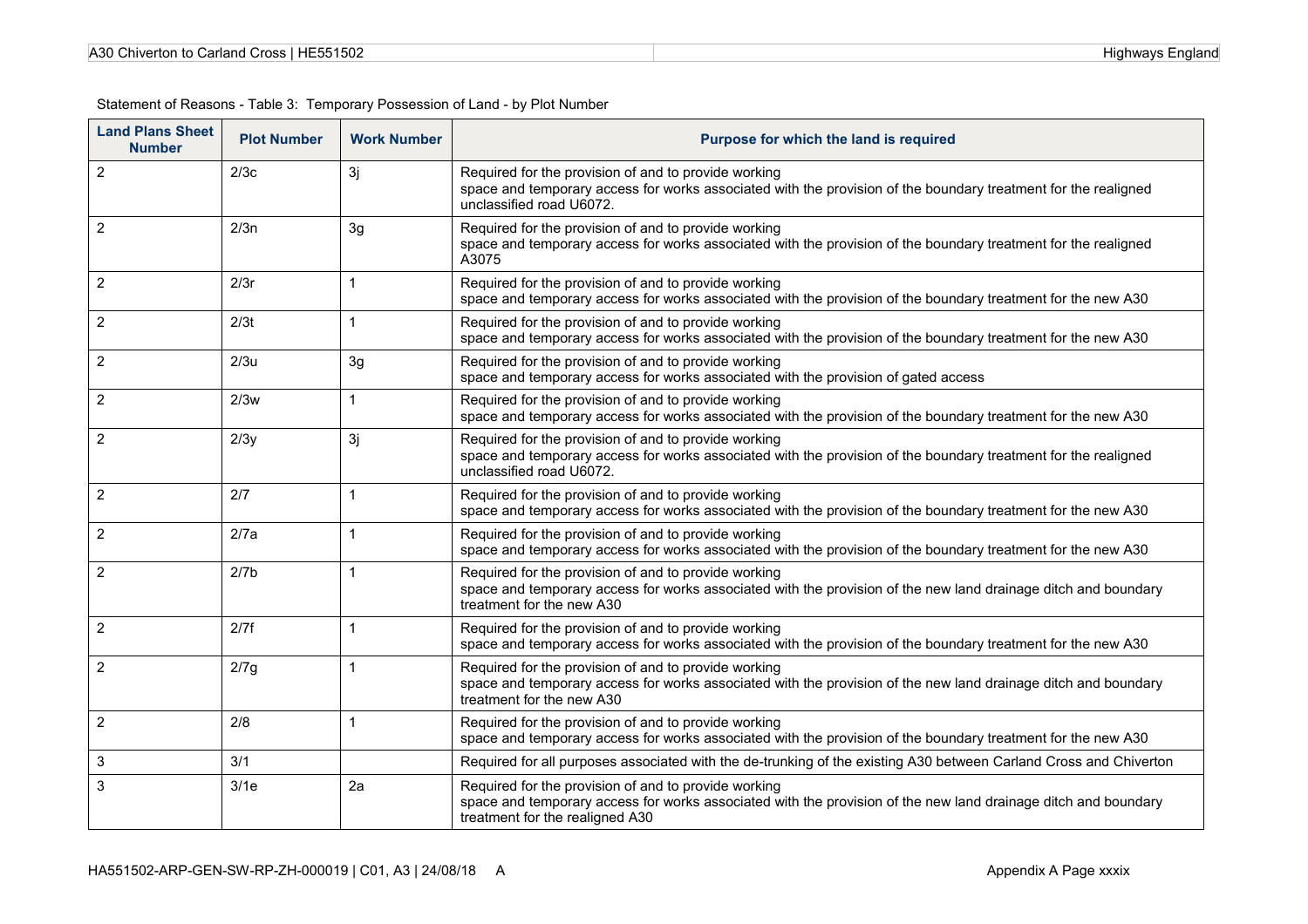Statement of Reasons - Table 3: Temporary Possession of Land - by Plot Number

| Land Plans Sheet Number | Plot Number | Work Number | Purpose for which the land is required |
|---|---|---|---|
| 2 | 2/3c | 3j | Required for the provision of and to provide working space and temporary access for works associated with the provision of the boundary treatment for the realigned unclassified road U6072. |
| 2 | 2/3n | 3g | Required for the provision of and to provide working space and temporary access for works associated with the provision of the boundary treatment for the realigned A3075 |
| 2 | 2/3r | 1 | Required for the provision of and to provide working space and temporary access for works associated with the provision of the boundary treatment for the new A30 |
| 2 | 2/3t | 1 | Required for the provision of and to provide working space and temporary access for works associated with the provision of the boundary treatment for the new A30 |
| 2 | 2/3u | 3g | Required for the provision of and to provide working space and temporary access for works associated with the provision of gated access |
| 2 | 2/3w | 1 | Required for the provision of and to provide working space and temporary access for works associated with the provision of the boundary treatment for the new A30 |
| 2 | 2/3y | 3j | Required for the provision of and to provide working space and temporary access for works associated with the provision of the boundary treatment for the realigned unclassified road U6072. |
| 2 | 2/7 | 1 | Required for the provision of and to provide working space and temporary access for works associated with the provision of the boundary treatment for the new A30 |
| 2 | 2/7a | 1 | Required for the provision of and to provide working space and temporary access for works associated with the provision of the boundary treatment for the new A30 |
| 2 | 2/7b | 1 | Required for the provision of and to provide working space and temporary access for works associated with the provision of the new land drainage ditch and boundary treatment for the new A30 |
| 2 | 2/7f | 1 | Required for the provision of and to provide working space and temporary access for works associated with the provision of the boundary treatment for the new A30 |
| 2 | 2/7g | 1 | Required for the provision of and to provide working space and temporary access for works associated with the provision of the new land drainage ditch and boundary treatment for the new A30 |
| 2 | 2/8 | 1 | Required for the provision of and to provide working space and temporary access for works associated with the provision of the boundary treatment for the new A30 |
| 3 | 3/1 | | Required for all purposes associated with the de-trunking of the existing A30 between Carland Cross and Chiverton |
| 3 | 3/1e | 2a | Required for the provision of and to provide working space and temporary access for works associated with the provision of the new land drainage ditch and boundary treatment for the realigned A30 |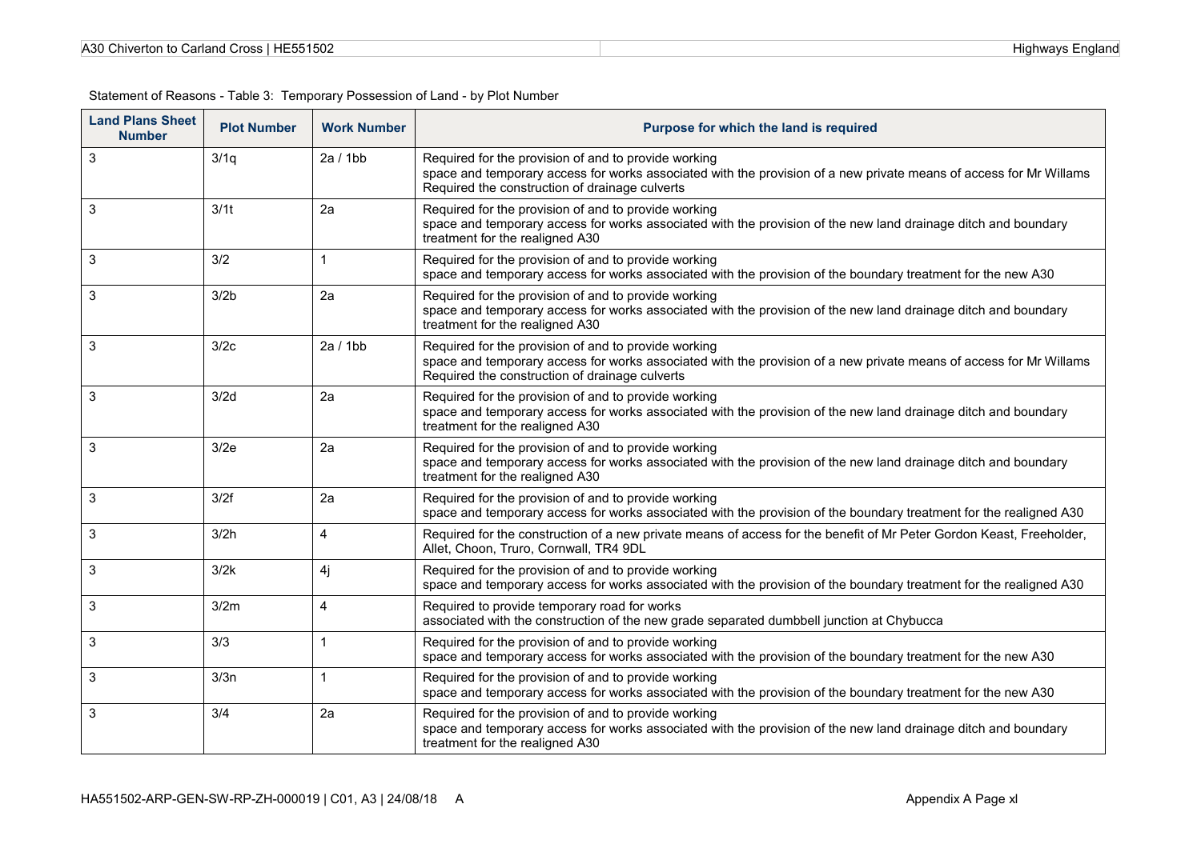Statement of Reasons - Table 3: Temporary Possession of Land - by Plot Number

| Land Plans Sheet Number | Plot Number | Work Number | Purpose for which the land is required |
|---|---|---|---|
| 3 | 3/1q | 2a / 1bb | Required for the provision of and to provide working space and temporary access for works associated with the provision of a new private means of access for Mr Willams Required the construction of drainage culverts |
| 3 | 3/1t | 2a | Required for the provision of and to provide working space and temporary access for works associated with the provision of the new land drainage ditch and boundary treatment for the realigned A30 |
| 3 | 3/2 | 1 | Required for the provision of and to provide working space and temporary access for works associated with the provision of the boundary treatment for the new A30 |
| 3 | 3/2b | 2a | Required for the provision of and to provide working space and temporary access for works associated with the provision of the new land drainage ditch and boundary treatment for the realigned A30 |
| 3 | 3/2c | 2a / 1bb | Required for the provision of and to provide working space and temporary access for works associated with the provision of a new private means of access for Mr Willams Required the construction of drainage culverts |
| 3 | 3/2d | 2a | Required for the provision of and to provide working space and temporary access for works associated with the provision of the new land drainage ditch and boundary treatment for the realigned A30 |
| 3 | 3/2e | 2a | Required for the provision of and to provide working space and temporary access for works associated with the provision of the new land drainage ditch and boundary treatment for the realigned A30 |
| 3 | 3/2f | 2a | Required for the provision of and to provide working space and temporary access for works associated with the provision of the boundary treatment for the realigned A30 |
| 3 | 3/2h | 4 | Required for the construction of a new private means of access for the benefit of Mr Peter Gordon Keast, Freeholder, Allet, Choon, Truro, Cornwall, TR4 9DL |
| 3 | 3/2k | 4j | Required for the provision of and to provide working space and temporary access for works associated with the provision of the boundary treatment for the realigned A30 |
| 3 | 3/2m | 4 | Required to provide temporary road for works associated with the construction of the new grade separated dumbbell junction at Chybucca |
| 3 | 3/3 | 1 | Required for the provision of and to provide working space and temporary access for works associated with the provision of the boundary treatment for the new A30 |
| 3 | 3/3n | 1 | Required for the provision of and to provide working space and temporary access for works associated with the provision of the boundary treatment for the new A30 |
| 3 | 3/4 | 2a | Required for the provision of and to provide working space and temporary access for works associated with the provision of the new land drainage ditch and boundary treatment for the realigned A30 |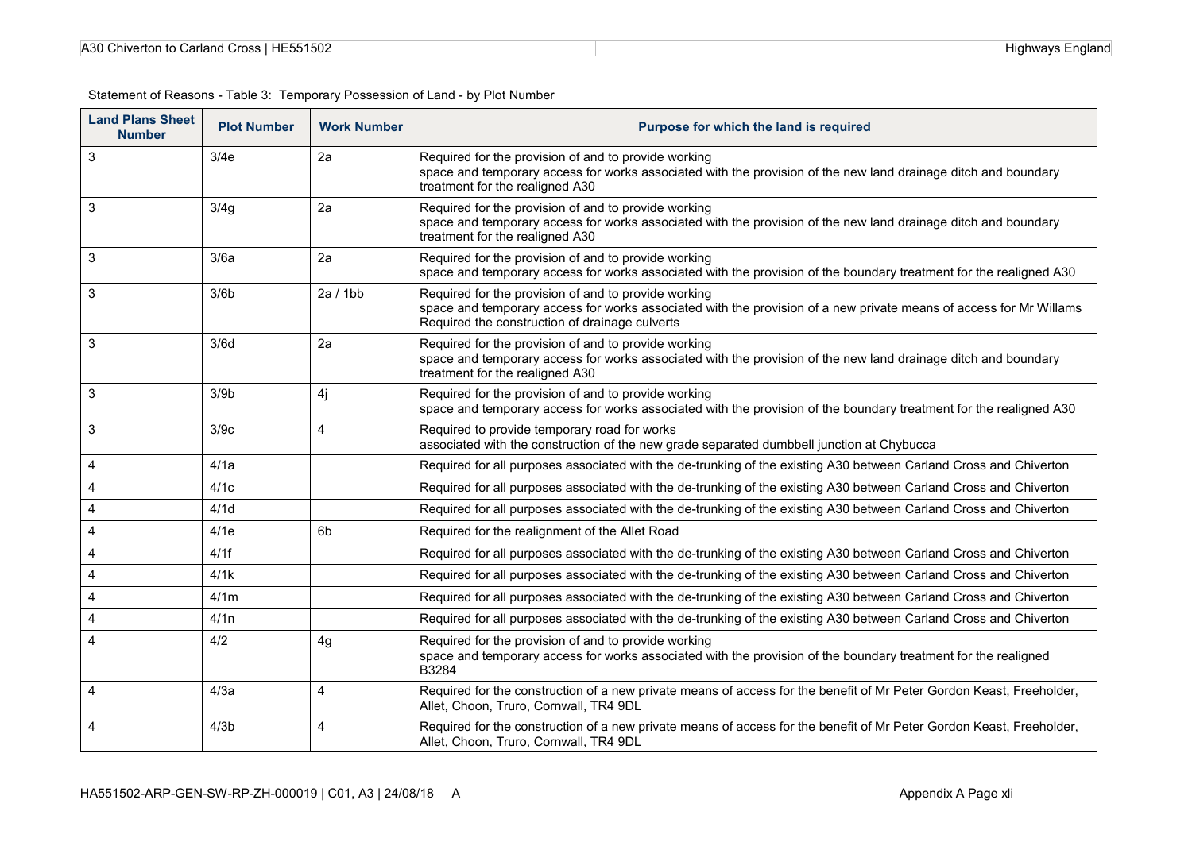Statement of Reasons - Table 3: Temporary Possession of Land - by Plot Number

| Land Plans Sheet Number | Plot Number | Work Number | Purpose for which the land is required |
|---|---|---|---|
| 3 | 3/4e | 2a | Required for the provision of and to provide working space and temporary access for works associated with the provision of the new land drainage ditch and boundary treatment for the realigned A30 |
| 3 | 3/4g | 2a | Required for the provision of and to provide working space and temporary access for works associated with the provision of the new land drainage ditch and boundary treatment for the realigned A30 |
| 3 | 3/6a | 2a | Required for the provision of and to provide working space and temporary access for works associated with the provision of the boundary treatment for the realigned A30 |
| 3 | 3/6b | 2a / 1bb | Required for the provision of and to provide working space and temporary access for works associated with the provision of a new private means of access for Mr Willams Required the construction of drainage culverts |
| 3 | 3/6d | 2a | Required for the provision of and to provide working space and temporary access for works associated with the provision of the new land drainage ditch and boundary treatment for the realigned A30 |
| 3 | 3/9b | 4j | Required for the provision of and to provide working space and temporary access for works associated with the provision of the boundary treatment for the realigned A30 |
| 3 | 3/9c | 4 | Required to provide temporary road for works associated with the construction of the new grade separated dumbbell junction at Chybucca |
| 4 | 4/1a | | Required for all purposes associated with the de-trunking of the existing A30 between Carland Cross and Chiverton |
| 4 | 4/1c | | Required for all purposes associated with the de-trunking of the existing A30 between Carland Cross and Chiverton |
| 4 | 4/1d | | Required for all purposes associated with the de-trunking of the existing A30 between Carland Cross and Chiverton |
| 4 | 4/1e | 6b | Required for the realignment of the Allet Road |
| 4 | 4/1f | | Required for all purposes associated with the de-trunking of the existing A30 between Carland Cross and Chiverton |
| 4 | 4/1k | | Required for all purposes associated with the de-trunking of the existing A30 between Carland Cross and Chiverton |
| 4 | 4/1m | | Required for all purposes associated with the de-trunking of the existing A30 between Carland Cross and Chiverton |
| 4 | 4/1n | | Required for all purposes associated with the de-trunking of the existing A30 between Carland Cross and Chiverton |
| 4 | 4/2 | 4g | Required for the provision of and to provide working space and temporary access for works associated with the provision of the boundary treatment for the realigned B3284 |
| 4 | 4/3a | 4 | Required for the construction of a new private means of access for the benefit of Mr Peter Gordon Keast, Freeholder, Allet, Choon, Truro, Cornwall, TR4 9DL |
| 4 | 4/3b | 4 | Required for the construction of a new private means of access for the benefit of Mr Peter Gordon Keast, Freeholder, Allet, Choon, Truro, Cornwall, TR4 9DL |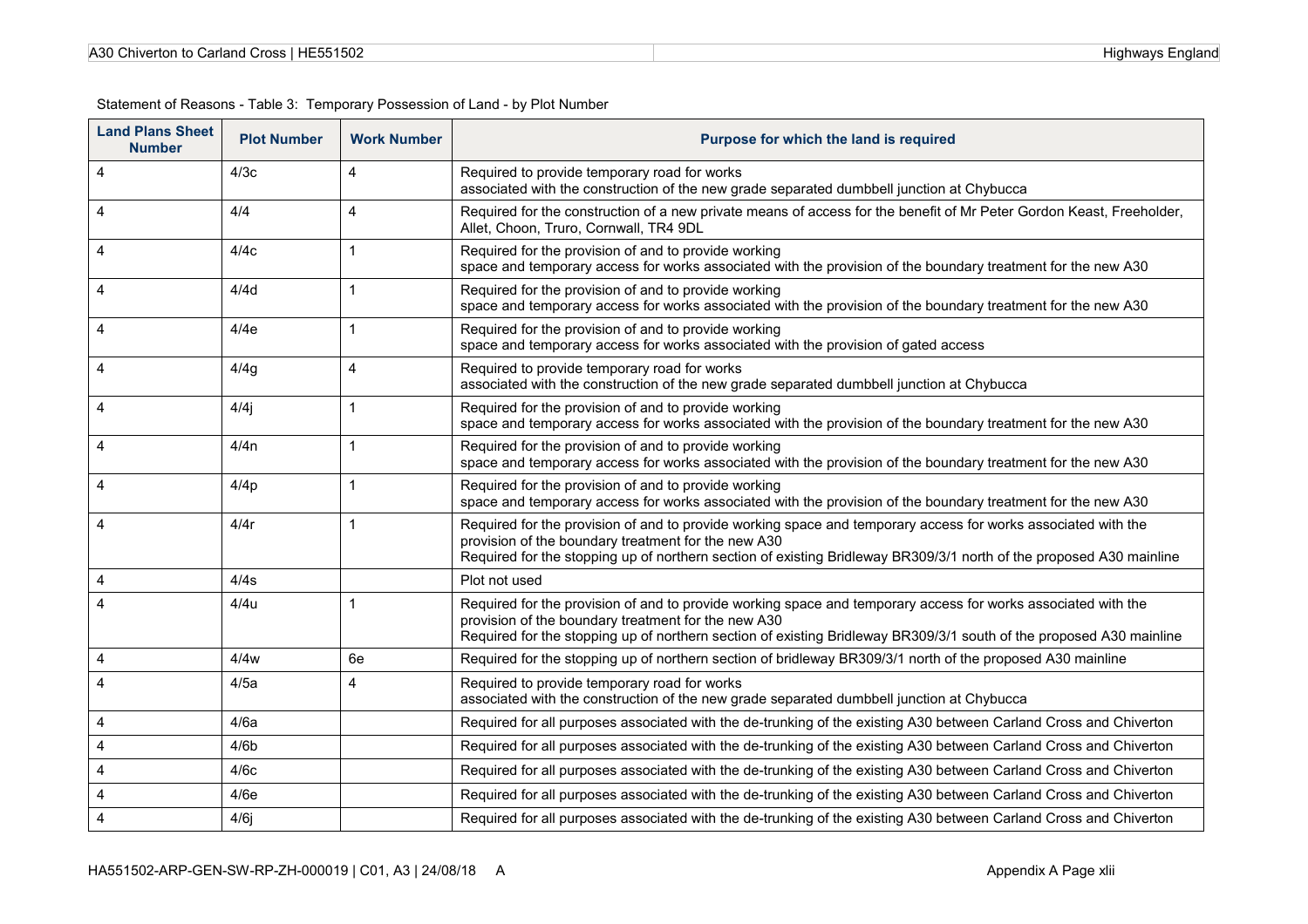Statement of Reasons - Table 3: Temporary Possession of Land - by Plot Number

| Land Plans Sheet Number | Plot Number | Work Number | Purpose for which the land is required |
|---|---|---|---|
| 4 | 4/3c | 4 | Required to provide temporary road for works associated with the construction of the new grade separated dumbbell junction at Chybucca |
| 4 | 4/4 | 4 | Required for the construction of a new private means of access for the benefit of Mr Peter Gordon Keast, Freeholder, Allet, Choon, Truro, Cornwall, TR4 9DL |
| 4 | 4/4c | 1 | Required for the provision of and to provide working space and temporary access for works associated with the provision of the boundary treatment for the new A30 |
| 4 | 4/4d | 1 | Required for the provision of and to provide working space and temporary access for works associated with the provision of the boundary treatment for the new A30 |
| 4 | 4/4e | 1 | Required for the provision of and to provide working space and temporary access for works associated with the provision of gated access |
| 4 | 4/4g | 4 | Required to provide temporary road for works associated with the construction of the new grade separated dumbbell junction at Chybucca |
| 4 | 4/4j | 1 | Required for the provision of and to provide working space and temporary access for works associated with the provision of the boundary treatment for the new A30 |
| 4 | 4/4n | 1 | Required for the provision of and to provide working space and temporary access for works associated with the provision of the boundary treatment for the new A30 |
| 4 | 4/4p | 1 | Required for the provision of and to provide working space and temporary access for works associated with the provision of the boundary treatment for the new A30 |
| 4 | 4/4r | 1 | Required for the provision of and to provide working space and temporary access for works associated with the provision of the boundary treatment for the new A30<br>Required for the stopping up of northern section of existing Bridleway BR309/3/1 north of the proposed A30 mainline |
| 4 | 4/4s | | Plot not used |
| 4 | 4/4u | 1 | Required for the provision of and to provide working space and temporary access for works associated with the provision of the boundary treatment for the new A30<br>Required for the stopping up of northern section of existing Bridleway BR309/3/1 south of the proposed A30 mainline |
| 4 | 4/4w | 6e | Required for the stopping up of northern section of bridleway BR309/3/1 north of the proposed A30 mainline |
| 4 | 4/5a | 4 | Required to provide temporary road for works associated with the construction of the new grade separated dumbbell junction at Chybucca |
| 4 | 4/6a | | Required for all purposes associated with the de-trunking of the existing A30 between Carland Cross and Chiverton |
| 4 | 4/6b | | Required for all purposes associated with the de-trunking of the existing A30 between Carland Cross and Chiverton |
| 4 | 4/6c | | Required for all purposes associated with the de-trunking of the existing A30 between Carland Cross and Chiverton |
| 4 | 4/6e | | Required for all purposes associated with the de-trunking of the existing A30 between Carland Cross and Chiverton |
| 4 | 4/6j | | Required for all purposes associated with the de-trunking of the existing A30 between Carland Cross and Chiverton |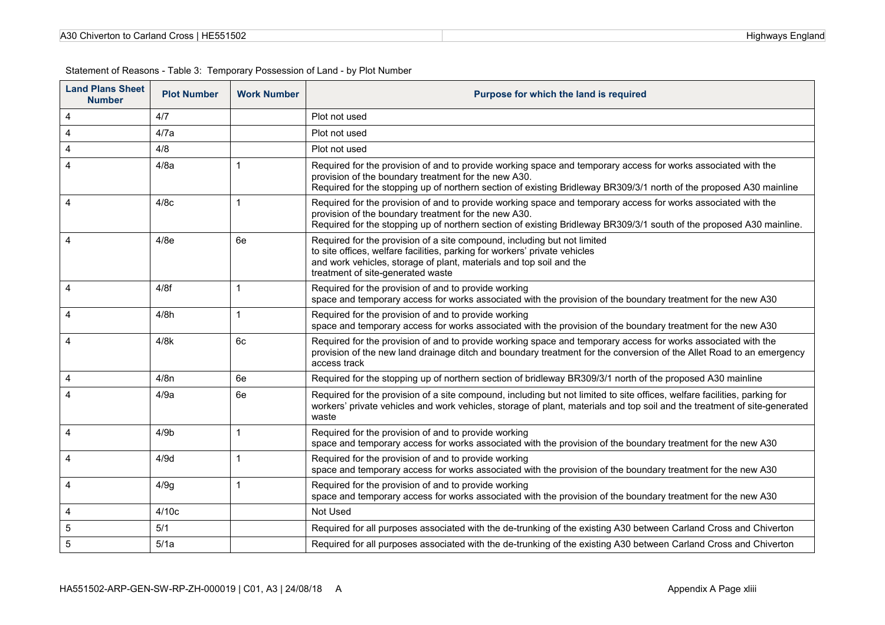Statement of Reasons - Table 3: Temporary Possession of Land - by Plot Number

| Land Plans Sheet Number | Plot Number | Work Number | Purpose for which the land is required |
|---|---|---|---|
| 4 | 4/7 | | Plot not used |
| 4 | 4/7a | | Plot not used |
| 4 | 4/8 | | Plot not used |
| 4 | 4/8a | 1 | Required for the provision of and to provide working space and temporary access for works associated with the provision of the boundary treatment for the new A30. Required for the stopping up of northern section of existing Bridleway BR309/3/1 north of the proposed A30 mainline |
| 4 | 4/8c | 1 | Required for the provision of and to provide working space and temporary access for works associated with the provision of the boundary treatment for the new A30. Required for the stopping up of northern section of existing Bridleway BR309/3/1 south of the proposed A30 mainline. |
| 4 | 4/8e | 6e | Required for the provision of a site compound, including but not limited to site offices, welfare facilities, parking for workers' private vehicles and work vehicles, storage of plant, materials and top soil and the treatment of site-generated waste |
| 4 | 4/8f | 1 | Required for the provision of and to provide working space and temporary access for works associated with the provision of the boundary treatment for the new A30 |
| 4 | 4/8h | 1 | Required for the provision of and to provide working space and temporary access for works associated with the provision of the boundary treatment for the new A30 |
| 4 | 4/8k | 6c | Required for the provision of and to provide working space and temporary access for works associated with the provision of the new land drainage ditch and boundary treatment for the conversion of the Allet Road to an emergency access track |
| 4 | 4/8n | 6e | Required for the stopping up of northern section of bridleway BR309/3/1 north of the proposed A30 mainline |
| 4 | 4/9a | 6e | Required for the provision of a site compound, including but not limited to site offices, welfare facilities, parking for workers' private vehicles and work vehicles, storage of plant, materials and top soil and the treatment of site-generated waste |
| 4 | 4/9b | 1 | Required for the provision of and to provide working space and temporary access for works associated with the provision of the boundary treatment for the new A30 |
| 4 | 4/9d | 1 | Required for the provision of and to provide working space and temporary access for works associated with the provision of the boundary treatment for the new A30 |
| 4 | 4/9g | 1 | Required for the provision of and to provide working space and temporary access for works associated with the provision of the boundary treatment for the new A30 |
| 4 | 4/10c | | Not Used |
| 5 | 5/1 | | Required for all purposes associated with the de-trunking of the existing A30 between Carland Cross and Chiverton |
| 5 | 5/1a | | Required for all purposes associated with the de-trunking of the existing A30 between Carland Cross and Chiverton |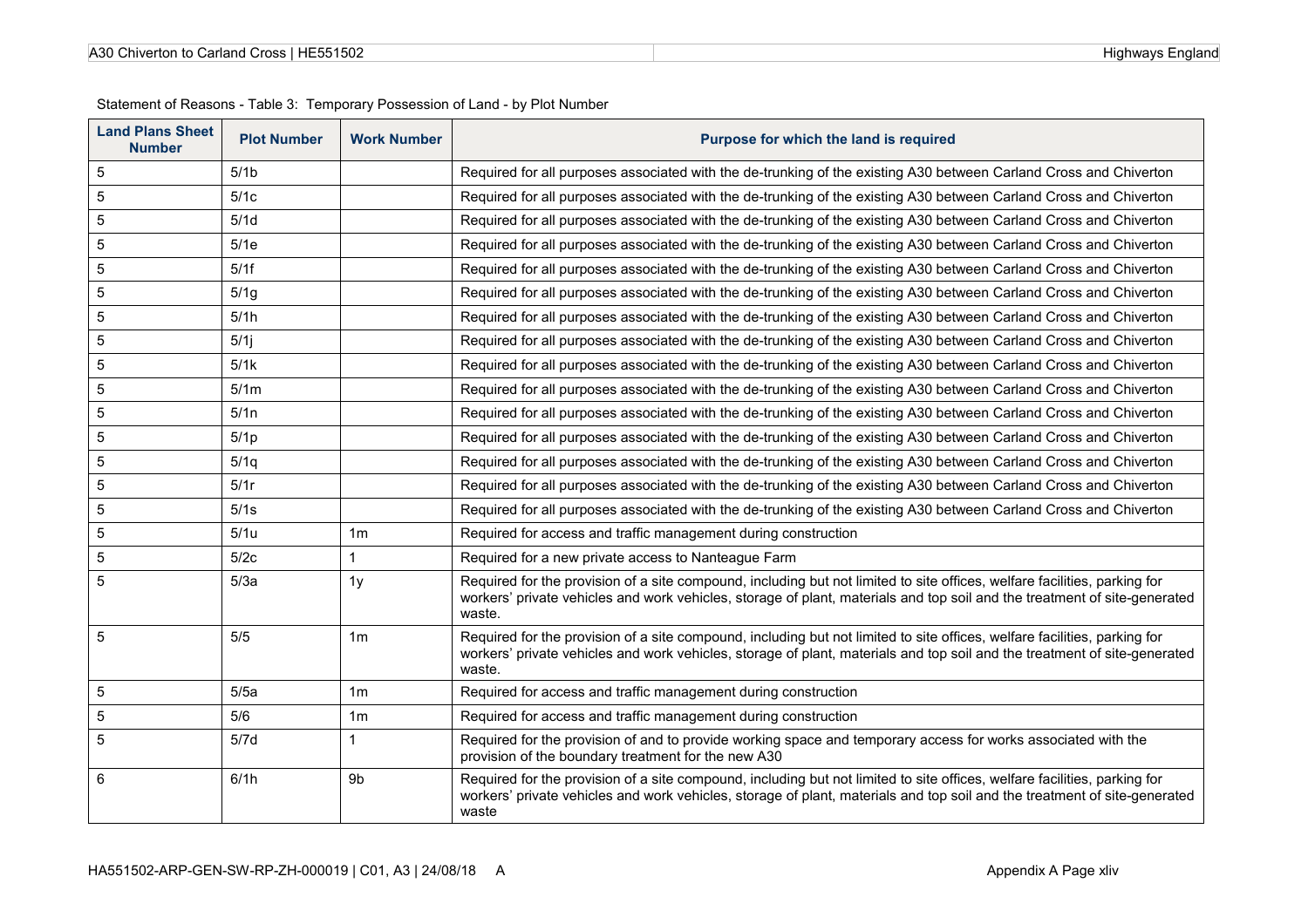Statement of Reasons - Table 3: Temporary Possession of Land - by Plot Number

| Land Plans Sheet Number | Plot Number | Work Number | Purpose for which the land is required |
|---|---|---|---|
| 5 | 5/1b | | Required for all purposes associated with the de-trunking of the existing A30 between Carland Cross and Chiverton |
| 5 | 5/1c | | Required for all purposes associated with the de-trunking of the existing A30 between Carland Cross and Chiverton |
| 5 | 5/1d | | Required for all purposes associated with the de-trunking of the existing A30 between Carland Cross and Chiverton |
| 5 | 5/1e | | Required for all purposes associated with the de-trunking of the existing A30 between Carland Cross and Chiverton |
| 5 | 5/1f | | Required for all purposes associated with the de-trunking of the existing A30 between Carland Cross and Chiverton |
| 5 | 5/1g | | Required for all purposes associated with the de-trunking of the existing A30 between Carland Cross and Chiverton |
| 5 | 5/1h | | Required for all purposes associated with the de-trunking of the existing A30 between Carland Cross and Chiverton |
| 5 | 5/1j | | Required for all purposes associated with the de-trunking of the existing A30 between Carland Cross and Chiverton |
| 5 | 5/1k | | Required for all purposes associated with the de-trunking of the existing A30 between Carland Cross and Chiverton |
| 5 | 5/1m | | Required for all purposes associated with the de-trunking of the existing A30 between Carland Cross and Chiverton |
| 5 | 5/1n | | Required for all purposes associated with the de-trunking of the existing A30 between Carland Cross and Chiverton |
| 5 | 5/1p | | Required for all purposes associated with the de-trunking of the existing A30 between Carland Cross and Chiverton |
| 5 | 5/1q | | Required for all purposes associated with the de-trunking of the existing A30 between Carland Cross and Chiverton |
| 5 | 5/1r | | Required for all purposes associated with the de-trunking of the existing A30 between Carland Cross and Chiverton |
| 5 | 5/1s | | Required for all purposes associated with the de-trunking of the existing A30 between Carland Cross and Chiverton |
| 5 | 5/1u | 1m | Required for access and traffic management during construction |
| 5 | 5/2c | 1 | Required for a new private access to Nanteague Farm |
| 5 | 5/3a | 1y | Required for the provision of a site compound, including but not limited to site offices, welfare facilities, parking for workers' private vehicles and work vehicles, storage of plant, materials and top soil and the treatment of site-generated waste. |
| 5 | 5/5 | 1m | Required for the provision of a site compound, including but not limited to site offices, welfare facilities, parking for workers' private vehicles and work vehicles, storage of plant, materials and top soil and the treatment of site-generated waste. |
| 5 | 5/5a | 1m | Required for access and traffic management during construction |
| 5 | 5/6 | 1m | Required for access and traffic management during construction |
| 5 | 5/7d | 1 | Required for the provision of and to provide working space and temporary access for works associated with the provision of the boundary treatment for the new A30 |
| 6 | 6/1h | 9b | Required for the provision of a site compound, including but not limited to site offices, welfare facilities, parking for workers' private vehicles and work vehicles, storage of plant, materials and top soil and the treatment of site-generated waste |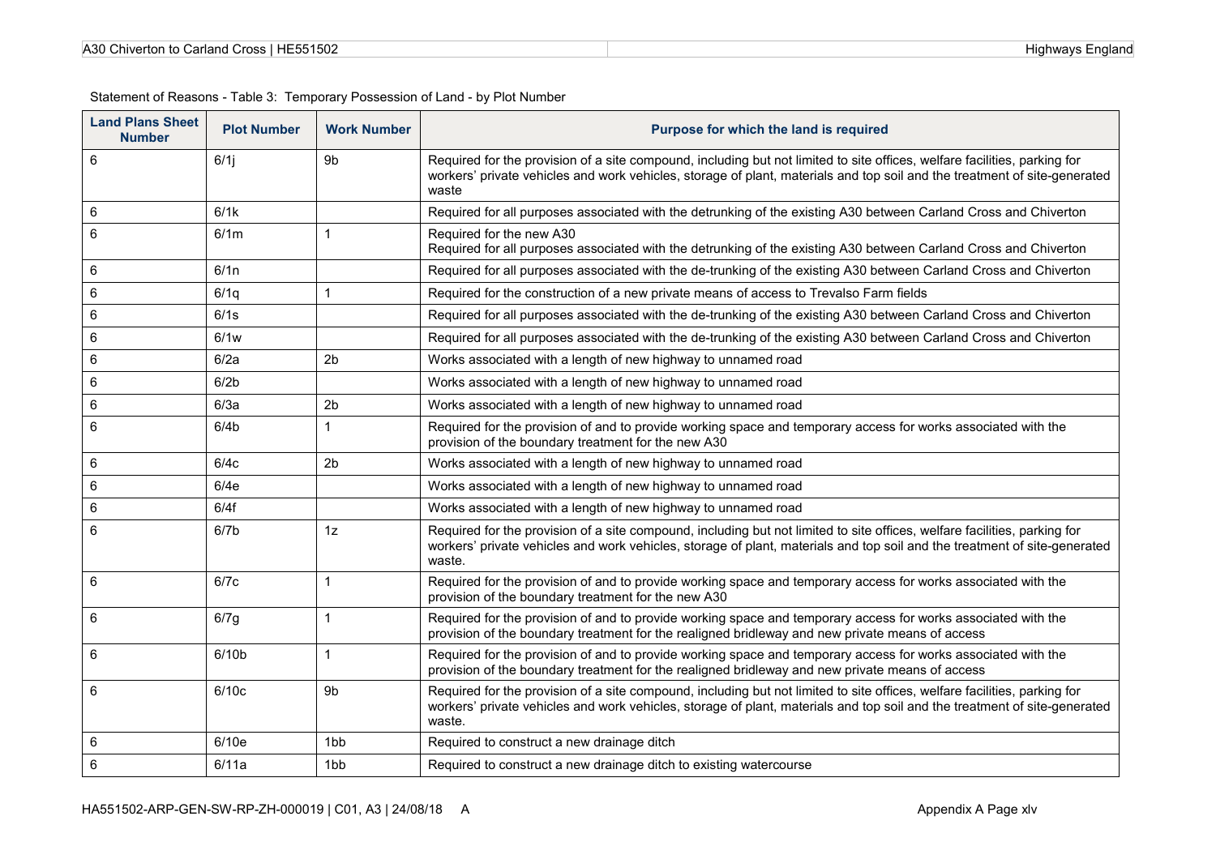Statement of Reasons - Table 3: Temporary Possession of Land - by Plot Number

| Land Plans Sheet Number | Plot Number | Work Number | Purpose for which the land is required |
|---|---|---|---|
| 6 | 6/1j | 9b | Required for the provision of a site compound, including but not limited to site offices, welfare facilities, parking for workers' private vehicles and work vehicles, storage of plant, materials and top soil and the treatment of site-generated waste |
| 6 | 6/1k | | Required for all purposes associated with the detrunking of the existing A30 between Carland Cross and Chiverton |
| 6 | 6/1m | 1 | Required for the new A30<br>Required for all purposes associated with the detrunking of the existing A30 between Carland Cross and Chiverton |
| 6 | 6/1n | | Required for all purposes associated with the de-trunking of the existing A30 between Carland Cross and Chiverton |
| 6 | 6/1q | 1 | Required for the construction of a new private means of access to Trevalso Farm fields |
| 6 | 6/1s | | Required for all purposes associated with the de-trunking of the existing A30 between Carland Cross and Chiverton |
| 6 | 6/1w | | Required for all purposes associated with the de-trunking of the existing A30 between Carland Cross and Chiverton |
| 6 | 6/2a | 2b | Works associated with a length of new highway to unnamed road |
| 6 | 6/2b | | Works associated with a length of new highway to unnamed road |
| 6 | 6/3a | 2b | Works associated with a length of new highway to unnamed road |
| 6 | 6/4b | 1 | Required for the provision of and to provide working space and temporary access for works associated with the provision of the boundary treatment for the new A30 |
| 6 | 6/4c | 2b | Works associated with a length of new highway to unnamed road |
| 6 | 6/4e | | Works associated with a length of new highway to unnamed road |
| 6 | 6/4f | | Works associated with a length of new highway to unnamed road |
| 6 | 6/7b | 1z | Required for the provision of a site compound, including but not limited to site offices, welfare facilities, parking for workers' private vehicles and work vehicles, storage of plant, materials and top soil and the treatment of site-generated waste. |
| 6 | 6/7c | 1 | Required for the provision of and to provide working space and temporary access for works associated with the provision of the boundary treatment for the new A30 |
| 6 | 6/7g | 1 | Required for the provision of and to provide working space and temporary access for works associated with the provision of the boundary treatment for the realigned bridleway and new private means of access |
| 6 | 6/10b | 1 | Required for the provision of and to provide working space and temporary access for works associated with the provision of the boundary treatment for the realigned bridleway and new private means of access |
| 6 | 6/10c | 9b | Required for the provision of a site compound, including but not limited to site offices, welfare facilities, parking for workers' private vehicles and work vehicles, storage of plant, materials and top soil and the treatment of site-generated waste. |
| 6 | 6/10e | 1bb | Required to construct a new drainage ditch |
| 6 | 6/11a | 1bb | Required to construct a new drainage ditch to existing watercourse |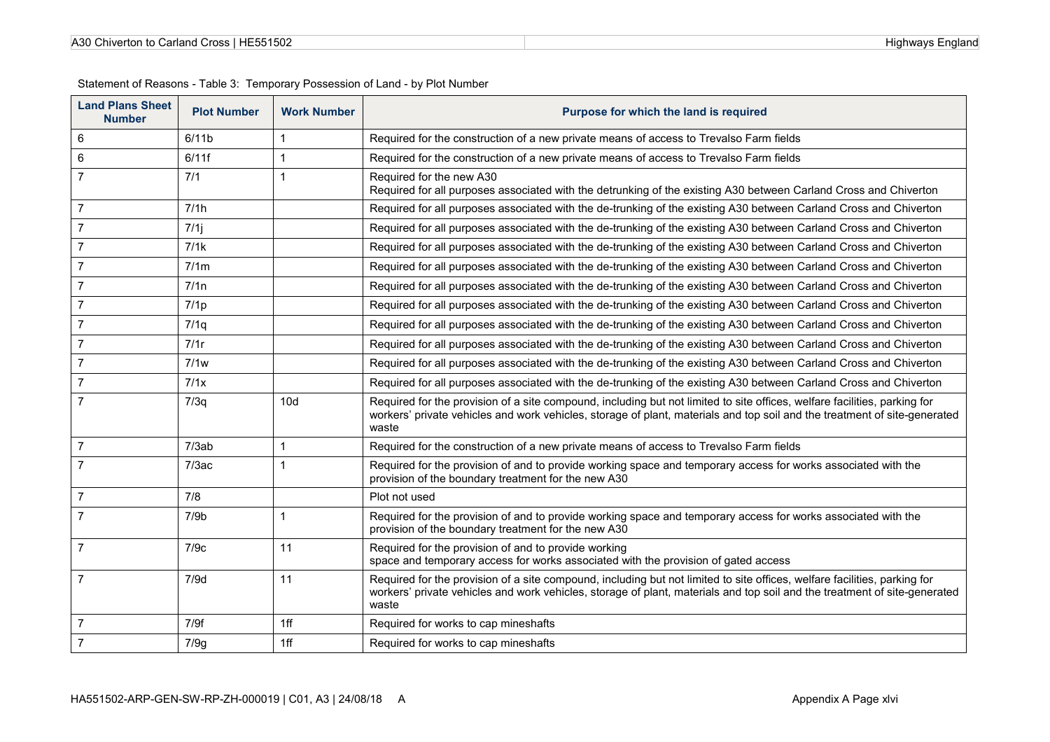Statement of Reasons - Table 3: Temporary Possession of Land - by Plot Number

| Land Plans Sheet Number | Plot Number | Work Number | Purpose for which the land is required |
|---|---|---|---|
| 6 | 6/11b | 1 | Required for the construction of a new private means of access to Trevalso Farm fields |
| 6 | 6/11f | 1 | Required for the construction of a new private means of access to Trevalso Farm fields |
| 7 | 7/1 | 1 | Required for the new A30<br>Required for all purposes associated with the detrunking of the existing A30 between Carland Cross and Chiverton |
| 7 | 7/1h | | Required for all purposes associated with the de-trunking of the existing A30 between Carland Cross and Chiverton |
| 7 | 7/1j | | Required for all purposes associated with the de-trunking of the existing A30 between Carland Cross and Chiverton |
| 7 | 7/1k | | Required for all purposes associated with the de-trunking of the existing A30 between Carland Cross and Chiverton |
| 7 | 7/1m | | Required for all purposes associated with the de-trunking of the existing A30 between Carland Cross and Chiverton |
| 7 | 7/1n | | Required for all purposes associated with the de-trunking of the existing A30 between Carland Cross and Chiverton |
| 7 | 7/1p | | Required for all purposes associated with the de-trunking of the existing A30 between Carland Cross and Chiverton |
| 7 | 7/1q | | Required for all purposes associated with the de-trunking of the existing A30 between Carland Cross and Chiverton |
| 7 | 7/1r | | Required for all purposes associated with the de-trunking of the existing A30 between Carland Cross and Chiverton |
| 7 | 7/1w | | Required for all purposes associated with the de-trunking of the existing A30 between Carland Cross and Chiverton |
| 7 | 7/1x | | Required for all purposes associated with the de-trunking of the existing A30 between Carland Cross and Chiverton |
| 7 | 7/3q | 10d | Required for the provision of a site compound, including but not limited to site offices, welfare facilities, parking for workers' private vehicles and work vehicles, storage of plant, materials and top soil and the treatment of site-generated waste |
| 7 | 7/3ab | 1 | Required for the construction of a new private means of access to Trevalso Farm fields |
| 7 | 7/3ac | 1 | Required for the provision of and to provide working space and temporary access for works associated with the provision of the boundary treatment for the new A30 |
| 7 | 7/8 | | Plot not used |
| 7 | 7/9b | 1 | Required for the provision of and to provide working space and temporary access for works associated with the provision of the boundary treatment for the new A30 |
| 7 | 7/9c | 11 | Required for the provision of and to provide working space and temporary access for works associated with the provision of gated access |
| 7 | 7/9d | 11 | Required for the provision of a site compound, including but not limited to site offices, welfare facilities, parking for workers' private vehicles and work vehicles, storage of plant, materials and top soil and the treatment of site-generated waste |
| 7 | 7/9f | 1ff | Required for works to cap mineshafts |
| 7 | 7/9g | 1ff | Required for works to cap mineshafts |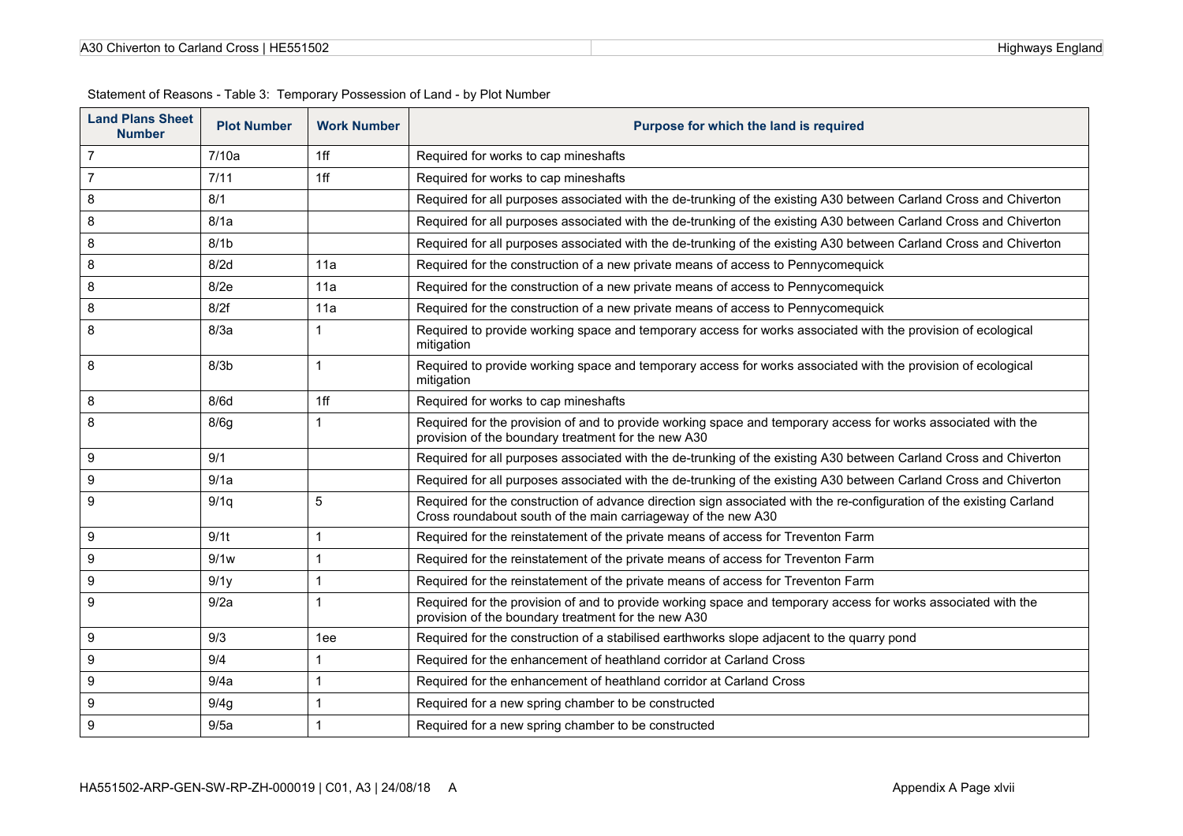Statement of Reasons - Table 3: Temporary Possession of Land - by Plot Number

| Land Plans Sheet Number | Plot Number | Work Number | Purpose for which the land is required |
|---|---|---|---|
| 7 | 7/10a | 1ff | Required for works to cap mineshafts |
| 7 | 7/11 | 1ff | Required for works to cap mineshafts |
| 8 | 8/1 | | Required for all purposes associated with the de-trunking of the existing A30 between Carland Cross and Chiverton |
| 8 | 8/1a | | Required for all purposes associated with the de-trunking of the existing A30 between Carland Cross and Chiverton |
| 8 | 8/1b | | Required for all purposes associated with the de-trunking of the existing A30 between Carland Cross and Chiverton |
| 8 | 8/2d | 11a | Required for the construction of a new private means of access to Pennycomequick |
| 8 | 8/2e | 11a | Required for the construction of a new private means of access to Pennycomequick |
| 8 | 8/2f | 11a | Required for the construction of a new private means of access to Pennycomequick |
| 8 | 8/3a | 1 | Required to provide working space and temporary access for works associated with the provision of ecological mitigation |
| 8 | 8/3b | 1 | Required to provide working space and temporary access for works associated with the provision of ecological mitigation |
| 8 | 8/6d | 1ff | Required for works to cap mineshafts |
| 8 | 8/6g | 1 | Required for the provision of and to provide working space and temporary access for works associated with the provision of the boundary treatment for the new A30 |
| 9 | 9/1 | | Required for all purposes associated with the de-trunking of the existing A30 between Carland Cross and Chiverton |
| 9 | 9/1a | | Required for all purposes associated with the de-trunking of the existing A30 between Carland Cross and Chiverton |
| 9 | 9/1q | 5 | Required for the construction of advance direction sign associated with the re-configuration of the existing Carland Cross roundabout south of the main carriageway of the new A30 |
| 9 | 9/1t | 1 | Required for the reinstatement of the private means of access for Treventon Farm |
| 9 | 9/1w | 1 | Required for the reinstatement of the private means of access for Treventon Farm |
| 9 | 9/1y | 1 | Required for the reinstatement of the private means of access for Treventon Farm |
| 9 | 9/2a | 1 | Required for the provision of and to provide working space and temporary access for works associated with the provision of the boundary treatment for the new A30 |
| 9 | 9/3 | 1ee | Required for the construction of a stabilised earthworks slope adjacent to the quarry pond |
| 9 | 9/4 | 1 | Required for the enhancement of heathland corridor at Carland Cross |
| 9 | 9/4a | 1 | Required for the enhancement of heathland corridor at Carland Cross |
| 9 | 9/4g | 1 | Required for a new spring chamber to be constructed |
| 9 | 9/5a | 1 | Required for a new spring chamber to be constructed |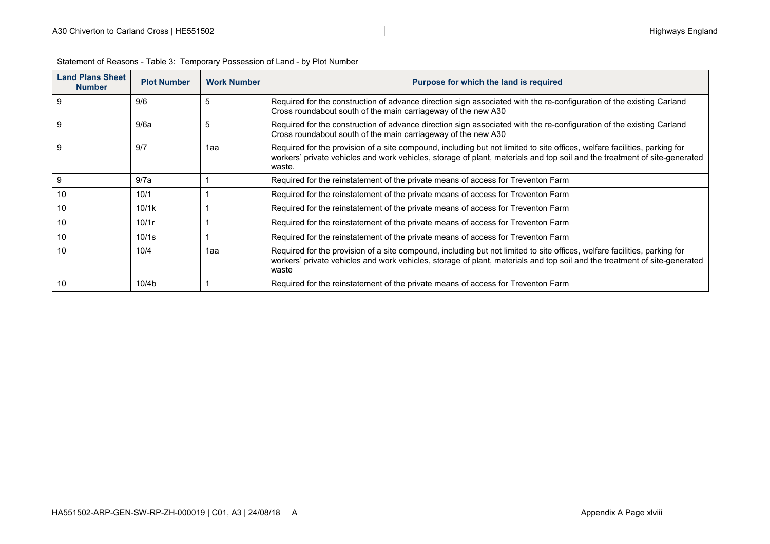Statement of Reasons - Table 3: Temporary Possession of Land - by Plot Number

| Land Plans Sheet Number | Plot Number | Work Number | Purpose for which the land is required |
|---|---|---|---|
| 9 | 9/6 | 5 | Required for the construction of advance direction sign associated with the re-configuration of the existing Carland Cross roundabout south of the main carriageway of the new A30 |
| 9 | 9/6a | 5 | Required for the construction of advance direction sign associated with the re-configuration of the existing Carland Cross roundabout south of the main carriageway of the new A30 |
| 9 | 9/7 | 1aa | Required for the provision of a site compound, including but not limited to site offices, welfare facilities, parking for workers' private vehicles and work vehicles, storage of plant, materials and top soil and the treatment of site-generated waste. |
| 9 | 9/7a | 1 | Required for the reinstatement of the private means of access for Treventon Farm |
| 10 | 10/1 | 1 | Required for the reinstatement of the private means of access for Treventon Farm |
| 10 | 10/1k | 1 | Required for the reinstatement of the private means of access for Treventon Farm |
| 10 | 10/1r | 1 | Required for the reinstatement of the private means of access for Treventon Farm |
| 10 | 10/1s | 1 | Required for the reinstatement of the private means of access for Treventon Farm |
| 10 | 10/4 | 1aa | Required for the provision of a site compound, including but not limited to site offices, welfare facilities, parking for workers' private vehicles and work vehicles, storage of plant, materials and top soil and the treatment of site-generated waste |
| 10 | 10/4b | 1 | Required for the reinstatement of the private means of access for Treventon Farm |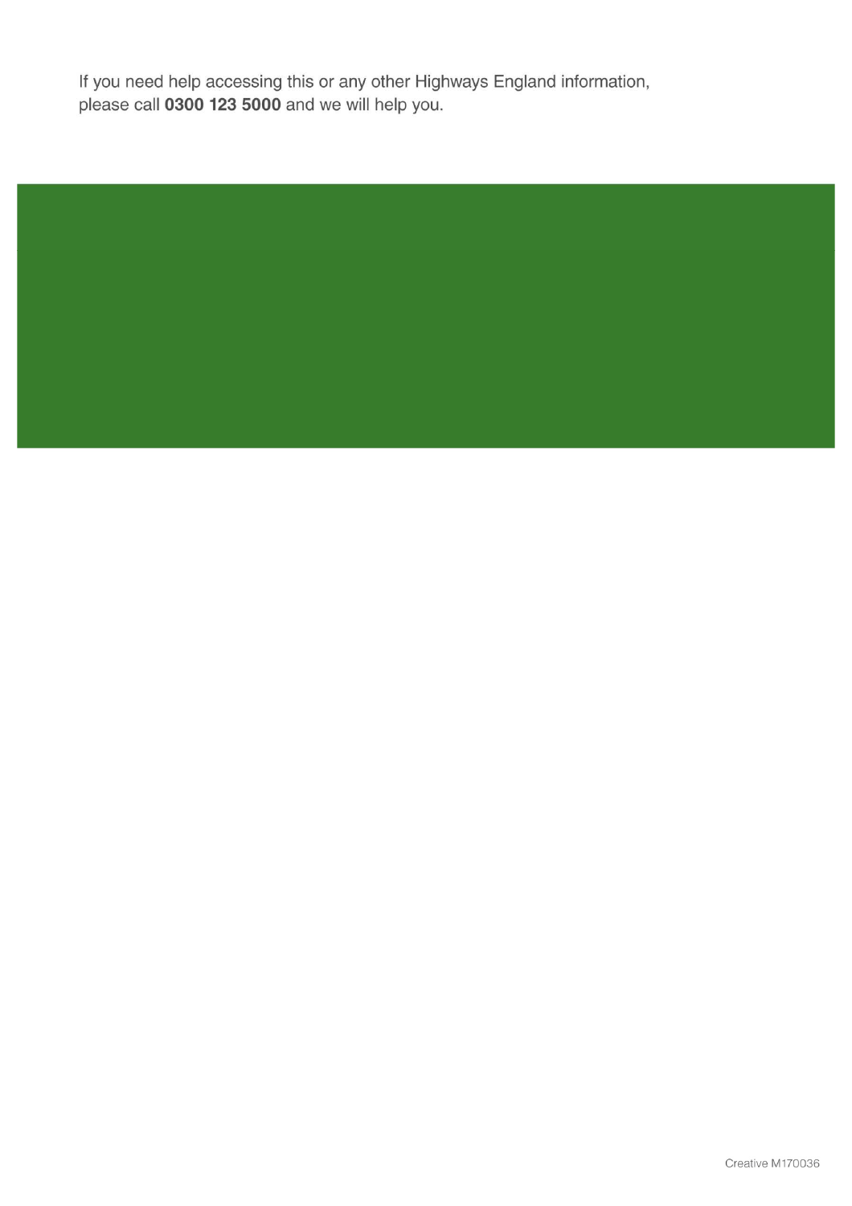If you need help accessing this or any other Highways England information, please call **0300 123 5000** and we will help you.

Creative M170036